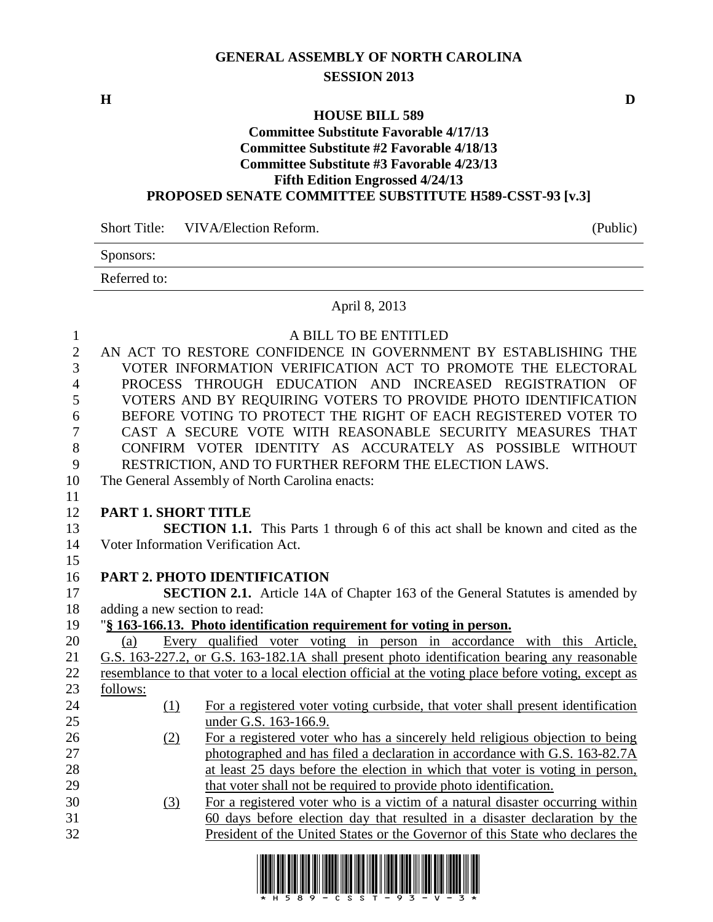**GENERAL ASSEMBLY OF NORTH CAROLINA**

**SESSION 2013**

**H** **D**

**HOUSE BILL 589**

**Committee Substitute Favorable 4/17/13**

**Committee Substitute #2 Favorable 4/18/13**

**Committee Substitute #3 Favorable 4/23/13**

**Fifth Edition Engrossed 4/24/13**

**PROPOSED SENATE COMMITTEE SUBSTITUTE H589-CSST-93 [v.3]**

Short Title: VIVA/Election Reform. (Public)

Sponsors:

Referred to:

April 8, 2013

A BILL TO BE ENTITLED

AN ACT TO RESTORE CONFIDENCE IN GOVERNMENT BY ESTABLISHING THE VOTER INFORMATION VERIFICATION ACT TO PROMOTE THE ELECTORAL PROCESS THROUGH EDUCATION AND INCREASED REGISTRATION OF VOTERS AND BY REQUIRING VOTERS TO PROVIDE PHOTO IDENTIFICATION BEFORE VOTING TO PROTECT THE RIGHT OF EACH REGISTERED VOTER TO CAST A SECURE VOTE WITH REASONABLE SECURITY MEASURES THAT CONFIRM VOTER IDENTITY AS ACCURATELY AS POSSIBLE WITHOUT RESTRICTION, AND TO FURTHER REFORM THE ELECTION LAWS.

The General Assembly of North Carolina enacts:

**PART 1. SHORT TITLE**

**SECTION 1.1.** This Parts 1 through 6 of this act shall be known and cited as the Voter Information Verification Act.

**PART 2. PHOTO IDENTIFICATION**

**SECTION 2.1.** Article 14A of Chapter 163 of the General Statutes is amended by adding a new section to read:

"**§ 163-166.13. Photo identification requirement for voting in person.**

(a) Every qualified voter voting in person in accordance with this Article, G.S. 163-227.2, or G.S. 163-182.1A shall present photo identification bearing any reasonable resemblance to that voter to a local election official at the voting place before voting, except as follows:

(1) For a registered voter voting curbside, that voter shall present identification under G.S. 163-166.9.

(2) For a registered voter who has a sincerely held religious objection to being photographed and has filed a declaration in accordance with G.S. 163-82.7A at least 25 days before the election in which that voter is voting in person, that voter shall not be required to provide photo identification.

(3) For a registered voter who is a victim of a natural disaster occurring within 60 days before election day that resulted in a disaster declaration by the President of the United States or the Governor of this State who declares the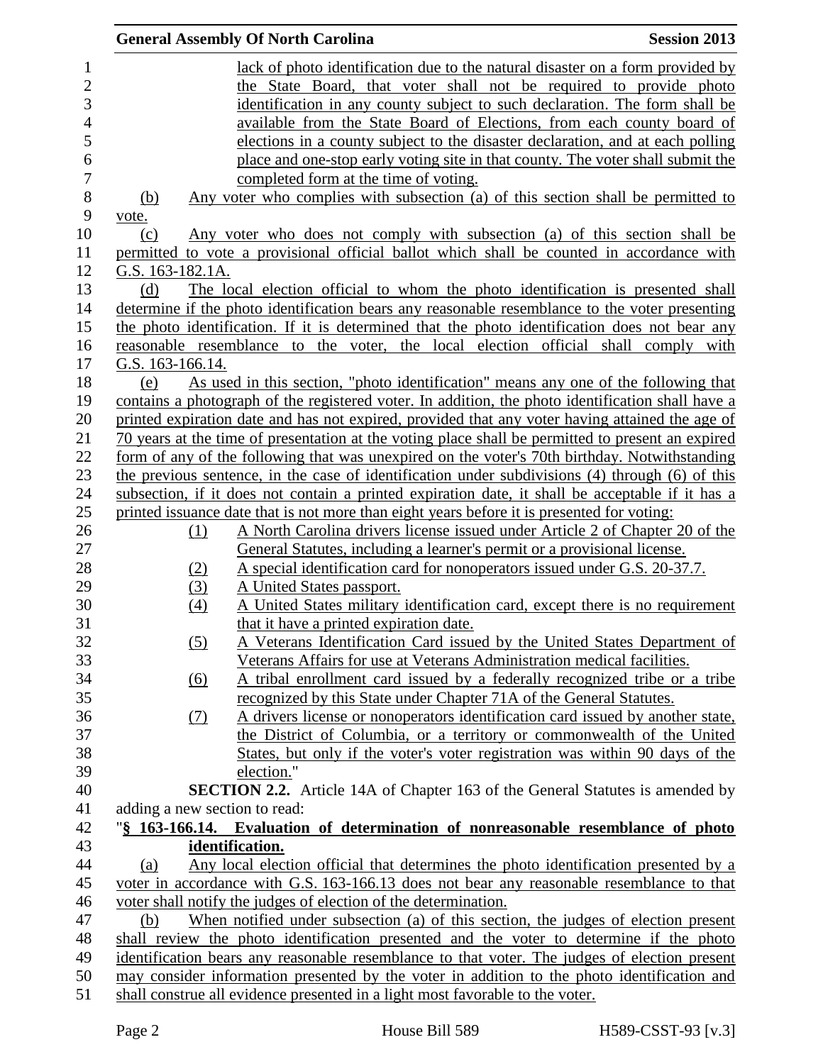lack of photo identification due to the natural disaster on a form provided by the State Board, that voter shall not be required to provide photo identification in any county subject to such declaration. The form shall be available from the State Board of Elections, from each county board of elections in a county subject to the disaster declaration, and at each polling place and one-stop early voting site in that county. The voter shall submit the completed form at the time of voting.

(b) Any voter who complies with subsection (a) of this section shall be permitted to vote.

(c) Any voter who does not comply with subsection (a) of this section shall be permitted to vote a provisional official ballot which shall be counted in accordance with G.S. 163-182.1A.

(d) The local election official to whom the photo identification is presented shall determine if the photo identification bears any reasonable resemblance to the voter presenting the photo identification. If it is determined that the photo identification does not bear any reasonable resemblance to the voter, the local election official shall comply with G.S. 163-166.14.

(e) As used in this section, "photo identification" means any one of the following that contains a photograph of the registered voter. In addition, the photo identification shall have a printed expiration date and has not expired, provided that any voter having attained the age of 70 years at the time of presentation at the voting place shall be permitted to present an expired form of any of the following that was unexpired on the voter's 70th birthday. Notwithstanding the previous sentence, in the case of identification under subdivisions (4) through (6) of this subsection, if it does not contain a printed expiration date, it shall be acceptable if it has a printed issuance date that is not more than eight years before it is presented for voting:

(1) A North Carolina drivers license issued under Article 2 of Chapter 20 of the General Statutes, including a learner's permit or a provisional license.
(2) A special identification card for nonoperators issued under G.S. 20-37.7.
(3) A United States passport.
(4) A United States military identification card, except there is no requirement that it have a printed expiration date.
(5) A Veterans Identification Card issued by the United States Department of Veterans Affairs for use at Veterans Administration medical facilities.
(6) A tribal enrollment card issued by a federally recognized tribe or a tribe recognized by this State under Chapter 71A of the General Statutes.
(7) A drivers license or nonoperators identification card issued by another state, the District of Columbia, or a territory or commonwealth of the United States, but only if the voter's voter registration was within 90 days of the election."

**SECTION 2.2.** Article 14A of Chapter 163 of the General Statutes is amended by adding a new section to read:

"**§ 163-166.14. Evaluation of determination of nonreasonable resemblance of photo identification.**

(a) Any local election official that determines the photo identification presented by a voter in accordance with G.S. 163-166.13 does not bear any reasonable resemblance to that voter shall notify the judges of election of the determination.

(b) When notified under subsection (a) of this section, the judges of election present shall review the photo identification presented and the voter to determine if the photo identification bears any reasonable resemblance to that voter. The judges of election present may consider information presented by the voter in addition to the photo identification and shall construe all evidence presented in a light most favorable to the voter.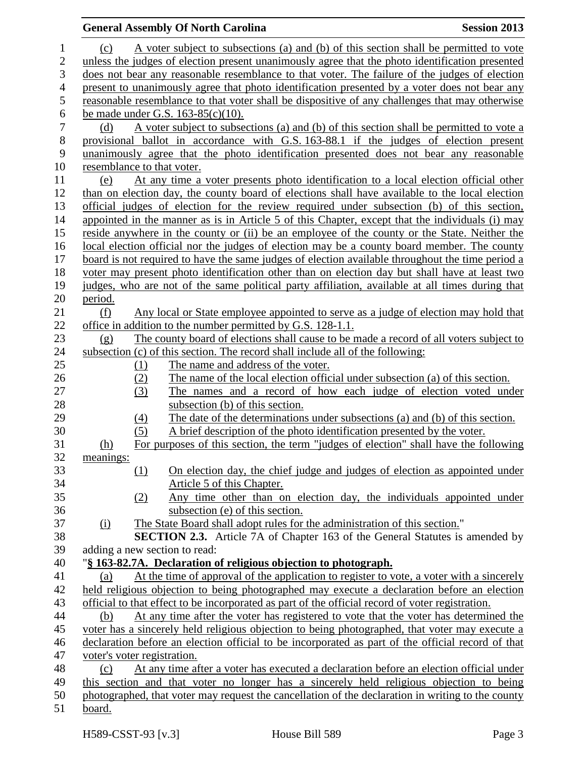(c) A voter subject to subsections (a) and (b) of this section shall be permitted to vote unless the judges of election present unanimously agree that the photo identification presented does not bear any reasonable resemblance to that voter. The failure of the judges of election present to unanimously agree that photo identification presented by a voter does not bear any reasonable resemblance to that voter shall be dispositive of any challenges that may otherwise be made under G.S. 163-85(c)(10).

(d) A voter subject to subsections (a) and (b) of this section shall be permitted to vote a provisional ballot in accordance with G.S. 163-88.1 if the judges of election present unanimously agree that the photo identification presented does not bear any reasonable resemblance to that voter.

(e) At any time a voter presents photo identification to a local election official other than on election day, the county board of elections shall have available to the local election official judges of election for the review required under subsection (b) of this section, appointed in the manner as is in Article 5 of this Chapter, except that the individuals (i) may reside anywhere in the county or (ii) be an employee of the county or the State. Neither the local election official nor the judges of election may be a county board member. The county board is not required to have the same judges of election available throughout the time period a voter may present photo identification other than on election day but shall have at least two judges, who are not of the same political party affiliation, available at all times during that period.

(f) Any local or State employee appointed to serve as a judge of election may hold that office in addition to the number permitted by G.S. 128-1.1.

(g) The county board of elections shall cause to be made a record of all voters subject to subsection (c) of this section. The record shall include all of the following:

(1) The name and address of the voter.
(2) The name of the local election official under subsection (a) of this section.
(3) The names and a record of how each judge of election voted under subsection (b) of this section.
(4) The date of the determinations under subsections (a) and (b) of this section.
(5) A brief description of the photo identification presented by the voter.

(h) For purposes of this section, the term "judges of election" shall have the following meanings:

(1) On election day, the chief judge and judges of election as appointed under Article 5 of this Chapter.
(2) Any time other than on election day, the individuals appointed under subsection (e) of this section.

(i) The State Board shall adopt rules for the administration of this section."

**SECTION 2.3.** Article 7A of Chapter 163 of the General Statutes is amended by adding a new section to read:

"**§ 163-82.7A. Declaration of religious objection to photograph.**

(a) At the time of approval of the application to register to vote, a voter with a sincerely held religious objection to being photographed may execute a declaration before an election official to that effect to be incorporated as part of the official record of voter registration.

(b) At any time after the voter has registered to vote that the voter has determined the voter has a sincerely held religious objection to being photographed, that voter may execute a declaration before an election official to be incorporated as part of the official record of that voter's voter registration.

(c) At any time after a voter has executed a declaration before an election official under this section and that voter no longer has a sincerely held religious objection to being photographed, that voter may request the cancellation of the declaration in writing to the county board.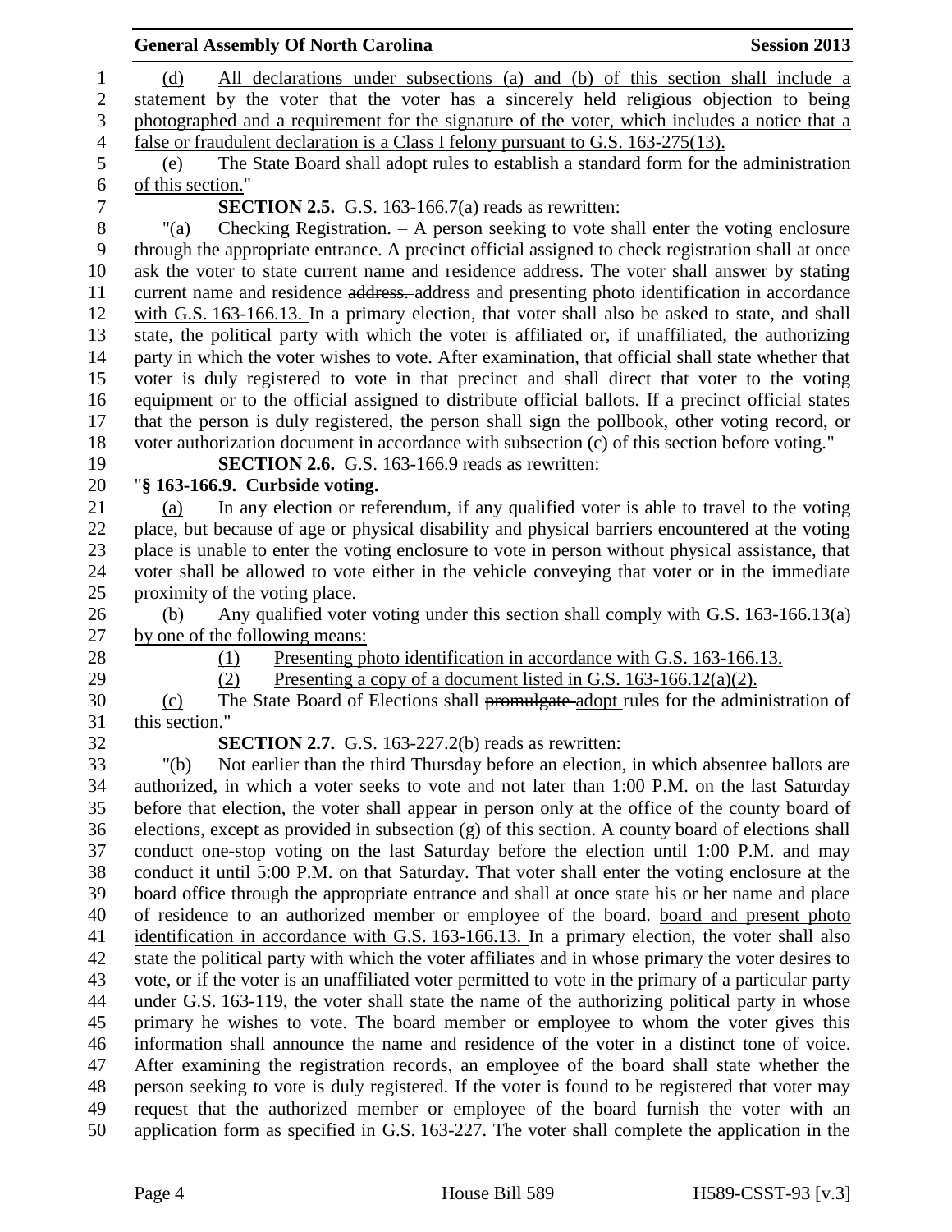(d) All declarations under subsections (a) and (b) of this section shall include a statement by the voter that the voter has a sincerely held religious objection to being photographed and a requirement for the signature of the voter, which includes a notice that a false or fraudulent declaration is a Class I felony pursuant to G.S. 163-275(13).

(e) The State Board shall adopt rules to establish a standard form for the administration of this section."

**SECTION 2.5.** G.S. 163-166.7(a) reads as rewritten:

"(a) Checking Registration. – A person seeking to vote shall enter the voting enclosure through the appropriate entrance. A precinct official assigned to check registration shall at once ask the voter to state current name and residence address. The voter shall answer by stating current name and residence ~~address.~~ address and presenting photo identification in accordance with G.S. 163-166.13. In a primary election, that voter shall also be asked to state, and shall state, the political party with which the voter is affiliated or, if unaffiliated, the authorizing party in which the voter wishes to vote. After examination, that official shall state whether that voter is duly registered to vote in that precinct and shall direct that voter to the voting equipment or to the official assigned to distribute official ballots. If a precinct official states that the person is duly registered, the person shall sign the pollbook, other voting record, or voter authorization document in accordance with subsection (c) of this section before voting."

**SECTION 2.6.** G.S. 163-166.9 reads as rewritten:

"**§ 163-166.9. Curbside voting.**

(a) In any election or referendum, if any qualified voter is able to travel to the voting place, but because of age or physical disability and physical barriers encountered at the voting place is unable to enter the voting enclosure to vote in person without physical assistance, that voter shall be allowed to vote either in the vehicle conveying that voter or in the immediate proximity of the voting place.

(b) Any qualified voter voting under this section shall comply with G.S. 163-166.13(a) by one of the following means:

(1) Presenting photo identification in accordance with G.S. 163-166.13.

(2) Presenting a copy of a document listed in G.S. 163-166.12(a)(2).

(c) The State Board of Elections shall ~~promulgate~~ adopt rules for the administration of this section."

**SECTION 2.7.** G.S. 163-227.2(b) reads as rewritten:

"(b) Not earlier than the third Thursday before an election, in which absentee ballots are authorized, in which a voter seeks to vote and not later than 1:00 P.M. on the last Saturday before that election, the voter shall appear in person only at the office of the county board of elections, except as provided in subsection (g) of this section. A county board of elections shall conduct one-stop voting on the last Saturday before the election until 1:00 P.M. and may conduct it until 5:00 P.M. on that Saturday. That voter shall enter the voting enclosure at the board office through the appropriate entrance and shall at once state his or her name and place of residence to an authorized member or employee of the ~~board.~~ board and present photo identification in accordance with G.S. 163-166.13. In a primary election, the voter shall also state the political party with which the voter affiliates and in whose primary the voter desires to vote, or if the voter is an unaffiliated voter permitted to vote in the primary of a particular party under G.S. 163-119, the voter shall state the name of the authorizing political party in whose primary he wishes to vote. The board member or employee to whom the voter gives this information shall announce the name and residence of the voter in a distinct tone of voice. After examining the registration records, an employee of the board shall state whether the person seeking to vote is duly registered. If the voter is found to be registered that voter may request that the authorized member or employee of the board furnish the voter with an application form as specified in G.S. 163-227. The voter shall complete the application in the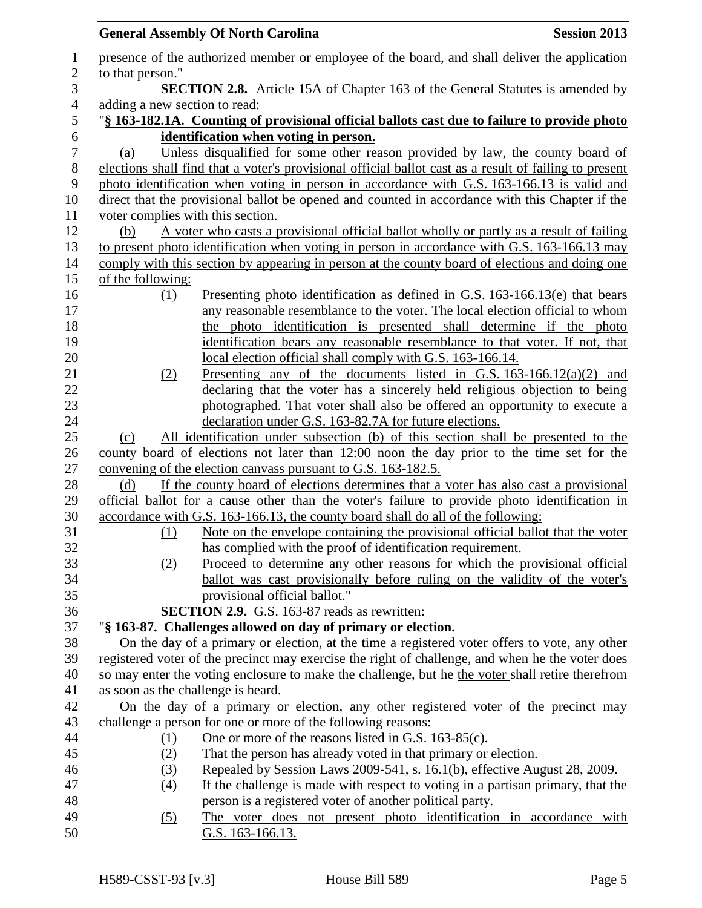presence of the authorized member or employee of the board, and shall deliver the application to that person."

**SECTION 2.8.** Article 15A of Chapter 163 of the General Statutes is amended by adding a new section to read:

"**§ 163-182.1A. Counting of provisional official ballots cast due to failure to provide photo identification when voting in person.**

(a) Unless disqualified for some other reason provided by law, the county board of elections shall find that a voter's provisional official ballot cast as a result of failing to present photo identification when voting in person in accordance with G.S. 163-166.13 is valid and direct that the provisional ballot be opened and counted in accordance with this Chapter if the voter complies with this section.

(b) A voter who casts a provisional official ballot wholly or partly as a result of failing to present photo identification when voting in person in accordance with G.S. 163-166.13 may comply with this section by appearing in person at the county board of elections and doing one of the following:

(1) Presenting photo identification as defined in G.S. 163-166.13(e) that bears any reasonable resemblance to the voter. The local election official to whom the photo identification is presented shall determine if the photo identification bears any reasonable resemblance to that voter. If not, that local election official shall comply with G.S. 163-166.14.

(2) Presenting any of the documents listed in G.S. 163-166.12(a)(2) and declaring that the voter has a sincerely held religious objection to being photographed. That voter shall also be offered an opportunity to execute a declaration under G.S. 163-82.7A for future elections.

(c) All identification under subsection (b) of this section shall be presented to the county board of elections not later than 12:00 noon the day prior to the time set for the convening of the election canvass pursuant to G.S. 163-182.5.

(d) If the county board of elections determines that a voter has also cast a provisional official ballot for a cause other than the voter's failure to provide photo identification in accordance with G.S. 163-166.13, the county board shall do all of the following:

(1) Note on the envelope containing the provisional official ballot that the voter has complied with the proof of identification requirement.

(2) Proceed to determine any other reasons for which the provisional official ballot was cast provisionally before ruling on the validity of the voter's provisional official ballot."

**SECTION 2.9.** G.S. 163-87 reads as rewritten:

"**§ 163-87. Challenges allowed on day of primary or election.**

On the day of a primary or election, at the time a registered voter offers to vote, any other registered voter of the precinct may exercise the right of challenge, and when ~~he~~ the voter does so may enter the voting enclosure to make the challenge, but ~~he~~ the voter shall retire therefrom as soon as the challenge is heard.

On the day of a primary or election, any other registered voter of the precinct may challenge a person for one or more of the following reasons:

(1) One or more of the reasons listed in G.S. 163-85(c).

(2) That the person has already voted in that primary or election.

(3) Repealed by Session Laws 2009-541, s. 16.1(b), effective August 28, 2009.

(4) If the challenge is made with respect to voting in a partisan primary, that the person is a registered voter of another political party.

(5) The voter does not present photo identification in accordance with G.S. 163-166.13.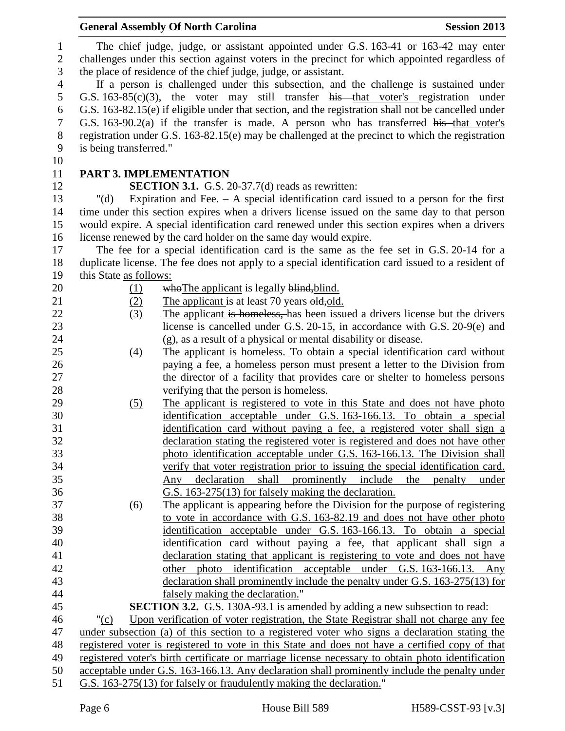The chief judge, judge, or assistant appointed under G.S. 163-41 or 163-42 may enter challenges under this section against voters in the precinct for which appointed regardless of the place of residence of the chief judge, judge, or assistant.

If a person is challenged under this subsection, and the challenge is sustained under G.S. 163-85(c)(3), the voter may still transfer ~~his~~ that voter's registration under G.S. 163-82.15(e) if eligible under that section, and the registration shall not be cancelled under G.S. 163-90.2(a) if the transfer is made. A person who has transferred ~~his~~ that voter's registration under G.S. 163-82.15(e) may be challenged at the precinct to which the registration is being transferred."

## PART 3. IMPLEMENTATION

**SECTION 3.1.** G.S. 20-37.7(d) reads as rewritten:

"(d) Expiration and Fee. – A special identification card issued to a person for the first time under this section expires when a drivers license issued on the same day to that person would expire. A special identification card renewed under this section expires when a drivers license renewed by the card holder on the same day would expire.

The fee for a special identification card is the same as the fee set in G.S. 20-14 for a duplicate license. The fee does not apply to a special identification card issued to a resident of this State as follows:

(1) ~~who~~The applicant is legally ~~blind,~~blind.

(2) The applicant is at least 70 years ~~old,~~old.

(3) The applicant ~~is homeless,~~ has been issued a drivers license but the drivers license is cancelled under G.S. 20-15, in accordance with G.S. 20-9(e) and (g), as a result of a physical or mental disability or disease.

(4) The applicant is homeless. To obtain a special identification card without paying a fee, a homeless person must present a letter to the Division from the director of a facility that provides care or shelter to homeless persons verifying that the person is homeless.

(5) The applicant is registered to vote in this State and does not have photo identification acceptable under G.S. 163-166.13. To obtain a special identification card without paying a fee, a registered voter shall sign a declaration stating the registered voter is registered and does not have other photo identification acceptable under G.S. 163-166.13. The Division shall verify that voter registration prior to issuing the special identification card. Any declaration shall prominently include the penalty under G.S. 163-275(13) for falsely making the declaration.

(6) The applicant is appearing before the Division for the purpose of registering to vote in accordance with G.S. 163-82.19 and does not have other photo identification acceptable under G.S. 163-166.13. To obtain a special identification card without paying a fee, that applicant shall sign a declaration stating that applicant is registering to vote and does not have other photo identification acceptable under G.S. 163-166.13. Any declaration shall prominently include the penalty under G.S. 163-275(13) for falsely making the declaration."

**SECTION 3.2.** G.S. 130A-93.1 is amended by adding a new subsection to read:

"(c) Upon verification of voter registration, the State Registrar shall not charge any fee under subsection (a) of this section to a registered voter who signs a declaration stating the registered voter is registered to vote in this State and does not have a certified copy of that registered voter's birth certificate or marriage license necessary to obtain photo identification acceptable under G.S. 163-166.13. Any declaration shall prominently include the penalty under G.S. 163-275(13) for falsely or fraudulently making the declaration."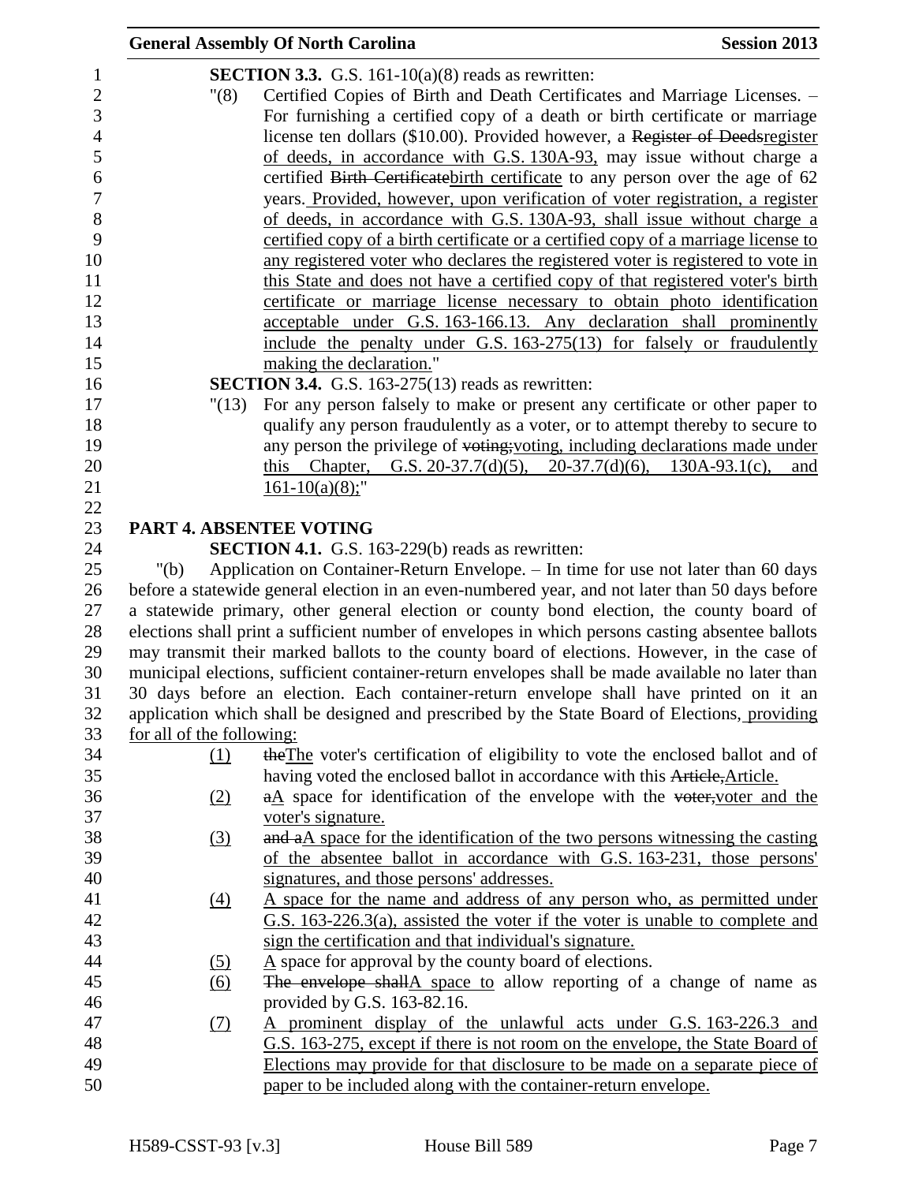**SECTION 3.3.** G.S. 161-10(a)(8) reads as rewritten:

"(8) Certified Copies of Birth and Death Certificates and Marriage Licenses. – For furnishing a certified copy of a death or birth certificate or marriage license ten dollars ($10.00). Provided however, a ~~Register of Deeds~~register of deeds, in accordance with G.S. 130A-93, may issue without charge a certified ~~Birth Certificate~~birth certificate to any person over the age of 62 years. Provided, however, upon verification of voter registration, a register of deeds, in accordance with G.S. 130A-93, shall issue without charge a certified copy of a birth certificate or a certified copy of a marriage license to any registered voter who declares the registered voter is registered to vote in this State and does not have a certified copy of that registered voter's birth certificate or marriage license necessary to obtain photo identification acceptable under G.S. 163-166.13. Any declaration shall prominently include the penalty under G.S. 163-275(13) for falsely or fraudulently making the declaration."

**SECTION 3.4.** G.S. 163-275(13) reads as rewritten:

"(13) For any person falsely to make or present any certificate or other paper to qualify any person fraudulently as a voter, or to attempt thereby to secure to any person the privilege of ~~voting;~~voting, including declarations made under this Chapter, G.S. 20-37.7(d)(5), 20-37.7(d)(6), 130A-93.1(c), and 161-10(a)(8);"

## PART 4. ABSENTEE VOTING

**SECTION 4.1.** G.S. 163-229(b) reads as rewritten:

"(b) Application on Container-Return Envelope. – In time for use not later than 60 days before a statewide general election in an even-numbered year, and not later than 50 days before a statewide primary, other general election or county bond election, the county board of elections shall print a sufficient number of envelopes in which persons casting absentee ballots may transmit their marked ballots to the county board of elections. However, in the case of municipal elections, sufficient container-return envelopes shall be made available no later than 30 days before an election. Each container-return envelope shall have printed on it an application which shall be designed and prescribed by the State Board of Elections, providing for all of the following:

(1) ~~the~~The voter's certification of eligibility to vote the enclosed ballot and of having voted the enclosed ballot in accordance with this ~~Article,~~Article.

(2) ~~a~~A space for identification of the envelope with the ~~voter,~~voter and the voter's signature.

(3) ~~and a~~A space for the identification of the two persons witnessing the casting of the absentee ballot in accordance with G.S. 163-231, those persons' signatures, and those persons' addresses.

(4) A space for the name and address of any person who, as permitted under G.S. 163-226.3(a), assisted the voter if the voter is unable to complete and sign the certification and that individual's signature.

(5) A space for approval by the county board of elections.

(6) ~~The envelope shall~~A space to allow reporting of a change of name as provided by G.S. 163-82.16.

(7) A prominent display of the unlawful acts under G.S. 163-226.3 and G.S. 163-275, except if there is not room on the envelope, the State Board of Elections may provide for that disclosure to be made on a separate piece of paper to be included along with the container-return envelope.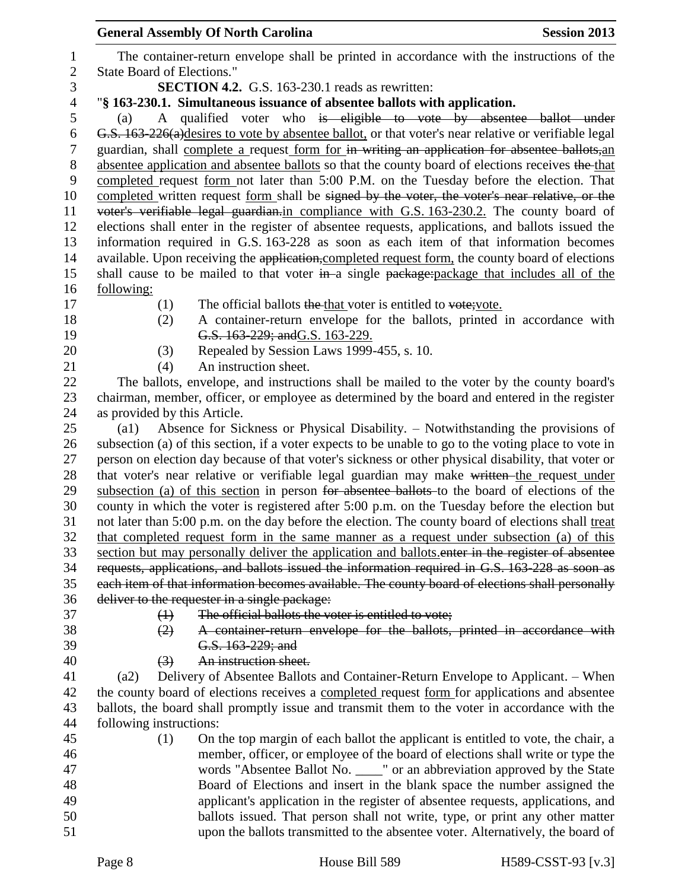The container-return envelope shall be printed in accordance with the instructions of the State Board of Elections."

**SECTION 4.2.** G.S. 163-230.1 reads as rewritten:

"**§ 163-230.1. Simultaneous issuance of absentee ballots with application.**

(a) A qualified voter who ~~is eligible to vote by absentee ballot under G.S. 163-226(a)~~desires to vote by absentee ballot, or that voter's near relative or verifiable legal guardian, shall complete a request form for ~~in writing an application for absentee ballots,~~an absentee application and absentee ballots so that the county board of elections receives ~~the~~ that completed request form not later than 5:00 P.M. on the Tuesday before the election. That completed written request form shall be ~~signed by the voter, the voter's near relative, or the voter's verifiable legal guardian.~~in compliance with G.S. 163-230.2. The county board of elections shall enter in the register of absentee requests, applications, and ballots issued the information required in G.S. 163-228 as soon as each item of that information becomes available. Upon receiving the ~~application,~~completed request form, the county board of elections shall cause to be mailed to that voter ~~in~~ a single ~~package:~~package that includes all of the following:

(1) The official ballots ~~the~~ that voter is entitled to ~~vote;~~vote.

(2) A container-return envelope for the ballots, printed in accordance with ~~G.S. 163-229; and~~G.S. 163-229.

(3) Repealed by Session Laws 1999-455, s. 10.

(4) An instruction sheet.

The ballots, envelope, and instructions shall be mailed to the voter by the county board's chairman, member, officer, or employee as determined by the board and entered in the register as provided by this Article.

(a1) Absence for Sickness or Physical Disability. – Notwithstanding the provisions of subsection (a) of this section, if a voter expects to be unable to go to the voting place to vote in person on election day because of that voter's sickness or other physical disability, that voter or that voter's near relative or verifiable legal guardian may make ~~written~~ the request under subsection (a) of this section in person ~~for absentee ballots~~ to the board of elections of the county in which the voter is registered after 5:00 p.m. on the Tuesday before the election but not later than 5:00 p.m. on the day before the election. The county board of elections shall treat that completed request form in the same manner as a request under subsection (a) of this section but may personally deliver the application and ballots.~~enter in the register of absentee requests, applications, and ballots issued the information required in G.S. 163-228 as soon as each item of that information becomes available. The county board of elections shall personally deliver to the requester in a single package:~~

~~(1) The official ballots the voter is entitled to vote;~~

~~(2) A container-return envelope for the ballots, printed in accordance with G.S. 163-229; and~~

~~(3) An instruction sheet.~~

(a2) Delivery of Absentee Ballots and Container-Return Envelope to Applicant. – When the county board of elections receives a completed request form for applications and absentee ballots, the board shall promptly issue and transmit them to the voter in accordance with the following instructions:

(1) On the top margin of each ballot the applicant is entitled to vote, the chair, a member, officer, or employee of the board of elections shall write or type the words "Absentee Ballot No. ____" or an abbreviation approved by the State Board of Elections and insert in the blank space the number assigned the applicant's application in the register of absentee requests, applications, and ballots issued. That person shall not write, type, or print any other matter upon the ballots transmitted to the absentee voter. Alternatively, the board of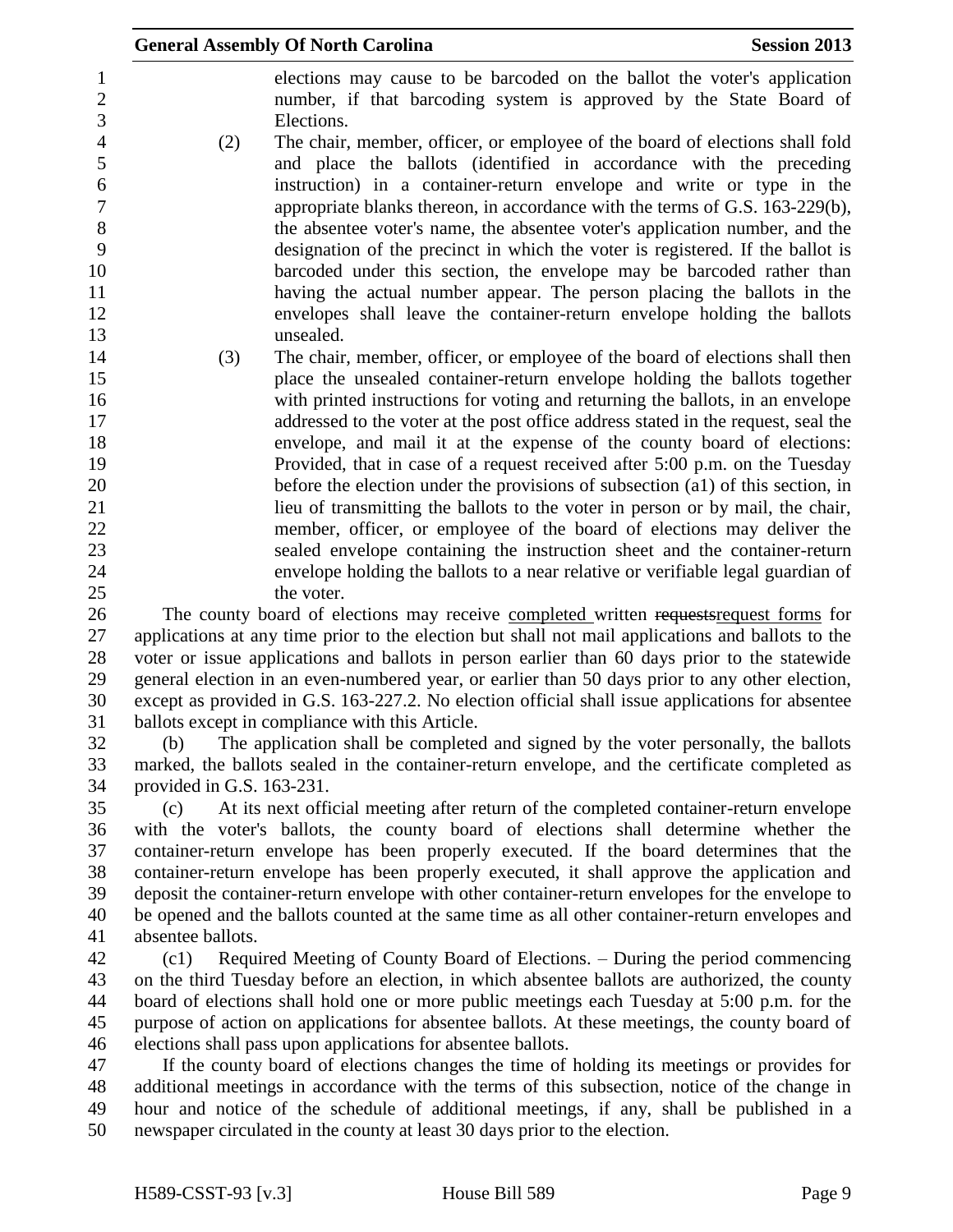elections may cause to be barcoded on the ballot the voter's application number, if that barcoding system is approved by the State Board of Elections.

(2) The chair, member, officer, or employee of the board of elections shall fold and place the ballots (identified in accordance with the preceding instruction) in a container-return envelope and write or type in the appropriate blanks thereon, in accordance with the terms of G.S. 163-229(b), the absentee voter's name, the absentee voter's application number, and the designation of the precinct in which the voter is registered. If the ballot is barcoded under this section, the envelope may be barcoded rather than having the actual number appear. The person placing the ballots in the envelopes shall leave the container-return envelope holding the ballots unsealed.

(3) The chair, member, officer, or employee of the board of elections shall then place the unsealed container-return envelope holding the ballots together with printed instructions for voting and returning the ballots, in an envelope addressed to the voter at the post office address stated in the request, seal the envelope, and mail it at the expense of the county board of elections: Provided, that in case of a request received after 5:00 p.m. on the Tuesday before the election under the provisions of subsection (a1) of this section, in lieu of transmitting the ballots to the voter in person or by mail, the chair, member, officer, or employee of the board of elections may deliver the sealed envelope containing the instruction sheet and the container-return envelope holding the ballots to a near relative or verifiable legal guardian of the voter.

The county board of elections may receive completed written ~~requests~~request forms for applications at any time prior to the election but shall not mail applications and ballots to the voter or issue applications and ballots in person earlier than 60 days prior to the statewide general election in an even-numbered year, or earlier than 50 days prior to any other election, except as provided in G.S. 163-227.2. No election official shall issue applications for absentee ballots except in compliance with this Article.

(b) The application shall be completed and signed by the voter personally, the ballots marked, the ballots sealed in the container-return envelope, and the certificate completed as provided in G.S. 163-231.

(c) At its next official meeting after return of the completed container-return envelope with the voter's ballots, the county board of elections shall determine whether the container-return envelope has been properly executed. If the board determines that the container-return envelope has been properly executed, it shall approve the application and deposit the container-return envelope with other container-return envelopes for the envelope to be opened and the ballots counted at the same time as all other container-return envelopes and absentee ballots.

(c1) Required Meeting of County Board of Elections. – During the period commencing on the third Tuesday before an election, in which absentee ballots are authorized, the county board of elections shall hold one or more public meetings each Tuesday at 5:00 p.m. for the purpose of action on applications for absentee ballots. At these meetings, the county board of elections shall pass upon applications for absentee ballots.

If the county board of elections changes the time of holding its meetings or provides for additional meetings in accordance with the terms of this subsection, notice of the change in hour and notice of the schedule of additional meetings, if any, shall be published in a newspaper circulated in the county at least 30 days prior to the election.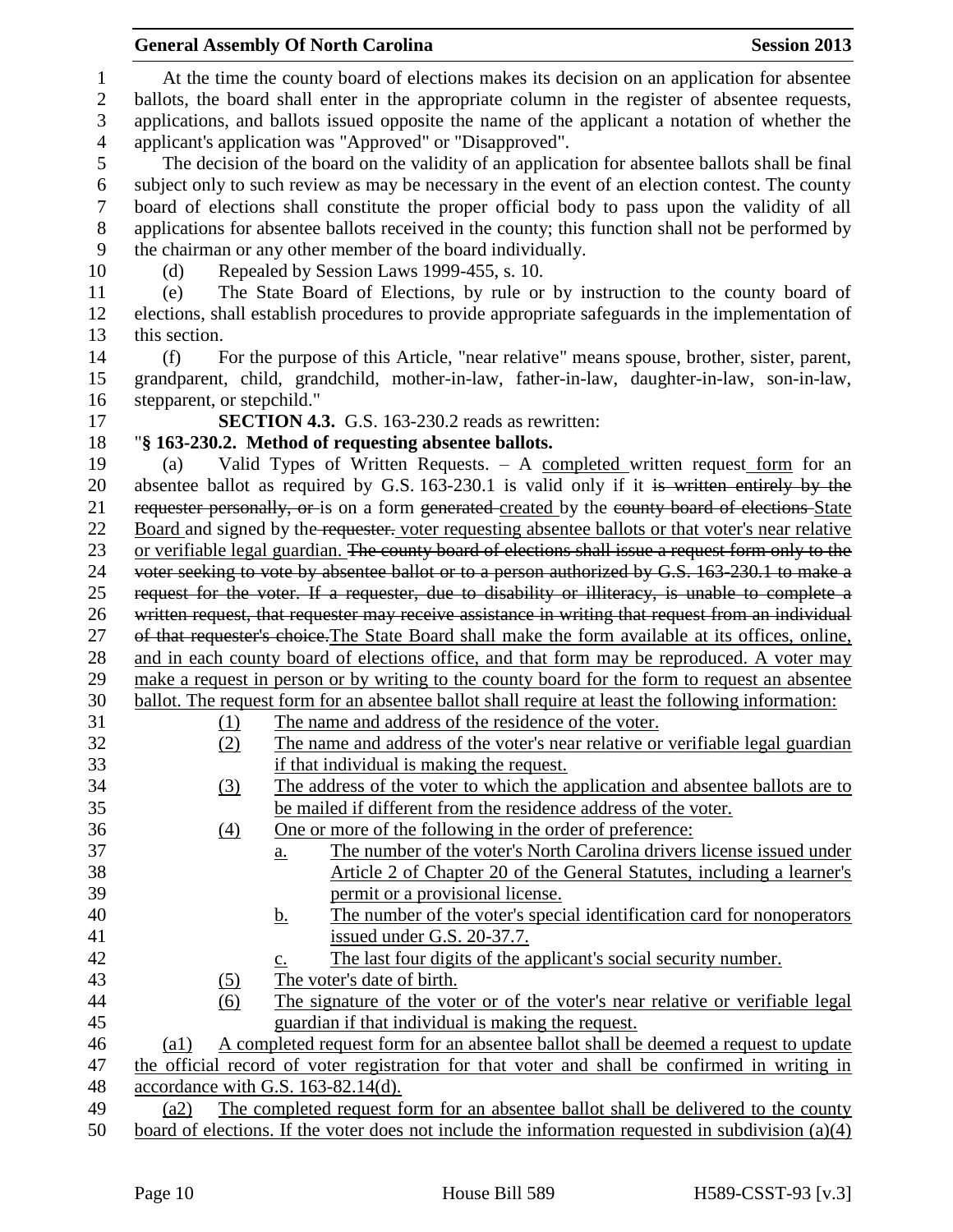At the time the county board of elections makes its decision on an application for absentee ballots, the board shall enter in the appropriate column in the register of absentee requests, applications, and ballots issued opposite the name of the applicant a notation of whether the applicant's application was "Approved" or "Disapproved".

The decision of the board on the validity of an application for absentee ballots shall be final subject only to such review as may be necessary in the event of an election contest. The county board of elections shall constitute the proper official body to pass upon the validity of all applications for absentee ballots received in the county; this function shall not be performed by the chairman or any other member of the board individually.

(d) Repealed by Session Laws 1999-455, s. 10.

(e) The State Board of Elections, by rule or by instruction to the county board of elections, shall establish procedures to provide appropriate safeguards in the implementation of this section.

(f) For the purpose of this Article, "near relative" means spouse, brother, sister, parent, grandparent, child, grandchild, mother-in-law, father-in-law, daughter-in-law, son-in-law, stepparent, or stepchild."

**SECTION 4.3.** G.S. 163-230.2 reads as rewritten:

"**§ 163-230.2. Method of requesting absentee ballots.**

(a) Valid Types of Written Requests. – A completed written request form for an absentee ballot as required by G.S. 163-230.1 is valid only if it ~~is written entirely by the requester personally, or~~ is on a form ~~generated~~ created by the ~~county board of elections~~ State Board and signed by the ~~requester.~~ voter requesting absentee ballots or that voter's near relative or verifiable legal guardian. ~~The county board of elections shall issue a request form only to the voter seeking to vote by absentee ballot or to a person authorized by G.S. 163-230.1 to make a request for the voter. If a requester, due to disability or illiteracy, is unable to complete a written request, that requester may receive assistance in writing that request from an individual of that requester's choice.~~The State Board shall make the form available at its offices, online, and in each county board of elections office, and that form may be reproduced. A voter may make a request in person or by writing to the county board for the form to request an absentee ballot. The request form for an absentee ballot shall require at least the following information:

(1) The name and address of the residence of the voter.

(2) The name and address of the voter's near relative or verifiable legal guardian if that individual is making the request.

(3) The address of the voter to which the application and absentee ballots are to be mailed if different from the residence address of the voter.

(4) One or more of the following in the order of preference:

a. The number of the voter's North Carolina drivers license issued under Article 2 of Chapter 20 of the General Statutes, including a learner's permit or a provisional license.

b. The number of the voter's special identification card for nonoperators issued under G.S. 20-37.7.

c. The last four digits of the applicant's social security number.

(5) The voter's date of birth.

(6) The signature of the voter or of the voter's near relative or verifiable legal guardian if that individual is making the request.

(a1) A completed request form for an absentee ballot shall be deemed a request to update the official record of voter registration for that voter and shall be confirmed in writing in accordance with G.S. 163-82.14(d).

(a2) The completed request form for an absentee ballot shall be delivered to the county board of elections. If the voter does not include the information requested in subdivision (a)(4)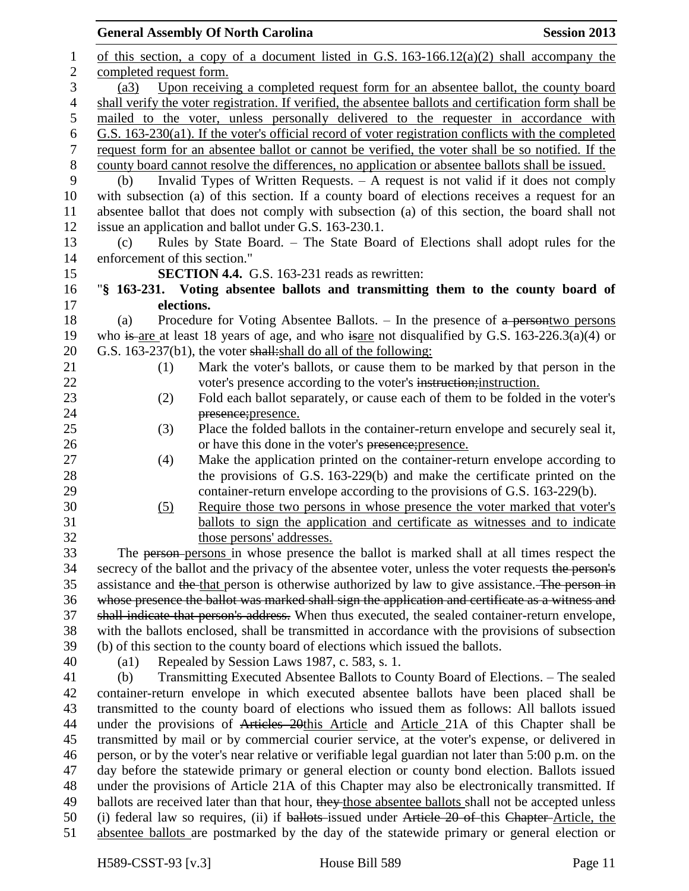of this section, a copy of a document listed in G.S. 163-166.12(a)(2) shall accompany the completed request form.

(a3) Upon receiving a completed request form for an absentee ballot, the county board shall verify the voter registration. If verified, the absentee ballots and certification form shall be mailed to the voter, unless personally delivered to the requester in accordance with G.S. 163-230(a1). If the voter's official record of voter registration conflicts with the completed request form for an absentee ballot or cannot be verified, the voter shall be so notified. If the county board cannot resolve the differences, no application or absentee ballots shall be issued.

(b) Invalid Types of Written Requests. – A request is not valid if it does not comply with subsection (a) of this section. If a county board of elections receives a request for an absentee ballot that does not comply with subsection (a) of this section, the board shall not issue an application and ballot under G.S. 163-230.1.

(c) Rules by State Board. – The State Board of Elections shall adopt rules for the enforcement of this section."

**SECTION 4.4.** G.S. 163-231 reads as rewritten:

"**§ 163-231. Voting absentee ballots and transmitting them to the county board of elections.**

(a) Procedure for Voting Absentee Ballots. – In the presence of ~~a person~~two persons who ~~is~~ are at least 18 years of age, and who ~~is~~are not disqualified by G.S. 163-226.3(a)(4) or G.S. 163-237(b1), the voter ~~shall:~~shall do all of the following:

(1) Mark the voter's ballots, or cause them to be marked by that person in the voter's presence according to the voter's ~~instruction;~~instruction.

(2) Fold each ballot separately, or cause each of them to be folded in the voter's ~~presence;~~presence.

(3) Place the folded ballots in the container-return envelope and securely seal it, or have this done in the voter's ~~presence;~~presence.

(4) Make the application printed on the container-return envelope according to the provisions of G.S. 163-229(b) and make the certificate printed on the container-return envelope according to the provisions of G.S. 163-229(b).

(5) Require those two persons in whose presence the voter marked that voter's ballots to sign the application and certificate as witnesses and to indicate those persons' addresses.

The ~~person~~ persons in whose presence the ballot is marked shall at all times respect the secrecy of the ballot and the privacy of the absentee voter, unless the voter requests ~~the person's~~ assistance and ~~the~~ that person is otherwise authorized by law to give assistance. ~~The person in whose presence the ballot was marked shall sign the application and certificate as a witness and shall indicate that person's address.~~ When thus executed, the sealed container-return envelope, with the ballots enclosed, shall be transmitted in accordance with the provisions of subsection (b) of this section to the county board of elections which issued the ballots.

(a1) Repealed by Session Laws 1987, c. 583, s. 1.

(b) Transmitting Executed Absentee Ballots to County Board of Elections. – The sealed container-return envelope in which executed absentee ballots have been placed shall be transmitted to the county board of elections who issued them as follows: All ballots issued under the provisions of ~~Articles 20~~this Article and Article 21A of this Chapter shall be transmitted by mail or by commercial courier service, at the voter's expense, or delivered in person, or by the voter's near relative or verifiable legal guardian not later than 5:00 p.m. on the day before the statewide primary or general election or county bond election. Ballots issued under the provisions of Article 21A of this Chapter may also be electronically transmitted. If ballots are received later than that hour, ~~they~~ those absentee ballots shall not be accepted unless (i) federal law so requires, (ii) if ~~ballots~~ issued under ~~Article 20 of~~ this ~~Chapter~~ Article, the absentee ballots are postmarked by the day of the statewide primary or general election or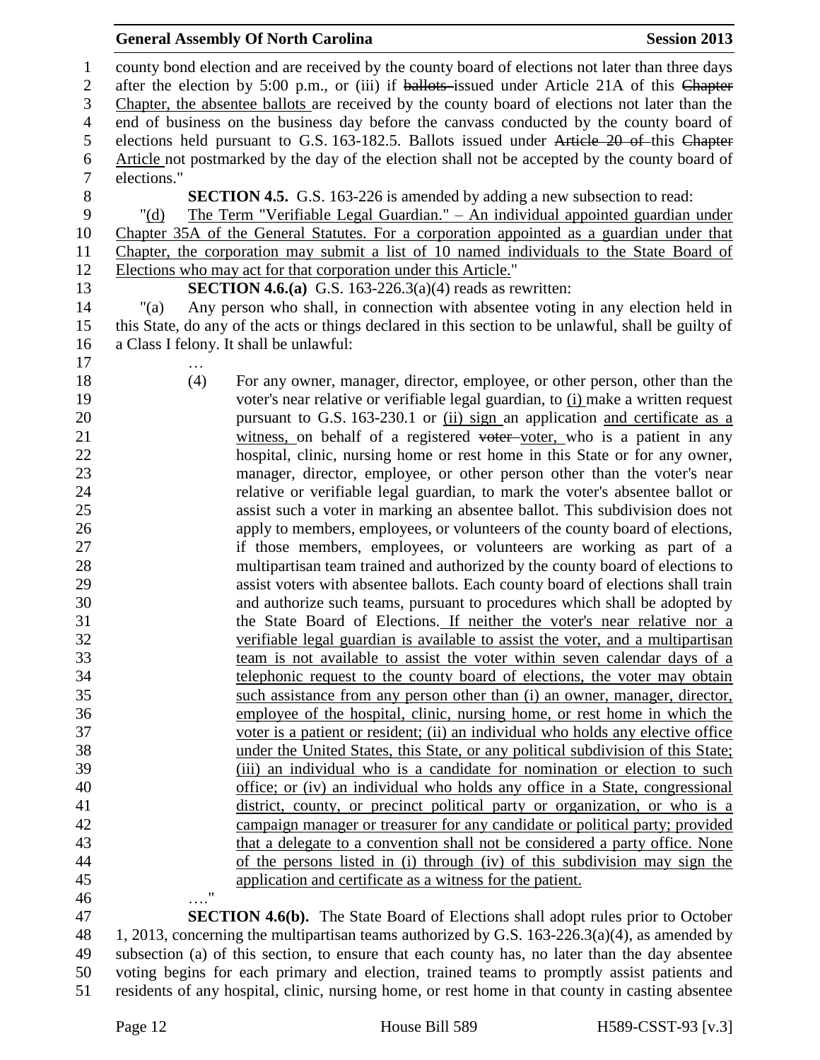county bond election and are received by the county board of elections not later than three days after the election by 5:00 p.m., or (iii) if ~~ballots~~ issued under Article 21A of this ~~Chapter~~ Chapter, the absentee ballots are received by the county board of elections not later than the end of business on the business day before the canvass conducted by the county board of elections held pursuant to G.S. 163-182.5. Ballots issued under ~~Article 20 of~~ this ~~Chapter~~ Article not postmarked by the day of the election shall not be accepted by the county board of elections."

**SECTION 4.5.** G.S. 163-226 is amended by adding a new subsection to read:

"(d) The Term "Verifiable Legal Guardian." – An individual appointed guardian under Chapter 35A of the General Statutes. For a corporation appointed as a guardian under that Chapter, the corporation may submit a list of 10 named individuals to the State Board of Elections who may act for that corporation under this Article."

**SECTION 4.6.(a)** G.S. 163-226.3(a)(4) reads as rewritten:

"(a) Any person who shall, in connection with absentee voting in any election held in this State, do any of the acts or things declared in this section to be unlawful, shall be guilty of a Class I felony. It shall be unlawful:

…

(4) For any owner, manager, director, employee, or other person, other than the voter's near relative or verifiable legal guardian, to (i) make a written request pursuant to G.S. 163-230.1 or (ii) sign an application and certificate as a witness, on behalf of a registered ~~voter~~ voter, who is a patient in any hospital, clinic, nursing home or rest home in this State or for any owner, manager, director, employee, or other person other than the voter's near relative or verifiable legal guardian, to mark the voter's absentee ballot or assist such a voter in marking an absentee ballot. This subdivision does not apply to members, employees, or volunteers of the county board of elections, if those members, employees, or volunteers are working as part of a multipartisan team trained and authorized by the county board of elections to assist voters with absentee ballots. Each county board of elections shall train and authorize such teams, pursuant to procedures which shall be adopted by the State Board of Elections. If neither the voter's near relative nor a verifiable legal guardian is available to assist the voter, and a multipartisan team is not available to assist the voter within seven calendar days of a telephonic request to the county board of elections, the voter may obtain such assistance from any person other than (i) an owner, manager, director, employee of the hospital, clinic, nursing home, or rest home in which the voter is a patient or resident; (ii) an individual who holds any elective office under the United States, this State, or any political subdivision of this State; (iii) an individual who is a candidate for nomination or election to such office; or (iv) an individual who holds any office in a State, congressional district, county, or precinct political party or organization, or who is a campaign manager or treasurer for any candidate or political party; provided that a delegate to a convention shall not be considered a party office. None of the persons listed in (i) through (iv) of this subdivision may sign the application and certificate as a witness for the patient.

…."

**SECTION 4.6(b).** The State Board of Elections shall adopt rules prior to October 1, 2013, concerning the multipartisan teams authorized by G.S. 163-226.3(a)(4), as amended by subsection (a) of this section, to ensure that each county has, no later than the day absentee voting begins for each primary and election, trained teams to promptly assist patients and residents of any hospital, clinic, nursing home, or rest home in that county in casting absentee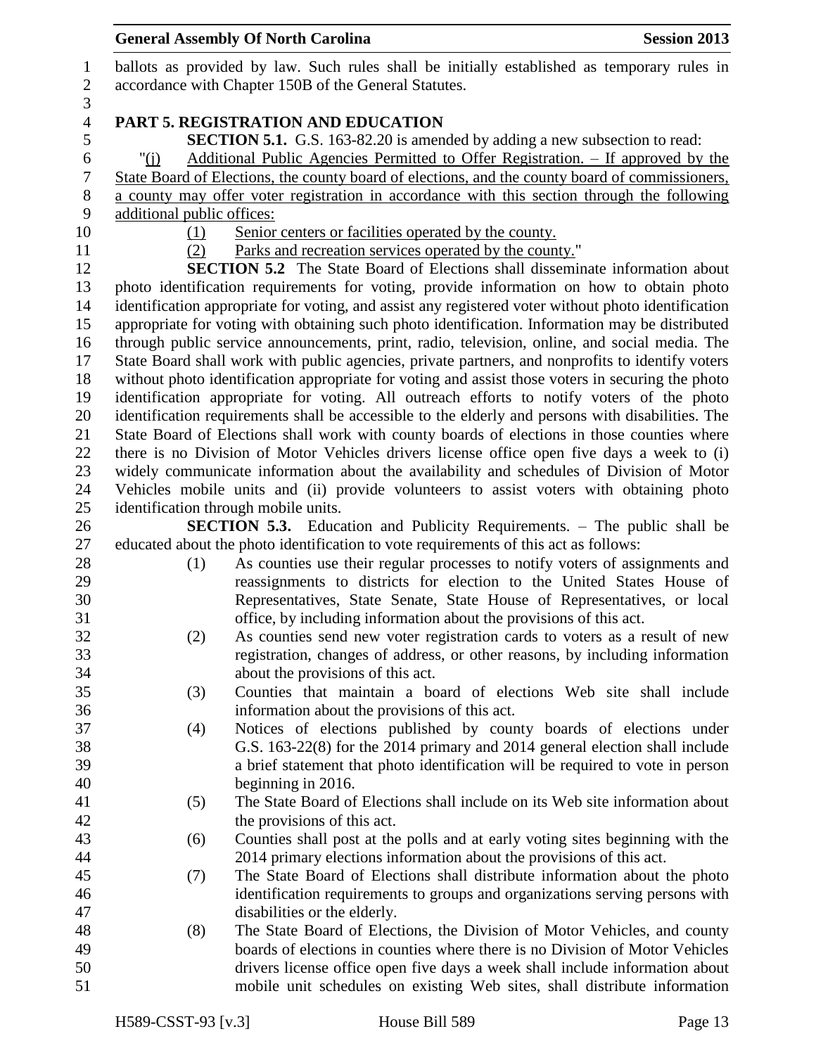ballots as provided by law. Such rules shall be initially established as temporary rules in accordance with Chapter 150B of the General Statutes.

## PART 5. REGISTRATION AND EDUCATION

**SECTION 5.1.** G.S. 163-82.20 is amended by adding a new subsection to read:

"(j) Additional Public Agencies Permitted to Offer Registration. – If approved by the State Board of Elections, the county board of elections, and the county board of commissioners, a county may offer voter registration in accordance with this section through the following additional public offices:

(1) Senior centers or facilities operated by the county.

(2) Parks and recreation services operated by the county."

**SECTION 5.2** The State Board of Elections shall disseminate information about photo identification requirements for voting, provide information on how to obtain photo identification appropriate for voting, and assist any registered voter without photo identification appropriate for voting with obtaining such photo identification. Information may be distributed through public service announcements, print, radio, television, online, and social media. The State Board shall work with public agencies, private partners, and nonprofits to identify voters without photo identification appropriate for voting and assist those voters in securing the photo identification appropriate for voting. All outreach efforts to notify voters of the photo identification requirements shall be accessible to the elderly and persons with disabilities. The State Board of Elections shall work with county boards of elections in those counties where there is no Division of Motor Vehicles drivers license office open five days a week to (i) widely communicate information about the availability and schedules of Division of Motor Vehicles mobile units and (ii) provide volunteers to assist voters with obtaining photo identification through mobile units.

**SECTION 5.3.** Education and Publicity Requirements. – The public shall be educated about the photo identification to vote requirements of this act as follows:

(1) As counties use their regular processes to notify voters of assignments and reassignments to districts for election to the United States House of Representatives, State Senate, State House of Representatives, or local office, by including information about the provisions of this act.

(2) As counties send new voter registration cards to voters as a result of new registration, changes of address, or other reasons, by including information about the provisions of this act.

(3) Counties that maintain a board of elections Web site shall include information about the provisions of this act.

(4) Notices of elections published by county boards of elections under G.S. 163-22(8) for the 2014 primary and 2014 general election shall include a brief statement that photo identification will be required to vote in person beginning in 2016.

(5) The State Board of Elections shall include on its Web site information about the provisions of this act.

(6) Counties shall post at the polls and at early voting sites beginning with the 2014 primary elections information about the provisions of this act.

(7) The State Board of Elections shall distribute information about the photo identification requirements to groups and organizations serving persons with disabilities or the elderly.

(8) The State Board of Elections, the Division of Motor Vehicles, and county boards of elections in counties where there is no Division of Motor Vehicles drivers license office open five days a week shall include information about mobile unit schedules on existing Web sites, shall distribute information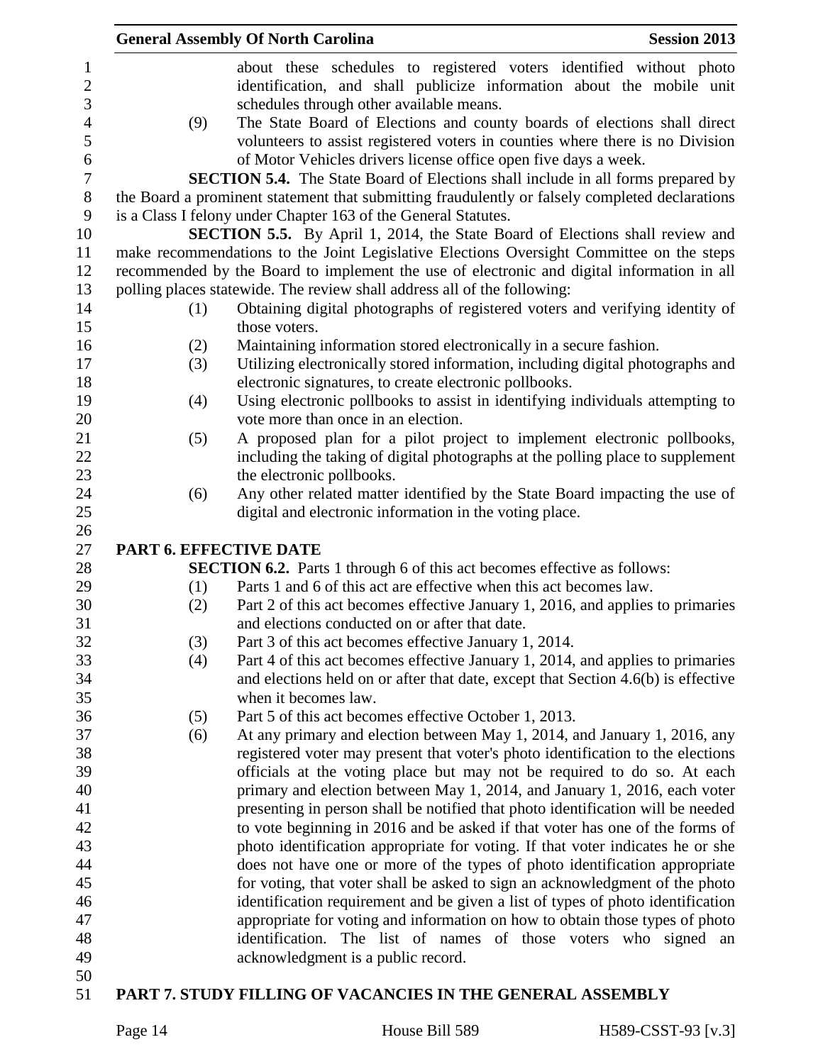about these schedules to registered voters identified without photo identification, and shall publicize information about the mobile unit schedules through other available means.

(9) The State Board of Elections and county boards of elections shall direct volunteers to assist registered voters in counties where there is no Division of Motor Vehicles drivers license office open five days a week.

**SECTION 5.4.** The State Board of Elections shall include in all forms prepared by the Board a prominent statement that submitting fraudulently or falsely completed declarations is a Class I felony under Chapter 163 of the General Statutes.

**SECTION 5.5.** By April 1, 2014, the State Board of Elections shall review and make recommendations to the Joint Legislative Elections Oversight Committee on the steps recommended by the Board to implement the use of electronic and digital information in all polling places statewide. The review shall address all of the following:

(1) Obtaining digital photographs of registered voters and verifying identity of those voters.

(2) Maintaining information stored electronically in a secure fashion.

(3) Utilizing electronically stored information, including digital photographs and electronic signatures, to create electronic pollbooks.

(4) Using electronic pollbooks to assist in identifying individuals attempting to vote more than once in an election.

(5) A proposed plan for a pilot project to implement electronic pollbooks, including the taking of digital photographs at the polling place to supplement the electronic pollbooks.

(6) Any other related matter identified by the State Board impacting the use of digital and electronic information in the voting place.

## PART 6. EFFECTIVE DATE

**SECTION 6.2.** Parts 1 through 6 of this act becomes effective as follows:

(1) Parts 1 and 6 of this act are effective when this act becomes law.

(2) Part 2 of this act becomes effective January 1, 2016, and applies to primaries and elections conducted on or after that date.

(3) Part 3 of this act becomes effective January 1, 2014.

(4) Part 4 of this act becomes effective January 1, 2014, and applies to primaries and elections held on or after that date, except that Section 4.6(b) is effective when it becomes law.

(5) Part 5 of this act becomes effective October 1, 2013.

(6) At any primary and election between May 1, 2014, and January 1, 2016, any registered voter may present that voter's photo identification to the elections officials at the voting place but may not be required to do so. At each primary and election between May 1, 2014, and January 1, 2016, each voter presenting in person shall be notified that photo identification will be needed to vote beginning in 2016 and be asked if that voter has one of the forms of photo identification appropriate for voting. If that voter indicates he or she does not have one or more of the types of photo identification appropriate for voting, that voter shall be asked to sign an acknowledgment of the photo identification requirement and be given a list of types of photo identification appropriate for voting and information on how to obtain those types of photo identification. The list of names of those voters who signed an acknowledgment is a public record.

## PART 7. STUDY FILLING OF VACANCIES IN THE GENERAL ASSEMBLY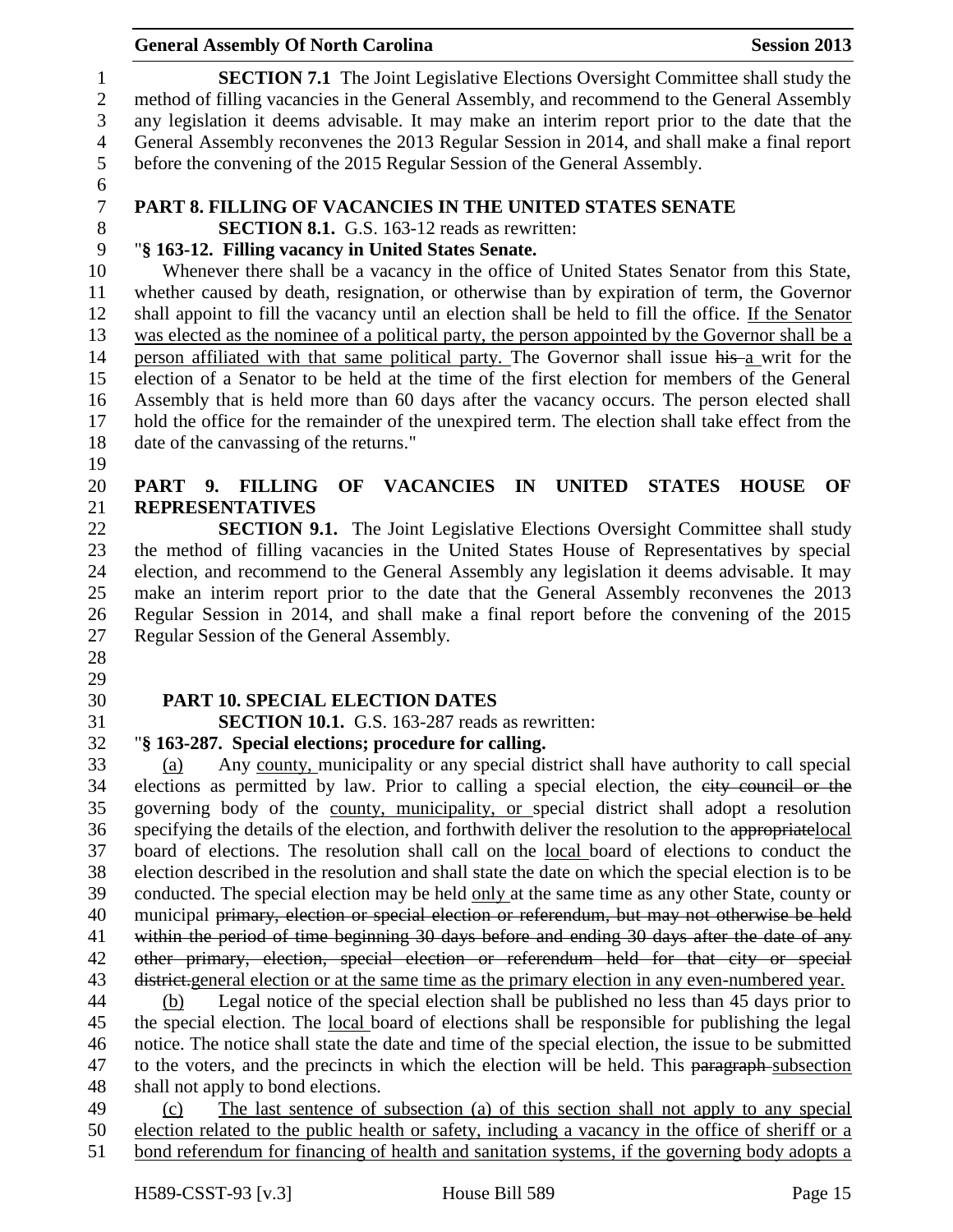**SECTION 7.1** The Joint Legislative Elections Oversight Committee shall study the method of filling vacancies in the General Assembly, and recommend to the General Assembly any legislation it deems advisable. It may make an interim report prior to the date that the General Assembly reconvenes the 2013 Regular Session in 2014, and shall make a final report before the convening of the 2015 Regular Session of the General Assembly.

## PART 8. FILLING OF VACANCIES IN THE UNITED STATES SENATE

**SECTION 8.1.** G.S. 163-12 reads as rewritten:

"**§ 163-12. Filling vacancy in United States Senate.**

Whenever there shall be a vacancy in the office of United States Senator from this State, whether caused by death, resignation, or otherwise than by expiration of term, the Governor shall appoint to fill the vacancy until an election shall be held to fill the office. <u>If the Senator was elected as the nominee of a political party, the person appointed by the Governor shall be a person affiliated with that same political party.</u> The Governor shall issue ~~his~~ <u>a</u> writ for the election of a Senator to be held at the time of the first election for members of the General Assembly that is held more than 60 days after the vacancy occurs. The person elected shall hold the office for the remainder of the unexpired term. The election shall take effect from the date of the canvassing of the returns."

## PART 9. FILLING OF VACANCIES IN UNITED STATES HOUSE OF REPRESENTATIVES

**SECTION 9.1.** The Joint Legislative Elections Oversight Committee shall study the method of filling vacancies in the United States House of Representatives by special election, and recommend to the General Assembly any legislation it deems advisable. It may make an interim report prior to the date that the General Assembly reconvenes the 2013 Regular Session in 2014, and shall make a final report before the convening of the 2015 Regular Session of the General Assembly.

## PART 10. SPECIAL ELECTION DATES

**SECTION 10.1.** G.S. 163-287 reads as rewritten:

"**§ 163-287. Special elections; procedure for calling.**

<u>(a)</u> Any <u>county,</u> municipality or any special district shall have authority to call special elections as permitted by law. Prior to calling a special election, the ~~city council or the~~ governing body of the <u>county, municipality, or</u> special district shall adopt a resolution specifying the details of the election, and forthwith deliver the resolution to the ~~appropriate~~<u>local</u> board of elections. The resolution shall call on the <u>local</u> board of elections to conduct the election described in the resolution and shall state the date on which the special election is to be conducted. The special election may be held <u>only</u> at the same time as any other State, county or municipal ~~primary, election or special election or referendum, but may not otherwise be held within the period of time beginning 30 days before and ending 30 days after the date of any other primary, election, special election or referendum held for that city or special district.~~<u>general election or at the same time as the primary election in any even-numbered year.</u>

<u>(b)</u> Legal notice of the special election shall be published no less than 45 days prior to the special election. The <u>local</u> board of elections shall be responsible for publishing the legal notice. The notice shall state the date and time of the special election, the issue to be submitted to the voters, and the precincts in which the election will be held. This ~~paragraph~~ <u>subsection</u> shall not apply to bond elections.

<u>(c) The last sentence of subsection (a) of this section shall not apply to any special election related to the public health or safety, including a vacancy in the office of sheriff or a bond referendum for financing of health and sanitation systems, if the governing body adopts a</u>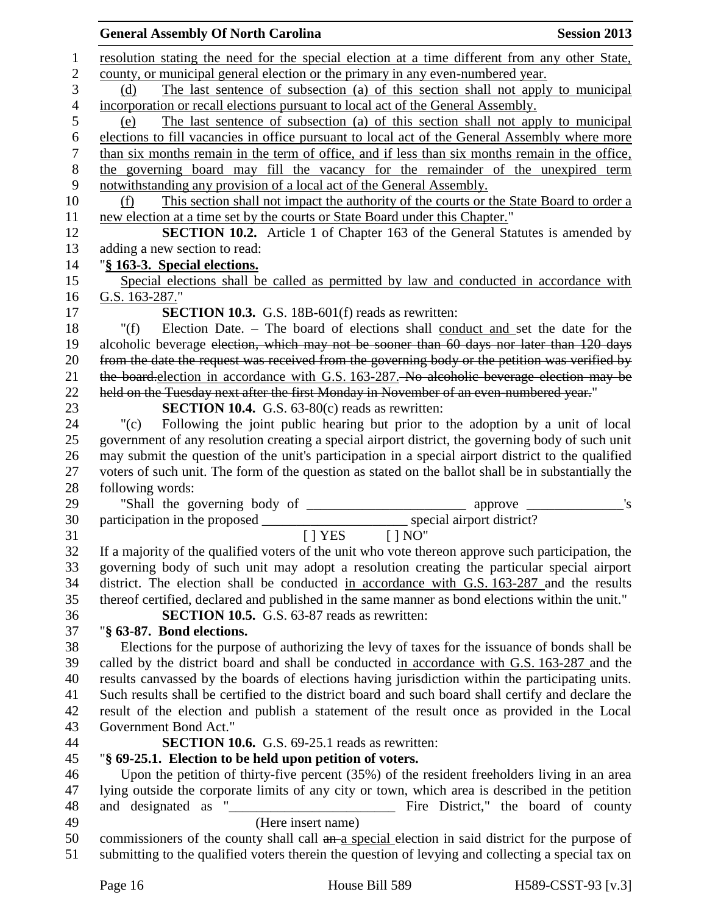resolution stating the need for the special election at a time different from any other State, county, or municipal general election or the primary in any even-numbered year.

(d) The last sentence of subsection (a) of this section shall not apply to municipal incorporation or recall elections pursuant to local act of the General Assembly.

(e) The last sentence of subsection (a) of this section shall not apply to municipal elections to fill vacancies in office pursuant to local act of the General Assembly where more than six months remain in the term of office, and if less than six months remain in the office, the governing board may fill the vacancy for the remainder of the unexpired term notwithstanding any provision of a local act of the General Assembly.

(f) This section shall not impact the authority of the courts or the State Board to order a new election at a time set by the courts or State Board under this Chapter."

**SECTION 10.2.** Article 1 of Chapter 163 of the General Statutes is amended by adding a new section to read:

"**§ 163-3. Special elections.**

Special elections shall be called as permitted by law and conducted in accordance with G.S. 163-287."

**SECTION 10.3.** G.S. 18B-601(f) reads as rewritten:

"(f) Election Date. – The board of elections shall conduct and set the date for the alcoholic beverage ~~election, which may not be sooner than 60 days nor later than 120 days from the date the request was received from the governing body or the petition was verified by the board.~~election in accordance with G.S. 163-287. ~~No alcoholic beverage election may be held on the Tuesday next after the first Monday in November of an even-numbered year.~~"

**SECTION 10.4.** G.S. 63-80(c) reads as rewritten:

"(c) Following the joint public hearing but prior to the adoption by a unit of local government of any resolution creating a special airport district, the governing body of such unit may submit the question of the unit's participation in a special airport district to the qualified voters of such unit. The form of the question as stated on the ballot shall be in substantially the following words:

"Shall the governing body of _______________________ approve ______________'s participation in the proposed _____________________ special airport district?

[ ] YES [ ] NO"

If a majority of the qualified voters of the unit who vote thereon approve such participation, the governing body of such unit may adopt a resolution creating the particular special airport district. The election shall be conducted in accordance with G.S. 163-287 and the results thereof certified, declared and published in the same manner as bond elections within the unit."

**SECTION 10.5.** G.S. 63-87 reads as rewritten:

"**§ 63-87. Bond elections.**

Elections for the purpose of authorizing the levy of taxes for the issuance of bonds shall be called by the district board and shall be conducted in accordance with G.S. 163-287 and the results canvassed by the boards of elections having jurisdiction within the participating units. Such results shall be certified to the district board and such board shall certify and declare the result of the election and publish a statement of the result once as provided in the Local Government Bond Act."

**SECTION 10.6.** G.S. 69-25.1 reads as rewritten:

"**§ 69-25.1. Election to be held upon petition of voters.**

Upon the petition of thirty-five percent (35%) of the resident freeholders living in an area lying outside the corporate limits of any city or town, which area is described in the petition and designated as "________________________ Fire District," the board of county
(Here insert name)
commissioners of the county shall call ~~an~~ a special election in said district for the purpose of submitting to the qualified voters therein the question of levying and collecting a special tax on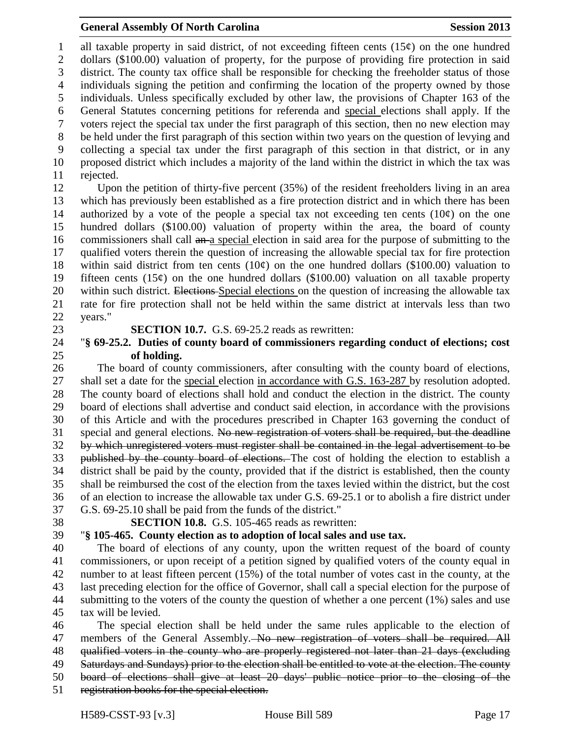all taxable property in said district, of not exceeding fifteen cents (15¢) on the one hundred dollars ($100.00) valuation of property, for the purpose of providing fire protection in said district. The county tax office shall be responsible for checking the freeholder status of those individuals signing the petition and confirming the location of the property owned by those individuals. Unless specifically excluded by other law, the provisions of Chapter 163 of the General Statutes concerning petitions for referenda and <u>special</u> elections shall apply. If the voters reject the special tax under the first paragraph of this section, then no new election may be held under the first paragraph of this section within two years on the question of levying and collecting a special tax under the first paragraph of this section in that district, or in any proposed district which includes a majority of the land within the district in which the tax was rejected.

Upon the petition of thirty-five percent (35%) of the resident freeholders living in an area which has previously been established as a fire protection district and in which there has been authorized by a vote of the people a special tax not exceeding ten cents (10¢) on the one hundred dollars ($100.00) valuation of property within the area, the board of county commissioners shall call ~~an~~ <u>a special</u> election in said area for the purpose of submitting to the qualified voters therein the question of increasing the allowable special tax for fire protection within said district from ten cents (10¢) on the one hundred dollars ($100.00) valuation to fifteen cents (15¢) on the one hundred dollars ($100.00) valuation on all taxable property within such district. ~~Elections~~ <u>Special elections</u> on the question of increasing the allowable tax rate for fire protection shall not be held within the same district at intervals less than two years."

**SECTION 10.7.** G.S. 69-25.2 reads as rewritten:

"**§ 69-25.2. Duties of county board of commissioners regarding conduct of elections; cost of holding.**

The board of county commissioners, after consulting with the county board of elections, shall set a date for the <u>special</u> election <u>in accordance with G.S. 163-287</u> by resolution adopted. The county board of elections shall hold and conduct the election in the district. The county board of elections shall advertise and conduct said election, in accordance with the provisions of this Article and with the procedures prescribed in Chapter 163 governing the conduct of special and general elections. ~~No new registration of voters shall be required, but the deadline by which unregistered voters must register shall be contained in the legal advertisement to be published by the county board of elections.~~ The cost of holding the election to establish a district shall be paid by the county, provided that if the district is established, then the county shall be reimbursed the cost of the election from the taxes levied within the district, but the cost of an election to increase the allowable tax under G.S. 69-25.1 or to abolish a fire district under G.S. 69-25.10 shall be paid from the funds of the district."

**SECTION 10.8.** G.S. 105-465 reads as rewritten:

"**§ 105-465. County election as to adoption of local sales and use tax.**

The board of elections of any county, upon the written request of the board of county commissioners, or upon receipt of a petition signed by qualified voters of the county equal in number to at least fifteen percent (15%) of the total number of votes cast in the county, at the last preceding election for the office of Governor, shall call a special election for the purpose of submitting to the voters of the county the question of whether a one percent (1%) sales and use tax will be levied.

The special election shall be held under the same rules applicable to the election of members of the General Assembly. ~~No new registration of voters shall be required. All qualified voters in the county who are properly registered not later than 21 days (excluding Saturdays and Sundays) prior to the election shall be entitled to vote at the election. The county board of elections shall give at least 20 days' public notice prior to the closing of the registration books for the special election.~~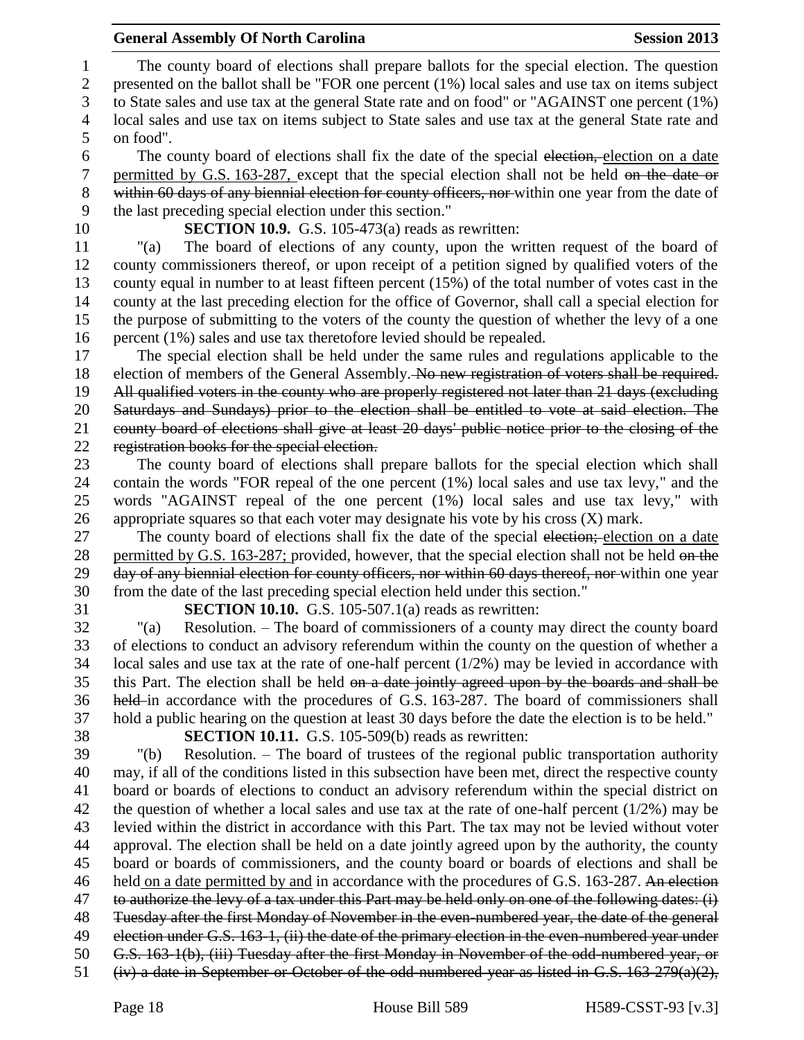The county board of elections shall prepare ballots for the special election. The question presented on the ballot shall be "FOR one percent (1%) local sales and use tax on items subject to State sales and use tax at the general State rate and on food" or "AGAINST one percent (1%) local sales and use tax on items subject to State sales and use tax at the general State rate and on food".

The county board of elections shall fix the date of the special ~~election,~~ election on a date permitted by G.S. 163-287, except that the special election shall not be held ~~on the date or within 60 days of any biennial election for county officers, nor~~ within one year from the date of the last preceding special election under this section."

**SECTION 10.9.** G.S. 105-473(a) reads as rewritten:

"(a) The board of elections of any county, upon the written request of the board of county commissioners thereof, or upon receipt of a petition signed by qualified voters of the county equal in number to at least fifteen percent (15%) of the total number of votes cast in the county at the last preceding election for the office of Governor, shall call a special election for the purpose of submitting to the voters of the county the question of whether the levy of a one percent (1%) sales and use tax theretofore levied should be repealed.

The special election shall be held under the same rules and regulations applicable to the election of members of the General Assembly. ~~No new registration of voters shall be required. All qualified voters in the county who are properly registered not later than 21 days (excluding Saturdays and Sundays) prior to the election shall be entitled to vote at said election. The county board of elections shall give at least 20 days' public notice prior to the closing of the registration books for the special election.~~

The county board of elections shall prepare ballots for the special election which shall contain the words "FOR repeal of the one percent (1%) local sales and use tax levy," and the words "AGAINST repeal of the one percent (1%) local sales and use tax levy," with appropriate squares so that each voter may designate his vote by his cross (X) mark.

The county board of elections shall fix the date of the special ~~election;~~ election on a date permitted by G.S. 163-287; provided, however, that the special election shall not be held ~~on the day of any biennial election for county officers, nor within 60 days thereof, nor~~ within one year from the date of the last preceding special election held under this section."

**SECTION 10.10.** G.S. 105-507.1(a) reads as rewritten:

"(a) Resolution. – The board of commissioners of a county may direct the county board of elections to conduct an advisory referendum within the county on the question of whether a local sales and use tax at the rate of one-half percent (1/2%) may be levied in accordance with this Part. The election shall be held ~~on a date jointly agreed upon by the boards and shall be held~~ in accordance with the procedures of G.S. 163-287. The board of commissioners shall hold a public hearing on the question at least 30 days before the date the election is to be held."

**SECTION 10.11.** G.S. 105-509(b) reads as rewritten:

"(b) Resolution. – The board of trustees of the regional public transportation authority may, if all of the conditions listed in this subsection have been met, direct the respective county board or boards of elections to conduct an advisory referendum within the special district on the question of whether a local sales and use tax at the rate of one-half percent (1/2%) may be levied within the district in accordance with this Part. The tax may not be levied without voter approval. The election shall be held on a date jointly agreed upon by the authority, the county board or boards of commissioners, and the county board or boards of elections and shall be held on a date permitted by and in accordance with the procedures of G.S. 163-287. ~~An election to authorize the levy of a tax under this Part may be held only on one of the following dates: (i) Tuesday after the first Monday of November in the even-numbered year, the date of the general election under G.S. 163-1, (ii) the date of the primary election in the even-numbered year under G.S. 163-1(b), (iii) Tuesday after the first Monday in November of the odd-numbered year, or (iv) a date in September or October of the odd-numbered year as listed in G.S. 163-279(a)(2),~~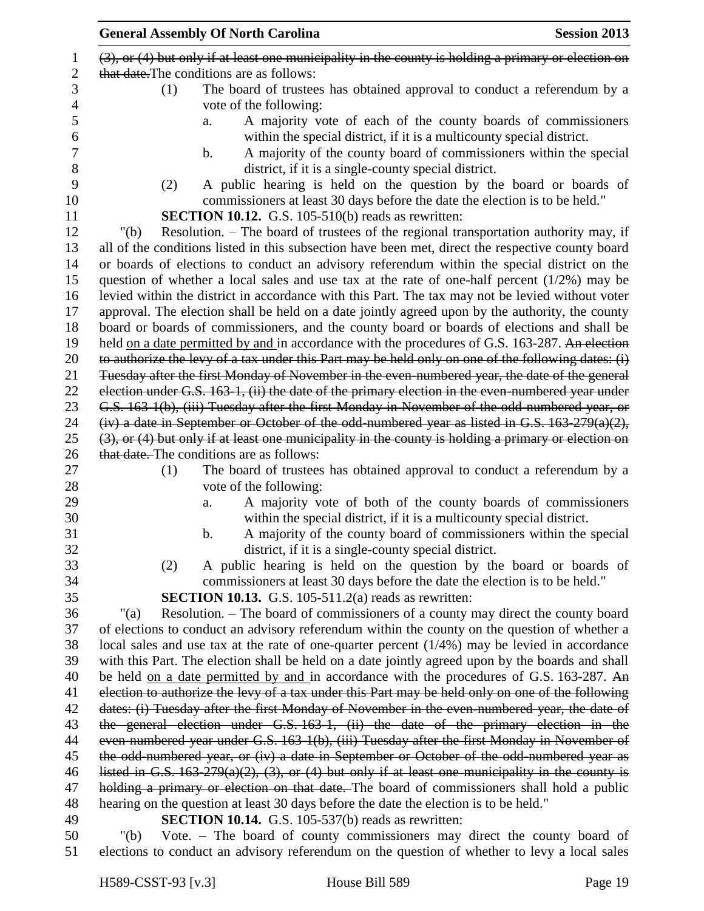~~(3), or (4) but only if at least one municipality in the county is holding a primary or election on that date.~~The conditions are as follows:

(1) The board of trustees has obtained approval to conduct a referendum by a vote of the following:

a. A majority vote of each of the county boards of commissioners within the special district, if it is a multicounty special district.

b. A majority of the county board of commissioners within the special district, if it is a single-county special district.

(2) A public hearing is held on the question by the board or boards of commissioners at least 30 days before the date the election is to be held."

**SECTION 10.12.** G.S. 105-510(b) reads as rewritten:

"(b) Resolution. – The board of trustees of the regional transportation authority may, if all of the conditions listed in this subsection have been met, direct the respective county board or boards of elections to conduct an advisory referendum within the special district on the question of whether a local sales and use tax at the rate of one-half percent (1/2%) may be levied within the district in accordance with this Part. The tax may not be levied without voter approval. The election shall be held on a date jointly agreed upon by the authority, the county board or boards of commissioners, and the county board or boards of elections and shall be held <u>on a date permitted by and</u> in accordance with the procedures of G.S. 163-287. ~~An election to authorize the levy of a tax under this Part may be held only on one of the following dates: (i) Tuesday after the first Monday of November in the even-numbered year, the date of the general election under G.S. 163-1, (ii) the date of the primary election in the even-numbered year under G.S. 163-1(b), (iii) Tuesday after the first Monday in November of the odd-numbered year, or (iv) a date in September or October of the odd-numbered year as listed in G.S. 163-279(a)(2), (3), or (4) but only if at least one municipality in the county is holding a primary or election on that date.~~ The conditions are as follows:

(1) The board of trustees has obtained approval to conduct a referendum by a vote of the following:

a. A majority vote of both of the county boards of commissioners within the special district, if it is a multicounty special district.

b. A majority of the county board of commissioners within the special district, if it is a single-county special district.

(2) A public hearing is held on the question by the board or boards of commissioners at least 30 days before the date the election is to be held."

**SECTION 10.13.** G.S. 105-511.2(a) reads as rewritten:

"(a) Resolution. – The board of commissioners of a county may direct the county board of elections to conduct an advisory referendum within the county on the question of whether a local sales and use tax at the rate of one-quarter percent (1/4%) may be levied in accordance with this Part. The election shall be held on a date jointly agreed upon by the boards and shall be held <u>on a date permitted by and</u> in accordance with the procedures of G.S. 163-287. ~~An election to authorize the levy of a tax under this Part may be held only on one of the following dates: (i) Tuesday after the first Monday of November in the even-numbered year, the date of the general election under G.S. 163-1, (ii) the date of the primary election in the even-numbered year under G.S. 163-1(b), (iii) Tuesday after the first Monday in November of the odd-numbered year, or (iv) a date in September or October of the odd-numbered year as listed in G.S. 163-279(a)(2), (3), or (4) but only if at least one municipality in the county is holding a primary or election on that date.~~ The board of commissioners shall hold a public hearing on the question at least 30 days before the date the election is to be held."

**SECTION 10.14.** G.S. 105-537(b) reads as rewritten:

"(b) Vote. – The board of county commissioners may direct the county board of elections to conduct an advisory referendum on the question of whether to levy a local sales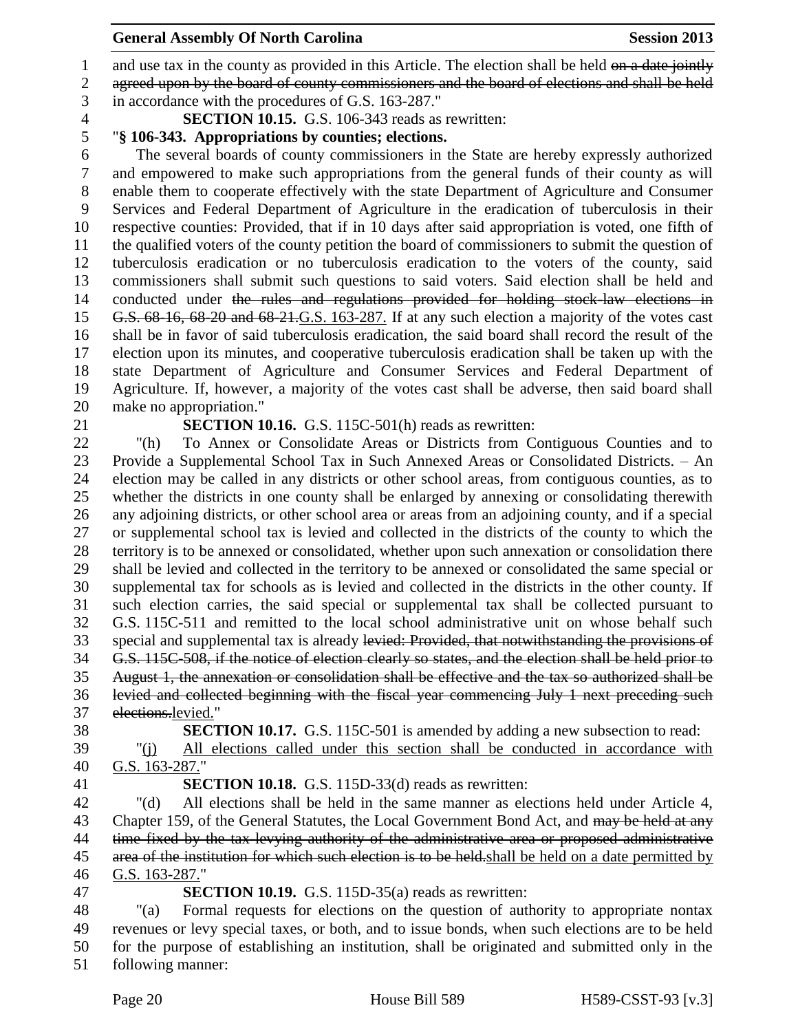and use tax in the county as provided in this Article. The election shall be held ~~on a date jointly agreed upon by the board of county commissioners and the board of elections and shall be held~~ in accordance with the procedures of G.S. 163-287."

**SECTION 10.15.** G.S. 106-343 reads as rewritten:

"**§ 106-343. Appropriations by counties; elections.**

The several boards of county commissioners in the State are hereby expressly authorized and empowered to make such appropriations from the general funds of their county as will enable them to cooperate effectively with the state Department of Agriculture and Consumer Services and Federal Department of Agriculture in the eradication of tuberculosis in their respective counties: Provided, that if in 10 days after said appropriation is voted, one fifth of the qualified voters of the county petition the board of commissioners to submit the question of tuberculosis eradication or no tuberculosis eradication to the voters of the county, said commissioners shall submit such questions to said voters. Said election shall be held and conducted under ~~the rules and regulations provided for holding stock-law elections in G.S. 68-16, 68-20 and 68-21.~~<u>G.S. 163-287.</u> If at any such election a majority of the votes cast shall be in favor of said tuberculosis eradication, the said board shall record the result of the election upon its minutes, and cooperative tuberculosis eradication shall be taken up with the state Department of Agriculture and Consumer Services and Federal Department of Agriculture. If, however, a majority of the votes cast shall be adverse, then said board shall make no appropriation."

**SECTION 10.16.** G.S. 115C-501(h) reads as rewritten:

"(h) To Annex or Consolidate Areas or Districts from Contiguous Counties and to Provide a Supplemental School Tax in Such Annexed Areas or Consolidated Districts. – An election may be called in any districts or other school areas, from contiguous counties, as to whether the districts in one county shall be enlarged by annexing or consolidating therewith any adjoining districts, or other school area or areas from an adjoining county, and if a special or supplemental school tax is levied and collected in the districts of the county to which the territory is to be annexed or consolidated, whether upon such annexation or consolidation there shall be levied and collected in the territory to be annexed or consolidated the same special or supplemental tax for schools as is levied and collected in the districts in the other county. If such election carries, the said special or supplemental tax shall be collected pursuant to G.S. 115C-511 and remitted to the local school administrative unit on whose behalf such special and supplemental tax is already ~~levied: Provided, that notwithstanding the provisions of G.S. 115C-508, if the notice of election clearly so states, and the election shall be held prior to August 1, the annexation or consolidation shall be effective and the tax so authorized shall be levied and collected beginning with the fiscal year commencing July 1 next preceding such elections.~~<u>levied.</u>"

**SECTION 10.17.** G.S. 115C-501 is amended by adding a new subsection to read:

"<u>(j) All elections called under this section shall be conducted in accordance with G.S. 163-287.</u>"

**SECTION 10.18.** G.S. 115D-33(d) reads as rewritten:

"(d) All elections shall be held in the same manner as elections held under Article 4, Chapter 159, of the General Statutes, the Local Government Bond Act, and ~~may be held at any time fixed by the tax levying authority of the administrative area or proposed administrative area of the institution for which such election is to be held.~~<u>shall be held on a date permitted by G.S. 163-287.</u>"

**SECTION 10.19.** G.S. 115D-35(a) reads as rewritten:

"(a) Formal requests for elections on the question of authority to appropriate nontax revenues or levy special taxes, or both, and to issue bonds, when such elections are to be held for the purpose of establishing an institution, shall be originated and submitted only in the following manner: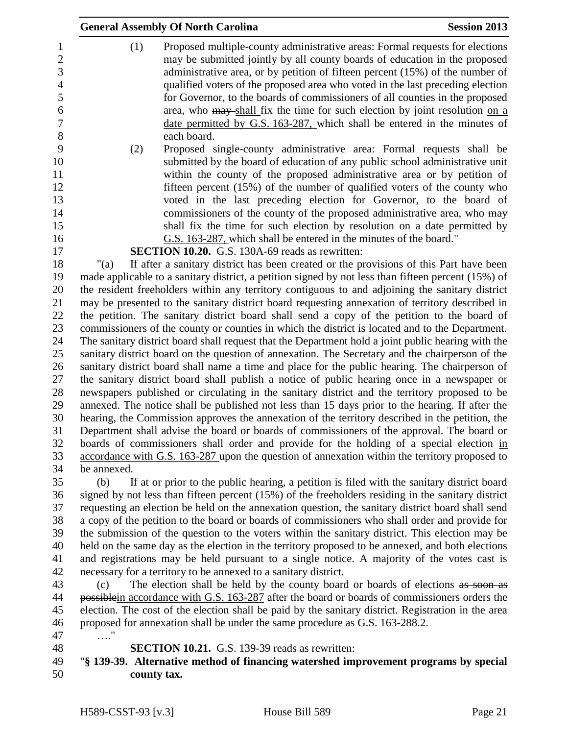(1) Proposed multiple-county administrative areas: Formal requests for elections may be submitted jointly by all county boards of education in the proposed administrative area, or by petition of fifteen percent (15%) of the number of qualified voters of the proposed area who voted in the last preceding election for Governor, to the boards of commissioners of all counties in the proposed area, who ~~may~~ shall fix the time for such election by joint resolution on a date permitted by G.S. 163-287, which shall be entered in the minutes of each board.

(2) Proposed single-county administrative area: Formal requests shall be submitted by the board of education of any public school administrative unit within the county of the proposed administrative area or by petition of fifteen percent (15%) of the number of qualified voters of the county who voted in the last preceding election for Governor, to the board of commissioners of the county of the proposed administrative area, who ~~may~~ shall fix the time for such election by resolution on a date permitted by G.S. 163-287, which shall be entered in the minutes of the board."

**SECTION 10.20.** G.S. 130A-69 reads as rewritten:

"(a) If after a sanitary district has been created or the provisions of this Part have been made applicable to a sanitary district, a petition signed by not less than fifteen percent (15%) of the resident freeholders within any territory contiguous to and adjoining the sanitary district may be presented to the sanitary district board requesting annexation of territory described in the petition. The sanitary district board shall send a copy of the petition to the board of commissioners of the county or counties in which the district is located and to the Department. The sanitary district board shall request that the Department hold a joint public hearing with the sanitary district board on the question of annexation. The Secretary and the chairperson of the sanitary district board shall name a time and place for the public hearing. The chairperson of the sanitary district board shall publish a notice of public hearing once in a newspaper or newspapers published or circulating in the sanitary district and the territory proposed to be annexed. The notice shall be published not less than 15 days prior to the hearing. If after the hearing, the Commission approves the annexation of the territory described in the petition, the Department shall advise the board or boards of commissioners of the approval. The board or boards of commissioners shall order and provide for the holding of a special election in accordance with G.S. 163-287 upon the question of annexation within the territory proposed to be annexed.

(b) If at or prior to the public hearing, a petition is filed with the sanitary district board signed by not less than fifteen percent (15%) of the freeholders residing in the sanitary district requesting an election be held on the annexation question, the sanitary district board shall send a copy of the petition to the board or boards of commissioners who shall order and provide for the submission of the question to the voters within the sanitary district. This election may be held on the same day as the election in the territory proposed to be annexed, and both elections and registrations may be held pursuant to a single notice. A majority of the votes cast is necessary for a territory to be annexed to a sanitary district.

(c) The election shall be held by the county board or boards of elections ~~as soon as possible~~in accordance with G.S. 163-287 after the board or boards of commissioners orders the election. The cost of the election shall be paid by the sanitary district. Registration in the area proposed for annexation shall be under the same procedure as G.S. 163-288.2.

…."

**SECTION 10.21.** G.S. 139-39 reads as rewritten:

"**§ 139-39. Alternative method of financing watershed improvement programs by special county tax.**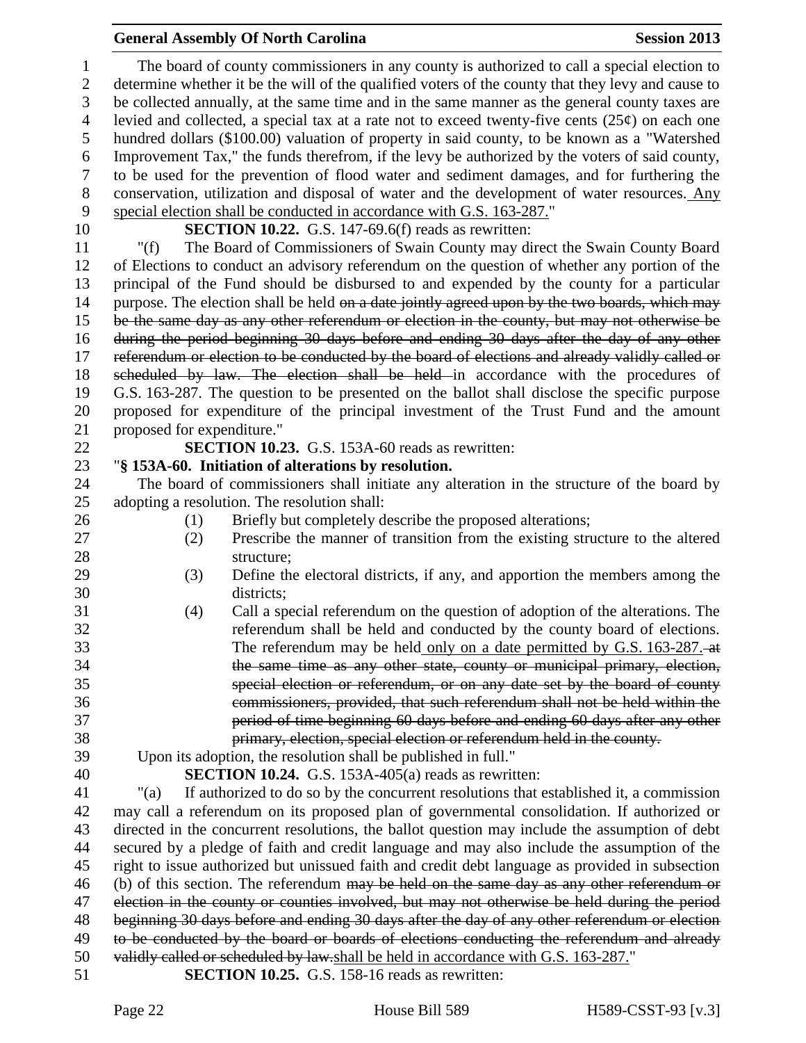The board of county commissioners in any county is authorized to call a special election to determine whether it be the will of the qualified voters of the county that they levy and cause to be collected annually, at the same time and in the same manner as the general county taxes are levied and collected, a special tax at a rate not to exceed twenty-five cents (25¢) on each one hundred dollars ($100.00) valuation of property in said county, to be known as a "Watershed Improvement Tax," the funds therefrom, if the levy be authorized by the voters of said county, to be used for the prevention of flood water and sediment damages, and for furthering the conservation, utilization and disposal of water and the development of water resources. <u>Any special election shall be conducted in accordance with G.S. 163-287.</u>"

**SECTION 10.22.** G.S. 147-69.6(f) reads as rewritten:

"(f) The Board of Commissioners of Swain County may direct the Swain County Board of Elections to conduct an advisory referendum on the question of whether any portion of the principal of the Fund should be disbursed to and expended by the county for a particular purpose. The election shall be held ~~on a date jointly agreed upon by the two boards, which may be the same day as any other referendum or election in the county, but may not otherwise be during the period beginning 30 days before and ending 30 days after the day of any other referendum or election to be conducted by the board of elections and already validly called or scheduled by law. The election shall be held~~ in accordance with the procedures of G.S. 163-287. The question to be presented on the ballot shall disclose the specific purpose proposed for expenditure of the principal investment of the Trust Fund and the amount proposed for expenditure."

**SECTION 10.23.** G.S. 153A-60 reads as rewritten:

"**§ 153A-60. Initiation of alterations by resolution.**

The board of commissioners shall initiate any alteration in the structure of the board by adopting a resolution. The resolution shall:

(1) Briefly but completely describe the proposed alterations;
(2) Prescribe the manner of transition from the existing structure to the altered structure;
(3) Define the electoral districts, if any, and apportion the members among the districts;
(4) Call a special referendum on the question of adoption of the alterations. The referendum shall be held and conducted by the county board of elections. The referendum may be held <u>only on a date permitted by G.S. 163-287.</u> ~~at the same time as any other state, county or municipal primary, election, special election or referendum, or on any date set by the board of county commissioners, provided, that such referendum shall not be held within the period of time beginning 60 days before and ending 60 days after any other primary, election, special election or referendum held in the county.~~

Upon its adoption, the resolution shall be published in full."

**SECTION 10.24.** G.S. 153A-405(a) reads as rewritten:

"(a) If authorized to do so by the concurrent resolutions that established it, a commission may call a referendum on its proposed plan of governmental consolidation. If authorized or directed in the concurrent resolutions, the ballot question may include the assumption of debt secured by a pledge of faith and credit language and may also include the assumption of the right to issue authorized but unissued faith and credit debt language as provided in subsection (b) of this section. The referendum ~~may be held on the same day as any other referendum or election in the county or counties involved, but may not otherwise be held during the period beginning 30 days before and ending 30 days after the day of any other referendum or election to be conducted by the board or boards of elections conducting the referendum and already validly called or scheduled by law.~~<u>shall be held in accordance with G.S. 163-287.</u>"

**SECTION 10.25.** G.S. 158-16 reads as rewritten: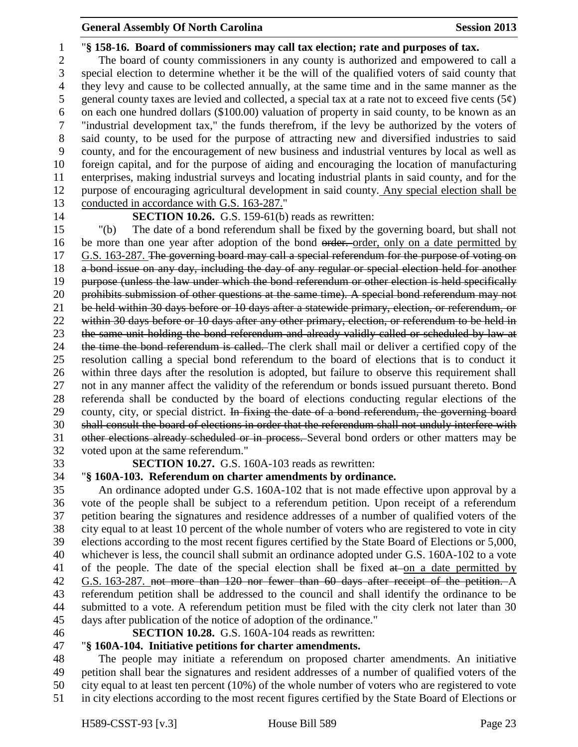"**§ 158-16. Board of commissioners may call tax election; rate and purposes of tax.**

The board of county commissioners in any county is authorized and empowered to call a special election to determine whether it be the will of the qualified voters of said county that they levy and cause to be collected annually, at the same time and in the same manner as the general county taxes are levied and collected, a special tax at a rate not to exceed five cents (5¢) on each one hundred dollars ($100.00) valuation of property in said county, to be known as an "industrial development tax," the funds therefrom, if the levy be authorized by the voters of said county, to be used for the purpose of attracting new and diversified industries to said county, and for the encouragement of new business and industrial ventures by local as well as foreign capital, and for the purpose of aiding and encouraging the location of manufacturing enterprises, making industrial surveys and locating industrial plants in said county, and for the purpose of encouraging agricultural development in said county. Any special election shall be conducted in accordance with G.S. 163-287."

**SECTION 10.26.** G.S. 159-61(b) reads as rewritten:

"(b) The date of a bond referendum shall be fixed by the governing board, but shall not be more than one year after adoption of the bond ~~order.~~ order, only on a date permitted by G.S. 163-287. ~~The governing board may call a special referendum for the purpose of voting on a bond issue on any day, including the day of any regular or special election held for another purpose (unless the law under which the bond referendum or other election is held specifically prohibits submission of other questions at the same time). A special bond referendum may not be held within 30 days before or 10 days after a statewide primary, election, or referendum, or within 30 days before or 10 days after any other primary, election, or referendum to be held in the same unit holding the bond referendum and already validly called or scheduled by law at the time the bond referendum is called.~~ The clerk shall mail or deliver a certified copy of the resolution calling a special bond referendum to the board of elections that is to conduct it within three days after the resolution is adopted, but failure to observe this requirement shall not in any manner affect the validity of the referendum or bonds issued pursuant thereto. Bond referenda shall be conducted by the board of elections conducting regular elections of the county, city, or special district. ~~In fixing the date of a bond referendum, the governing board shall consult the board of elections in order that the referendum shall not unduly interfere with other elections already scheduled or in process.~~ Several bond orders or other matters may be voted upon at the same referendum."

**SECTION 10.27.** G.S. 160A-103 reads as rewritten:

"**§ 160A-103. Referendum on charter amendments by ordinance.**

An ordinance adopted under G.S. 160A-102 that is not made effective upon approval by a vote of the people shall be subject to a referendum petition. Upon receipt of a referendum petition bearing the signatures and residence addresses of a number of qualified voters of the city equal to at least 10 percent of the whole number of voters who are registered to vote in city elections according to the most recent figures certified by the State Board of Elections or 5,000, whichever is less, the council shall submit an ordinance adopted under G.S. 160A-102 to a vote of the people. The date of the special election shall be fixed ~~at~~ on a date permitted by G.S. 163-287. ~~not more than 120 nor fewer than 60 days after receipt of the petition.~~ A referendum petition shall be addressed to the council and shall identify the ordinance to be submitted to a vote. A referendum petition must be filed with the city clerk not later than 30 days after publication of the notice of adoption of the ordinance."

**SECTION 10.28.** G.S. 160A-104 reads as rewritten:

"**§ 160A-104. Initiative petitions for charter amendments.**

The people may initiate a referendum on proposed charter amendments. An initiative petition shall bear the signatures and resident addresses of a number of qualified voters of the city equal to at least ten percent (10%) of the whole number of voters who are registered to vote in city elections according to the most recent figures certified by the State Board of Elections or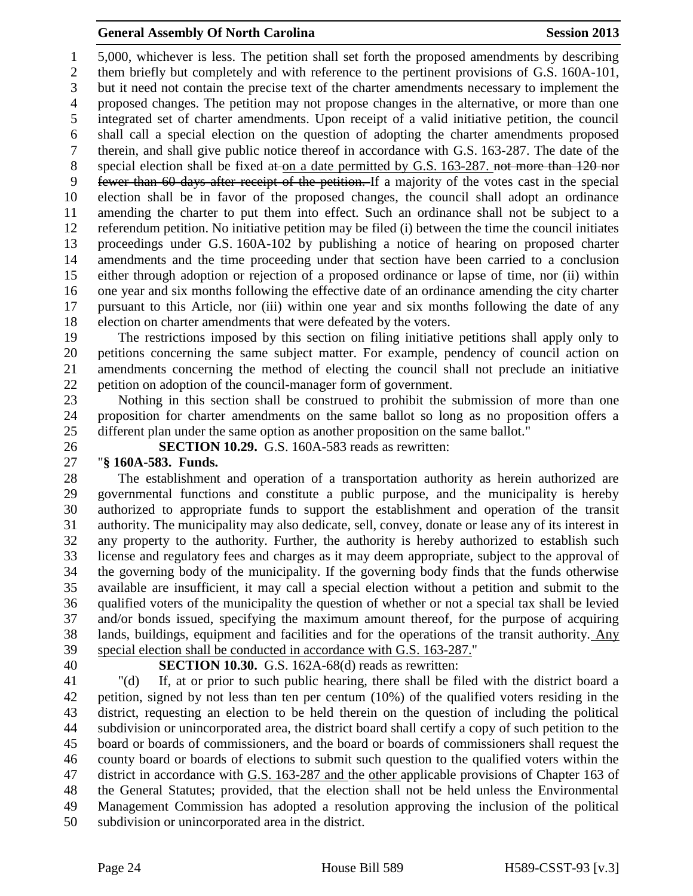5,000, whichever is less. The petition shall set forth the proposed amendments by describing them briefly but completely and with reference to the pertinent provisions of G.S. 160A-101, but it need not contain the precise text of the charter amendments necessary to implement the proposed changes. The petition may not propose changes in the alternative, or more than one integrated set of charter amendments. Upon receipt of a valid initiative petition, the council shall call a special election on the question of adopting the charter amendments proposed therein, and shall give public notice thereof in accordance with G.S. 163-287. The date of the special election shall be fixed ~~at~~ <u>on a date permitted by G.S. 163-287.</u> ~~not more than 120 nor fewer than 60 days after receipt of the petition.~~ If a majority of the votes cast in the special election shall be in favor of the proposed changes, the council shall adopt an ordinance amending the charter to put them into effect. Such an ordinance shall not be subject to a referendum petition. No initiative petition may be filed (i) between the time the council initiates proceedings under G.S. 160A-102 by publishing a notice of hearing on proposed charter amendments and the time proceeding under that section have been carried to a conclusion either through adoption or rejection of a proposed ordinance or lapse of time, nor (ii) within one year and six months following the effective date of an ordinance amending the city charter pursuant to this Article, nor (iii) within one year and six months following the date of any election on charter amendments that were defeated by the voters.

The restrictions imposed by this section on filing initiative petitions shall apply only to petitions concerning the same subject matter. For example, pendency of council action on amendments concerning the method of electing the council shall not preclude an initiative petition on adoption of the council-manager form of government.

Nothing in this section shall be construed to prohibit the submission of more than one proposition for charter amendments on the same ballot so long as no proposition offers a different plan under the same option as another proposition on the same ballot."

**SECTION 10.29.** G.S. 160A-583 reads as rewritten:

"**§ 160A-583. Funds.**

The establishment and operation of a transportation authority as herein authorized are governmental functions and constitute a public purpose, and the municipality is hereby authorized to appropriate funds to support the establishment and operation of the transit authority. The municipality may also dedicate, sell, convey, donate or lease any of its interest in any property to the authority. Further, the authority is hereby authorized to establish such license and regulatory fees and charges as it may deem appropriate, subject to the approval of the governing body of the municipality. If the governing body finds that the funds otherwise available are insufficient, it may call a special election without a petition and submit to the qualified voters of the municipality the question of whether or not a special tax shall be levied and/or bonds issued, specifying the maximum amount thereof, for the purpose of acquiring lands, buildings, equipment and facilities and for the operations of the transit authority. <u>Any special election shall be conducted in accordance with G.S. 163-287.</u>"

**SECTION 10.30.** G.S. 162A-68(d) reads as rewritten:

"(d) If, at or prior to such public hearing, there shall be filed with the district board a petition, signed by not less than ten per centum (10%) of the qualified voters residing in the district, requesting an election to be held therein on the question of including the political subdivision or unincorporated area, the district board shall certify a copy of such petition to the board or boards of commissioners, and the board or boards of commissioners shall request the county board or boards of elections to submit such question to the qualified voters within the district in accordance with <u>G.S. 163-287 and</u> the <u>other</u> applicable provisions of Chapter 163 of the General Statutes; provided, that the election shall not be held unless the Environmental Management Commission has adopted a resolution approving the inclusion of the political subdivision or unincorporated area in the district.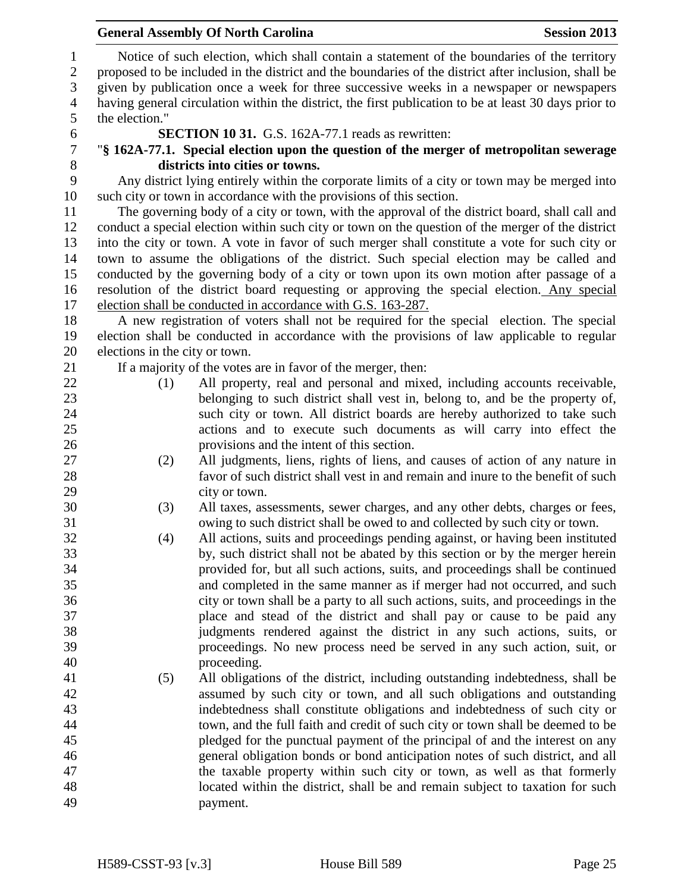Notice of such election, which shall contain a statement of the boundaries of the territory proposed to be included in the district and the boundaries of the district after inclusion, shall be given by publication once a week for three successive weeks in a newspaper or newspapers having general circulation within the district, the first publication to be at least 30 days prior to the election."

**SECTION 10 31.** G.S. 162A-77.1 reads as rewritten:

"**§ 162A-77.1. Special election upon the question of the merger of metropolitan sewerage districts into cities or towns.**

Any district lying entirely within the corporate limits of a city or town may be merged into such city or town in accordance with the provisions of this section.

The governing body of a city or town, with the approval of the district board, shall call and conduct a special election within such city or town on the question of the merger of the district into the city or town. A vote in favor of such merger shall constitute a vote for such city or town to assume the obligations of the district. Such special election may be called and conducted by the governing body of a city or town upon its own motion after passage of a resolution of the district board requesting or approving the special election. Any special election shall be conducted in accordance with G.S. 163-287.

A new registration of voters shall not be required for the special election. The special election shall be conducted in accordance with the provisions of law applicable to regular elections in the city or town.

If a majority of the votes are in favor of the merger, then:

(1) All property, real and personal and mixed, including accounts receivable, belonging to such district shall vest in, belong to, and be the property of, such city or town. All district boards are hereby authorized to take such actions and to execute such documents as will carry into effect the provisions and the intent of this section.

(2) All judgments, liens, rights of liens, and causes of action of any nature in favor of such district shall vest in and remain and inure to the benefit of such city or town.

(3) All taxes, assessments, sewer charges, and any other debts, charges or fees, owing to such district shall be owed to and collected by such city or town.

(4) All actions, suits and proceedings pending against, or having been instituted by, such district shall not be abated by this section or by the merger herein provided for, but all such actions, suits, and proceedings shall be continued and completed in the same manner as if merger had not occurred, and such city or town shall be a party to all such actions, suits, and proceedings in the place and stead of the district and shall pay or cause to be paid any judgments rendered against the district in any such actions, suits, or proceedings. No new process need be served in any such action, suit, or proceeding.

(5) All obligations of the district, including outstanding indebtedness, shall be assumed by such city or town, and all such obligations and outstanding indebtedness shall constitute obligations and indebtedness of such city or town, and the full faith and credit of such city or town shall be deemed to be pledged for the punctual payment of the principal of and the interest on any general obligation bonds or bond anticipation notes of such district, and all the taxable property within such city or town, as well as that formerly located within the district, shall be and remain subject to taxation for such payment.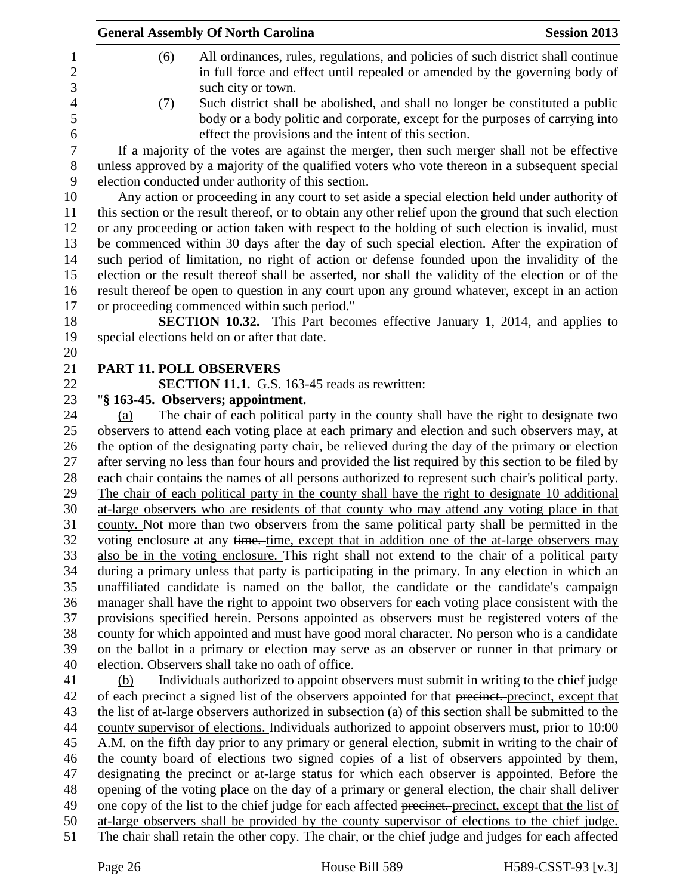(6) All ordinances, rules, regulations, and policies of such district shall continue in full force and effect until repealed or amended by the governing body of such city or town.

(7) Such district shall be abolished, and shall no longer be constituted a public body or a body politic and corporate, except for the purposes of carrying into effect the provisions and the intent of this section.

If a majority of the votes are against the merger, then such merger shall not be effective unless approved by a majority of the qualified voters who vote thereon in a subsequent special election conducted under authority of this section.

Any action or proceeding in any court to set aside a special election held under authority of this section or the result thereof, or to obtain any other relief upon the ground that such election or any proceeding or action taken with respect to the holding of such election is invalid, must be commenced within 30 days after the day of such special election. After the expiration of such period of limitation, no right of action or defense founded upon the invalidity of the election or the result thereof shall be asserted, nor shall the validity of the election or of the result thereof be open to question in any court upon any ground whatever, except in an action or proceeding commenced within such period."

**SECTION 10.32.** This Part becomes effective January 1, 2014, and applies to special elections held on or after that date.

## PART 11. POLL OBSERVERS

**SECTION 11.1.** G.S. 163-45 reads as rewritten:

"**§ 163-45. Observers; appointment.**

(a) The chair of each political party in the county shall have the right to designate two observers to attend each voting place at each primary and election and such observers may, at the option of the designating party chair, be relieved during the day of the primary or election after serving no less than four hours and provided the list required by this section to be filed by each chair contains the names of all persons authorized to represent such chair's political party. The chair of each political party in the county shall have the right to designate 10 additional at-large observers who are residents of that county who may attend any voting place in that county. Not more than two observers from the same political party shall be permitted in the voting enclosure at any ~~time.~~ time, except that in addition one of the at-large observers may also be in the voting enclosure. This right shall not extend to the chair of a political party during a primary unless that party is participating in the primary. In any election in which an unaffiliated candidate is named on the ballot, the candidate or the candidate's campaign manager shall have the right to appoint two observers for each voting place consistent with the provisions specified herein. Persons appointed as observers must be registered voters of the county for which appointed and must have good moral character. No person who is a candidate on the ballot in a primary or election may serve as an observer or runner in that primary or election. Observers shall take no oath of office.

(b) Individuals authorized to appoint observers must submit in writing to the chief judge of each precinct a signed list of the observers appointed for that ~~precinct.~~ precinct, except that the list of at-large observers authorized in subsection (a) of this section shall be submitted to the county supervisor of elections. Individuals authorized to appoint observers must, prior to 10:00 A.M. on the fifth day prior to any primary or general election, submit in writing to the chair of the county board of elections two signed copies of a list of observers appointed by them, designating the precinct or at-large status for which each observer is appointed. Before the opening of the voting place on the day of a primary or general election, the chair shall deliver one copy of the list to the chief judge for each affected ~~precinct.~~ precinct, except that the list of at-large observers shall be provided by the county supervisor of elections to the chief judge. The chair shall retain the other copy. The chair, or the chief judge and judges for each affected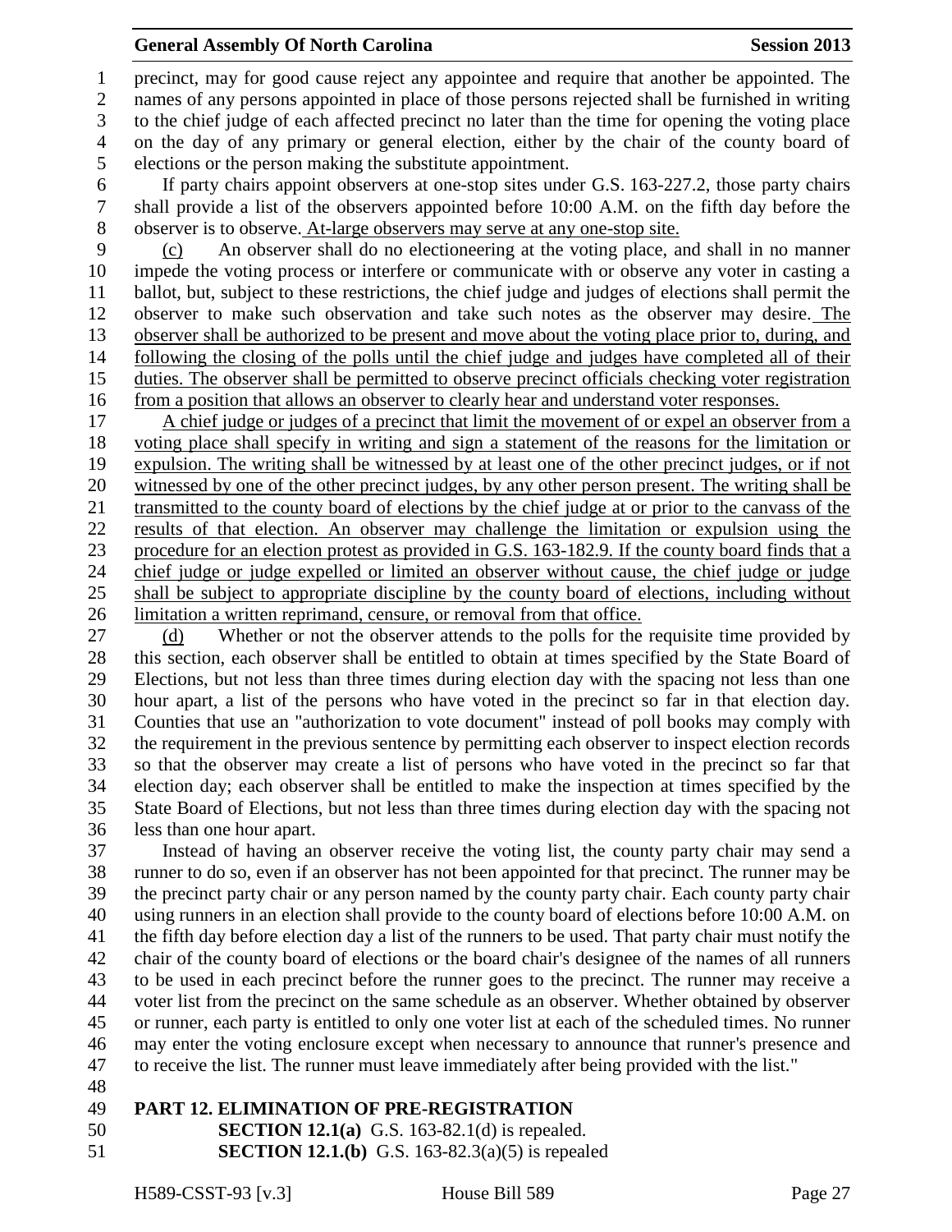precinct, may for good cause reject any appointee and require that another be appointed. The names of any persons appointed in place of those persons rejected shall be furnished in writing to the chief judge of each affected precinct no later than the time for opening the voting place on the day of any primary or general election, either by the chair of the county board of elections or the person making the substitute appointment.

If party chairs appoint observers at one-stop sites under G.S. 163-227.2, those party chairs shall provide a list of the observers appointed before 10:00 A.M. on the fifth day before the observer is to observe. At-large observers may serve at any one-stop site.

(c) An observer shall do no electioneering at the voting place, and shall in no manner impede the voting process or interfere or communicate with or observe any voter in casting a ballot, but, subject to these restrictions, the chief judge and judges of elections shall permit the observer to make such observation and take such notes as the observer may desire. The observer shall be authorized to be present and move about the voting place prior to, during, and following the closing of the polls until the chief judge and judges have completed all of their duties. The observer shall be permitted to observe precinct officials checking voter registration from a position that allows an observer to clearly hear and understand voter responses.

A chief judge or judges of a precinct that limit the movement of or expel an observer from a voting place shall specify in writing and sign a statement of the reasons for the limitation or expulsion. The writing shall be witnessed by at least one of the other precinct judges, or if not witnessed by one of the other precinct judges, by any other person present. The writing shall be transmitted to the county board of elections by the chief judge at or prior to the canvass of the results of that election. An observer may challenge the limitation or expulsion using the procedure for an election protest as provided in G.S. 163-182.9. If the county board finds that a chief judge or judge expelled or limited an observer without cause, the chief judge or judge shall be subject to appropriate discipline by the county board of elections, including without limitation a written reprimand, censure, or removal from that office.

(d) Whether or not the observer attends to the polls for the requisite time provided by this section, each observer shall be entitled to obtain at times specified by the State Board of Elections, but not less than three times during election day with the spacing not less than one hour apart, a list of the persons who have voted in the precinct so far in that election day. Counties that use an "authorization to vote document" instead of poll books may comply with the requirement in the previous sentence by permitting each observer to inspect election records so that the observer may create a list of persons who have voted in the precinct so far that election day; each observer shall be entitled to make the inspection at times specified by the State Board of Elections, but not less than three times during election day with the spacing not less than one hour apart.

Instead of having an observer receive the voting list, the county party chair may send a runner to do so, even if an observer has not been appointed for that precinct. The runner may be the precinct party chair or any person named by the county party chair. Each county party chair using runners in an election shall provide to the county board of elections before 10:00 A.M. on the fifth day before election day a list of the runners to be used. That party chair must notify the chair of the county board of elections or the board chair's designee of the names of all runners to be used in each precinct before the runner goes to the precinct. The runner may receive a voter list from the precinct on the same schedule as an observer. Whether obtained by observer or runner, each party is entitled to only one voter list at each of the scheduled times. No runner may enter the voting enclosure except when necessary to announce that runner's presence and to receive the list. The runner must leave immediately after being provided with the list."

## PART 12. ELIMINATION OF PRE-REGISTRATION

**SECTION 12.1(a)** G.S. 163-82.1(d) is repealed.

**SECTION 12.1.(b)** G.S. 163-82.3(a)(5) is repealed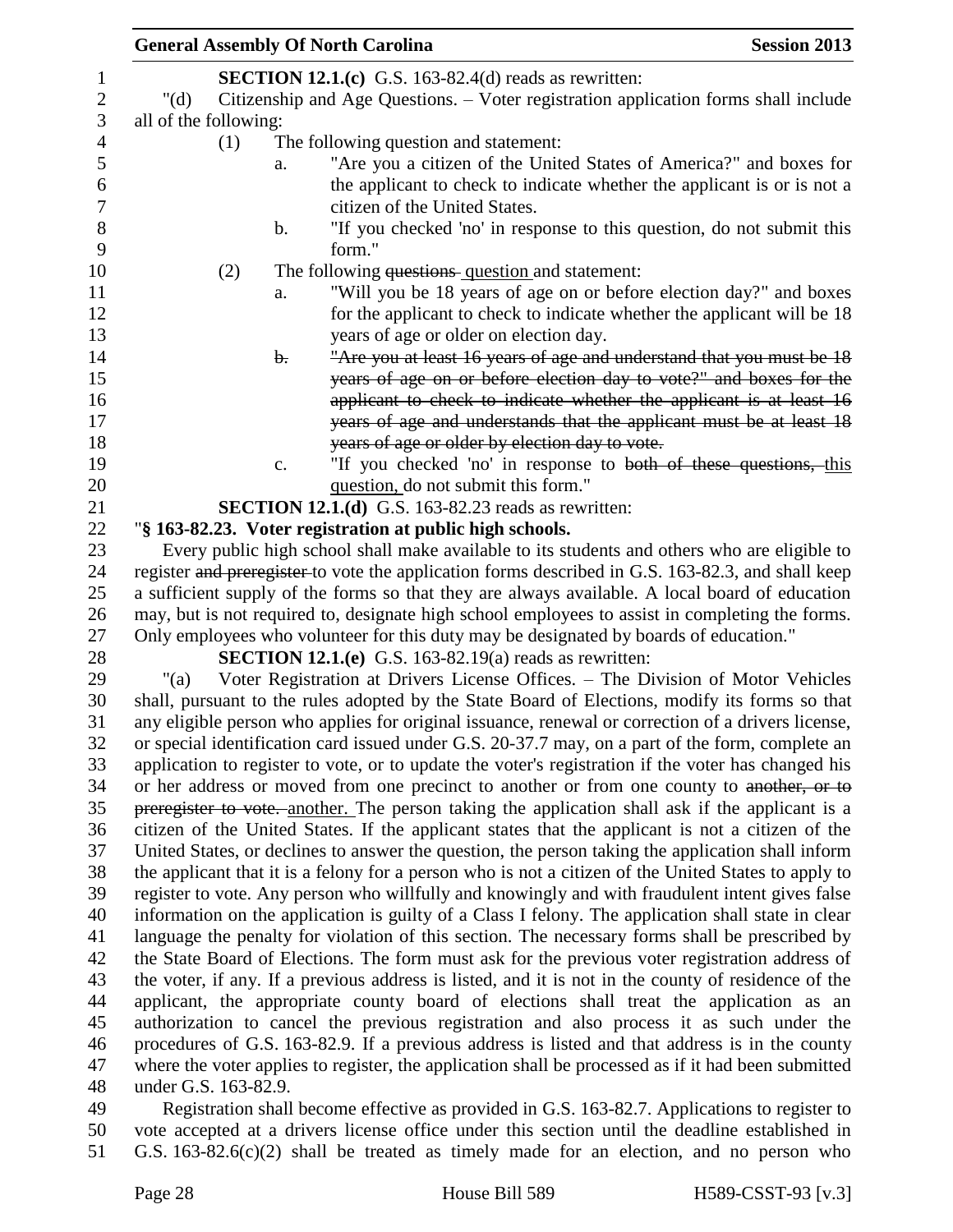**SECTION 12.1.(c)** G.S. 163-82.4(d) reads as rewritten:

"(d) Citizenship and Age Questions. – Voter registration application forms shall include all of the following:

(1) The following question and statement:

a. "Are you a citizen of the United States of America?" and boxes for the applicant to check to indicate whether the applicant is or is not a citizen of the United States.

b. "If you checked 'no' in response to this question, do not submit this form."

(2) The following ~~questions~~ question and statement:

a. "Will you be 18 years of age on or before election day?" and boxes for the applicant to check to indicate whether the applicant will be 18 years of age or older on election day.

~~b. "Are you at least 16 years of age and understand that you must be 18 years of age on or before election day to vote?" and boxes for the applicant to check to indicate whether the applicant is at least 16 years of age and understands that the applicant must be at least 18 years of age or older by election day to vote.~~

c. "If you checked 'no' in response to ~~both of these questions,~~ this question, do not submit this form."

**SECTION 12.1.(d)** G.S. 163-82.23 reads as rewritten:

"**§ 163-82.23. Voter registration at public high schools.**

Every public high school shall make available to its students and others who are eligible to register ~~and preregister~~ to vote the application forms described in G.S. 163-82.3, and shall keep a sufficient supply of the forms so that they are always available. A local board of education may, but is not required to, designate high school employees to assist in completing the forms. Only employees who volunteer for this duty may be designated by boards of education."

**SECTION 12.1.(e)** G.S. 163-82.19(a) reads as rewritten:

"(a) Voter Registration at Drivers License Offices. – The Division of Motor Vehicles shall, pursuant to the rules adopted by the State Board of Elections, modify its forms so that any eligible person who applies for original issuance, renewal or correction of a drivers license, or special identification card issued under G.S. 20-37.7 may, on a part of the form, complete an application to register to vote, or to update the voter's registration if the voter has changed his or her address or moved from one precinct to another or from one county to ~~another, or to preregister to vote.~~ another. The person taking the application shall ask if the applicant is a citizen of the United States. If the applicant states that the applicant is not a citizen of the United States, or declines to answer the question, the person taking the application shall inform the applicant that it is a felony for a person who is not a citizen of the United States to apply to register to vote. Any person who willfully and knowingly and with fraudulent intent gives false information on the application is guilty of a Class I felony. The application shall state in clear language the penalty for violation of this section. The necessary forms shall be prescribed by the State Board of Elections. The form must ask for the previous voter registration address of the voter, if any. If a previous address is listed, and it is not in the county of residence of the applicant, the appropriate county board of elections shall treat the application as an authorization to cancel the previous registration and also process it as such under the procedures of G.S. 163-82.9. If a previous address is listed and that address is in the county where the voter applies to register, the application shall be processed as if it had been submitted under G.S. 163-82.9.

Registration shall become effective as provided in G.S. 163-82.7. Applications to register to vote accepted at a drivers license office under this section until the deadline established in G.S. 163-82.6(c)(2) shall be treated as timely made for an election, and no person who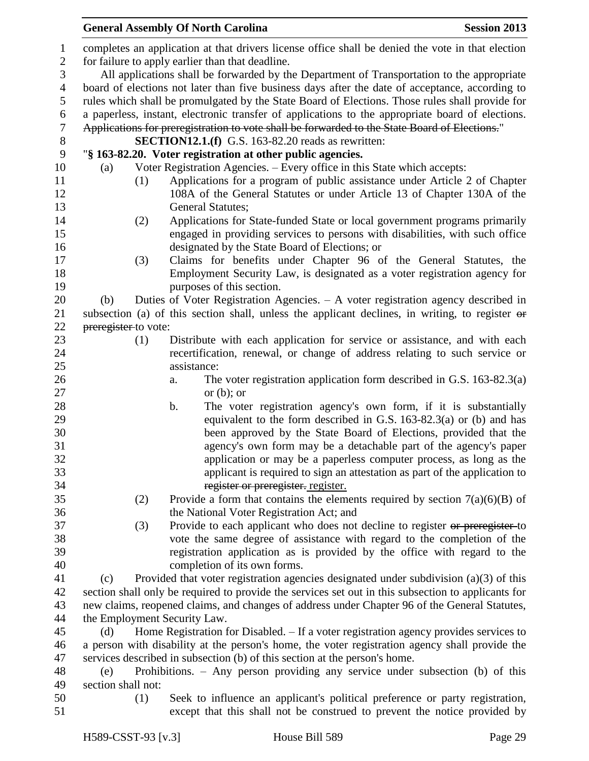completes an application at that drivers license office shall be denied the vote in that election for failure to apply earlier than that deadline.

All applications shall be forwarded by the Department of Transportation to the appropriate board of elections not later than five business days after the date of acceptance, according to rules which shall be promulgated by the State Board of Elections. Those rules shall provide for a paperless, instant, electronic transfer of applications to the appropriate board of elections. ~~Applications for preregistration to vote shall be forwarded to the State Board of Elections.~~"

**SECTION12.1.(f)** G.S. 163-82.20 reads as rewritten:

"**§ 163-82.20. Voter registration at other public agencies.**

(a) Voter Registration Agencies. – Every office in this State which accepts:

(1) Applications for a program of public assistance under Article 2 of Chapter 108A of the General Statutes or under Article 13 of Chapter 130A of the General Statutes;

(2) Applications for State-funded State or local government programs primarily engaged in providing services to persons with disabilities, with such office designated by the State Board of Elections; or

(3) Claims for benefits under Chapter 96 of the General Statutes, the Employment Security Law, is designated as a voter registration agency for purposes of this section.

(b) Duties of Voter Registration Agencies. – A voter registration agency described in subsection (a) of this section shall, unless the applicant declines, in writing, to register ~~or preregister~~ to vote:

(1) Distribute with each application for service or assistance, and with each recertification, renewal, or change of address relating to such service or assistance:

a. The voter registration application form described in G.S. 163-82.3(a) or (b); or

b. The voter registration agency's own form, if it is substantially equivalent to the form described in G.S. 163-82.3(a) or (b) and has been approved by the State Board of Elections, provided that the agency's own form may be a detachable part of the agency's paper application or may be a paperless computer process, as long as the applicant is required to sign an attestation as part of the application to ~~register or preregister.~~ <u>register.</u>

(2) Provide a form that contains the elements required by section 7(a)(6)(B) of the National Voter Registration Act; and

(3) Provide to each applicant who does not decline to register ~~or preregister~~ to vote the same degree of assistance with regard to the completion of the registration application as is provided by the office with regard to the completion of its own forms.

(c) Provided that voter registration agencies designated under subdivision (a)(3) of this section shall only be required to provide the services set out in this subsection to applicants for new claims, reopened claims, and changes of address under Chapter 96 of the General Statutes, the Employment Security Law.

(d) Home Registration for Disabled. – If a voter registration agency provides services to a person with disability at the person's home, the voter registration agency shall provide the services described in subsection (b) of this section at the person's home.

(e) Prohibitions. – Any person providing any service under subsection (b) of this section shall not:

(1) Seek to influence an applicant's political preference or party registration, except that this shall not be construed to prevent the notice provided by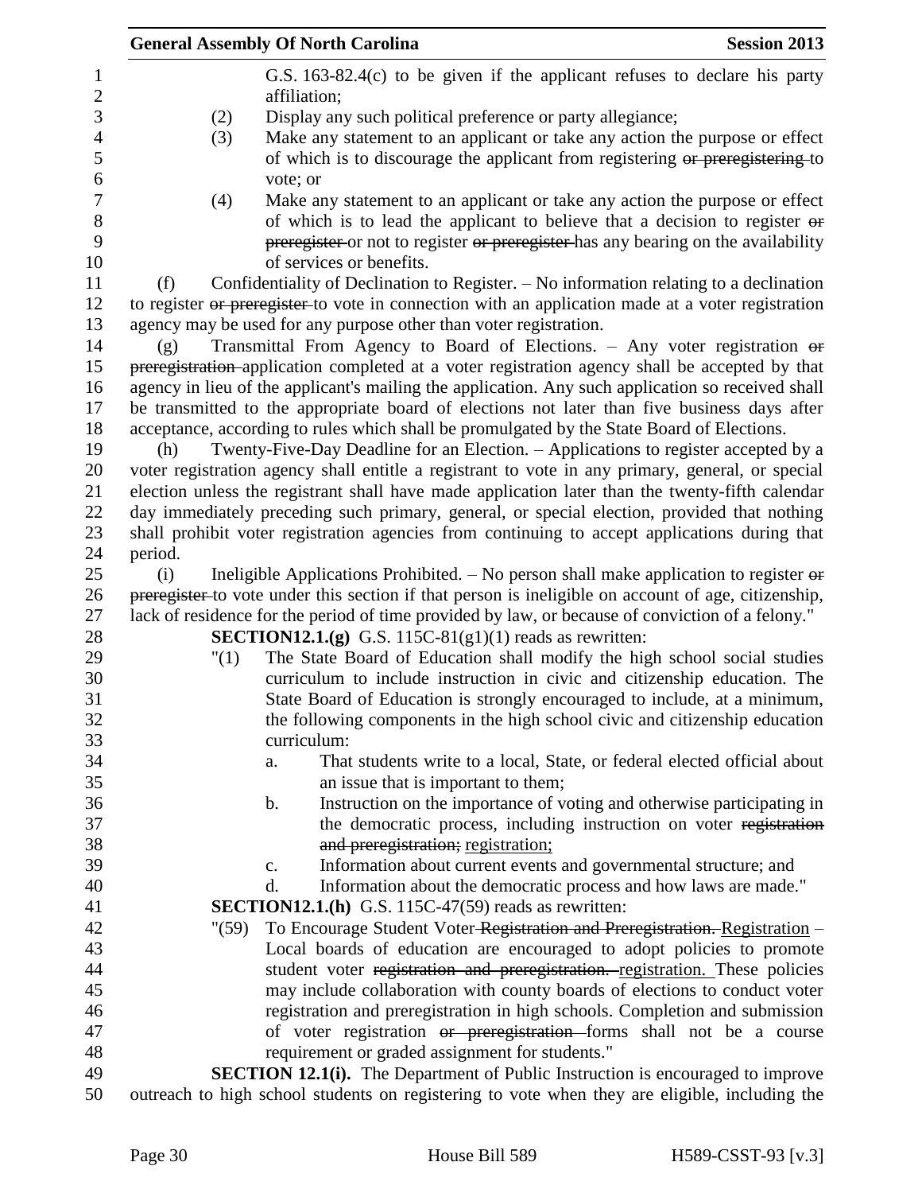G.S. 163-82.4(c) to be given if the applicant refuses to declare his party affiliation;

(2) Display any such political preference or party allegiance;

(3) Make any statement to an applicant or take any action the purpose or effect of which is to discourage the applicant from registering ~~or preregistering~~ to vote; or

(4) Make any statement to an applicant or take any action the purpose or effect of which is to lead the applicant to believe that a decision to register ~~or preregister~~ or not to register ~~or preregister~~ has any bearing on the availability of services or benefits.

(f) Confidentiality of Declination to Register. – No information relating to a declination to register ~~or preregister~~ to vote in connection with an application made at a voter registration agency may be used for any purpose other than voter registration.

(g) Transmittal From Agency to Board of Elections. – Any voter registration ~~or preregistration~~ application completed at a voter registration agency shall be accepted by that agency in lieu of the applicant's mailing the application. Any such application so received shall be transmitted to the appropriate board of elections not later than five business days after acceptance, according to rules which shall be promulgated by the State Board of Elections.

(h) Twenty-Five-Day Deadline for an Election. – Applications to register accepted by a voter registration agency shall entitle a registrant to vote in any primary, general, or special election unless the registrant shall have made application later than the twenty-fifth calendar day immediately preceding such primary, general, or special election, provided that nothing shall prohibit voter registration agencies from continuing to accept applications during that period.

(i) Ineligible Applications Prohibited. – No person shall make application to register ~~or preregister~~ to vote under this section if that person is ineligible on account of age, citizenship, lack of residence for the period of time provided by law, or because of conviction of a felony."

**SECTION12.1.(g)** G.S. 115C-81(g1)(1) reads as rewritten:

"(1) The State Board of Education shall modify the high school social studies curriculum to include instruction in civic and citizenship education. The State Board of Education is strongly encouraged to include, at a minimum, the following components in the high school civic and citizenship education curriculum:

a. That students write to a local, State, or federal elected official about an issue that is important to them;

b. Instruction on the importance of voting and otherwise participating in the democratic process, including instruction on voter ~~registration and preregistration;~~ <u>registration;</u>

c. Information about current events and governmental structure; and

d. Information about the democratic process and how laws are made."

**SECTION12.1.(h)** G.S. 115C-47(59) reads as rewritten:

"(59) To Encourage Student Voter ~~Registration and Preregistration.~~ <u>Registration</u> – Local boards of education are encouraged to adopt policies to promote student voter ~~registration and preregistration.~~ <u>registration.</u> These policies may include collaboration with county boards of elections to conduct voter registration and preregistration in high schools. Completion and submission of voter registration ~~or preregistration~~ forms shall not be a course requirement or graded assignment for students."

**SECTION 12.1(i).** The Department of Public Instruction is encouraged to improve outreach to high school students on registering to vote when they are eligible, including the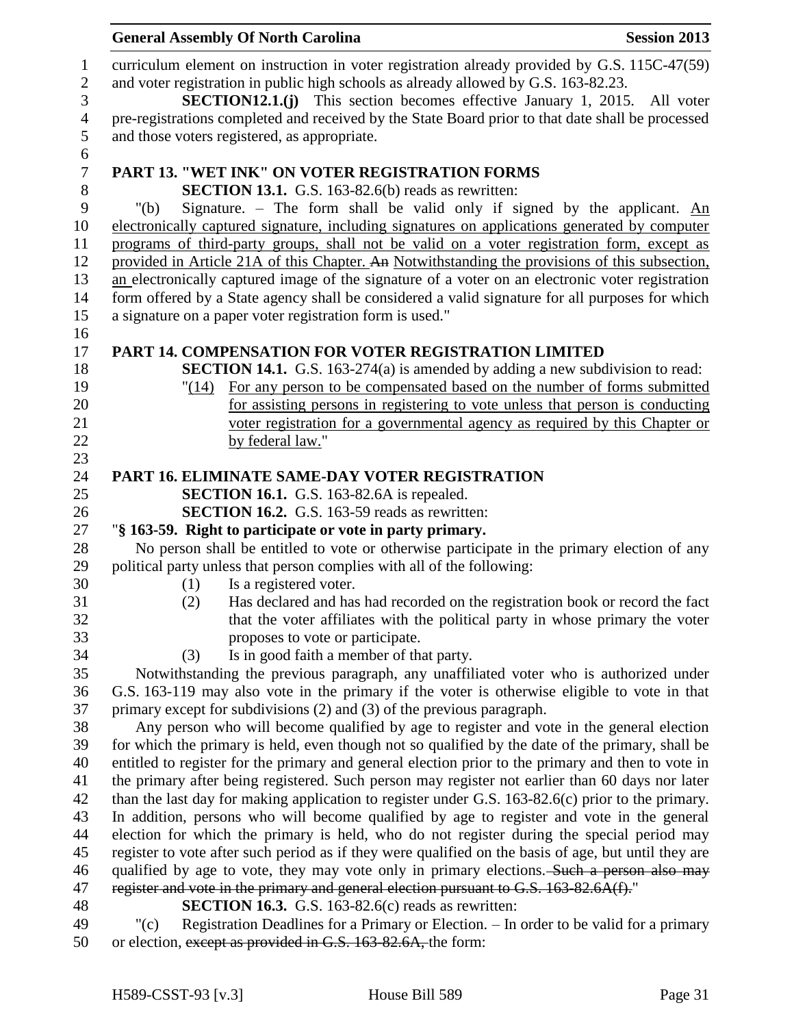curriculum element on instruction in voter registration already provided by G.S. 115C-47(59) and voter registration in public high schools as already allowed by G.S. 163-82.23.

**SECTION12.1.(j)** This section becomes effective January 1, 2015. All voter pre-registrations completed and received by the State Board prior to that date shall be processed and those voters registered, as appropriate.

## PART 13. "WET INK" ON VOTER REGISTRATION FORMS

**SECTION 13.1.** G.S. 163-82.6(b) reads as rewritten:

"(b) Signature. – The form shall be valid only if signed by the applicant. <u>An electronically captured signature, including signatures on applications generated by computer programs of third-party groups, shall not be valid on a voter registration form, except as provided in Article 21A of this Chapter.</u> ~~An~~ <u>Notwithstanding the provisions of this subsection, an</u> electronically captured image of the signature of a voter on an electronic voter registration form offered by a State agency shall be considered a valid signature for all purposes for which a signature on a paper voter registration form is used."

## PART 14. COMPENSATION FOR VOTER REGISTRATION LIMITED

**SECTION 14.1.** G.S. 163-274(a) is amended by adding a new subdivision to read:

"<u>(14)</u> <u>For any person to be compensated based on the number of forms submitted for assisting persons in registering to vote unless that person is conducting voter registration for a governmental agency as required by this Chapter or by federal law.</u>"

## PART 16. ELIMINATE SAME-DAY VOTER REGISTRATION

**SECTION 16.1.** G.S. 163-82.6A is repealed.

**SECTION 16.2.** G.S. 163-59 reads as rewritten:

"**§ 163-59. Right to participate or vote in party primary.**

No person shall be entitled to vote or otherwise participate in the primary election of any political party unless that person complies with all of the following:

(1) Is a registered voter.

(2) Has declared and has had recorded on the registration book or record the fact that the voter affiliates with the political party in whose primary the voter proposes to vote or participate.

(3) Is in good faith a member of that party.

Notwithstanding the previous paragraph, any unaffiliated voter who is authorized under G.S. 163-119 may also vote in the primary if the voter is otherwise eligible to vote in that primary except for subdivisions (2) and (3) of the previous paragraph.

Any person who will become qualified by age to register and vote in the general election for which the primary is held, even though not so qualified by the date of the primary, shall be entitled to register for the primary and general election prior to the primary and then to vote in the primary after being registered. Such person may register not earlier than 60 days nor later than the last day for making application to register under G.S. 163-82.6(c) prior to the primary. In addition, persons who will become qualified by age to register and vote in the general election for which the primary is held, who do not register during the special period may register to vote after such period as if they were qualified on the basis of age, but until they are qualified by age to vote, they may vote only in primary elections. ~~Such a person also may register and vote in the primary and general election pursuant to G.S. 163-82.6A(f).~~"

**SECTION 16.3.** G.S. 163-82.6(c) reads as rewritten:

"(c) Registration Deadlines for a Primary or Election. – In order to be valid for a primary or election, ~~except as provided in G.S. 163-82.6A,~~ the form: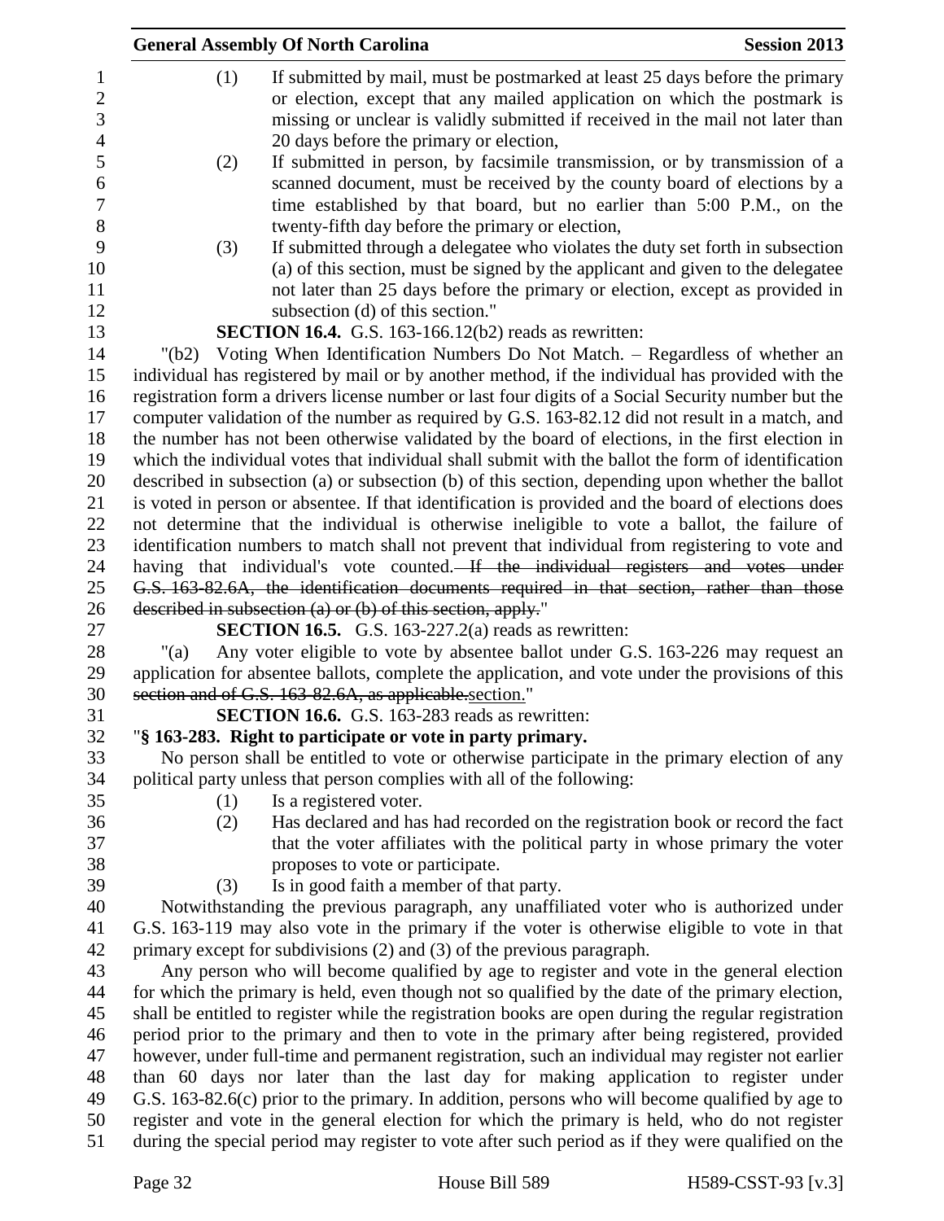(1) If submitted by mail, must be postmarked at least 25 days before the primary or election, except that any mailed application on which the postmark is missing or unclear is validly submitted if received in the mail not later than 20 days before the primary or election,

(2) If submitted in person, by facsimile transmission, or by transmission of a scanned document, must be received by the county board of elections by a time established by that board, but no earlier than 5:00 P.M., on the twenty-fifth day before the primary or election,

(3) If submitted through a delegatee who violates the duty set forth in subsection (a) of this section, must be signed by the applicant and given to the delegatee not later than 25 days before the primary or election, except as provided in subsection (d) of this section."

**SECTION 16.4.** G.S. 163-166.12(b2) reads as rewritten:

"(b2) Voting When Identification Numbers Do Not Match. – Regardless of whether an individual has registered by mail or by another method, if the individual has provided with the registration form a drivers license number or last four digits of a Social Security number but the computer validation of the number as required by G.S. 163-82.12 did not result in a match, and the number has not been otherwise validated by the board of elections, in the first election in which the individual votes that individual shall submit with the ballot the form of identification described in subsection (a) or subsection (b) of this section, depending upon whether the ballot is voted in person or absentee. If that identification is provided and the board of elections does not determine that the individual is otherwise ineligible to vote a ballot, the failure of identification numbers to match shall not prevent that individual from registering to vote and having that individual's vote counted. ~~If the individual registers and votes under G.S. 163-82.6A, the identification documents required in that section, rather than those described in subsection (a) or (b) of this section, apply.~~"

**SECTION 16.5.** G.S. 163-227.2(a) reads as rewritten:

"(a) Any voter eligible to vote by absentee ballot under G.S. 163-226 may request an application for absentee ballots, complete the application, and vote under the provisions of this ~~section and of G.S. 163-82.6A, as applicable.~~section."

**SECTION 16.6.** G.S. 163-283 reads as rewritten:

"**§ 163-283. Right to participate or vote in party primary.**

No person shall be entitled to vote or otherwise participate in the primary election of any political party unless that person complies with all of the following:

(1) Is a registered voter.

(2) Has declared and has had recorded on the registration book or record the fact that the voter affiliates with the political party in whose primary the voter proposes to vote or participate.

(3) Is in good faith a member of that party.

Notwithstanding the previous paragraph, any unaffiliated voter who is authorized under G.S. 163-119 may also vote in the primary if the voter is otherwise eligible to vote in that primary except for subdivisions (2) and (3) of the previous paragraph.

Any person who will become qualified by age to register and vote in the general election for which the primary is held, even though not so qualified by the date of the primary election, shall be entitled to register while the registration books are open during the regular registration period prior to the primary and then to vote in the primary after being registered, provided however, under full-time and permanent registration, such an individual may register not earlier than 60 days nor later than the last day for making application to register under G.S. 163-82.6(c) prior to the primary. In addition, persons who will become qualified by age to register and vote in the general election for which the primary is held, who do not register during the special period may register to vote after such period as if they were qualified on the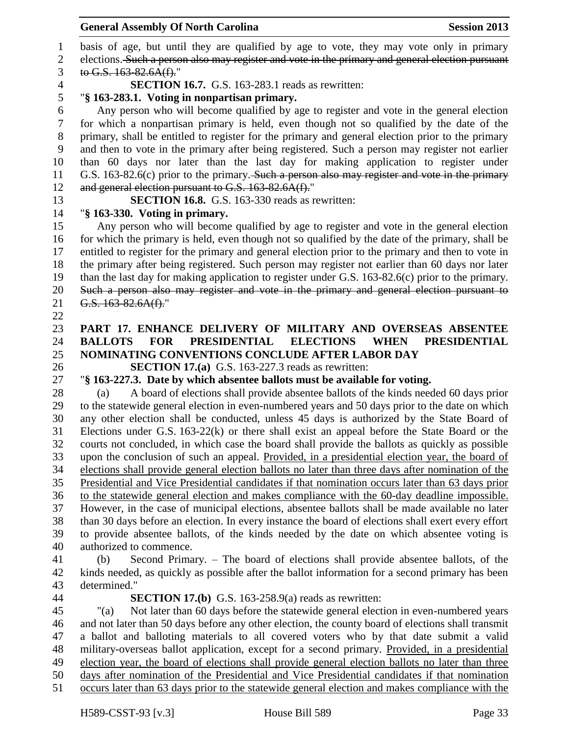basis of age, but until they are qualified by age to vote, they may vote only in primary elections. ~~Such a person also may register and vote in the primary and general election pursuant to G.S. 163-82.6A(f).~~"

**SECTION 16.7.** G.S. 163-283.1 reads as rewritten:

"**§ 163-283.1. Voting in nonpartisan primary.**

Any person who will become qualified by age to register and vote in the general election for which a nonpartisan primary is held, even though not so qualified by the date of the primary, shall be entitled to register for the primary and general election prior to the primary and then to vote in the primary after being registered. Such a person may register not earlier than 60 days nor later than the last day for making application to register under G.S. 163-82.6(c) prior to the primary. ~~Such a person also may register and vote in the primary and general election pursuant to G.S. 163-82.6A(f).~~"

**SECTION 16.8.** G.S. 163-330 reads as rewritten:

"**§ 163-330. Voting in primary.**

Any person who will become qualified by age to register and vote in the general election for which the primary is held, even though not so qualified by the date of the primary, shall be entitled to register for the primary and general election prior to the primary and then to vote in the primary after being registered. Such person may register not earlier than 60 days nor later than the last day for making application to register under G.S. 163-82.6(c) prior to the primary. ~~Such a person also may register and vote in the primary and general election pursuant to G.S. 163-82.6A(f).~~"

**PART 17. ENHANCE DELIVERY OF MILITARY AND OVERSEAS ABSENTEE BALLOTS FOR PRESIDENTIAL ELECTIONS WHEN PRESIDENTIAL NOMINATING CONVENTIONS CONCLUDE AFTER LABOR DAY**

**SECTION 17.(a)** G.S. 163-227.3 reads as rewritten:

"**§ 163-227.3. Date by which absentee ballots must be available for voting.**

(a) A board of elections shall provide absentee ballots of the kinds needed 60 days prior to the statewide general election in even-numbered years and 50 days prior to the date on which any other election shall be conducted, unless 45 days is authorized by the State Board of Elections under G.S. 163-22(k) or there shall exist an appeal before the State Board or the courts not concluded, in which case the board shall provide the ballots as quickly as possible upon the conclusion of such an appeal. <u>Provided, in a presidential election year, the board of elections shall provide general election ballots no later than three days after nomination of the Presidential and Vice Presidential candidates if that nomination occurs later than 63 days prior to the statewide general election and makes compliance with the 60-day deadline impossible.</u> However, in the case of municipal elections, absentee ballots shall be made available no later than 30 days before an election. In every instance the board of elections shall exert every effort to provide absentee ballots, of the kinds needed by the date on which absentee voting is authorized to commence.

(b) Second Primary. – The board of elections shall provide absentee ballots, of the kinds needed, as quickly as possible after the ballot information for a second primary has been determined."

**SECTION 17.(b)** G.S. 163-258.9(a) reads as rewritten:

"(a) Not later than 60 days before the statewide general election in even-numbered years and not later than 50 days before any other election, the county board of elections shall transmit a ballot and balloting materials to all covered voters who by that date submit a valid military-overseas ballot application, except for a second primary. <u>Provided, in a presidential election year, the board of elections shall provide general election ballots no later than three days after nomination of the Presidential and Vice Presidential candidates if that nomination occurs later than 63 days prior to the statewide general election and makes compliance with the</u>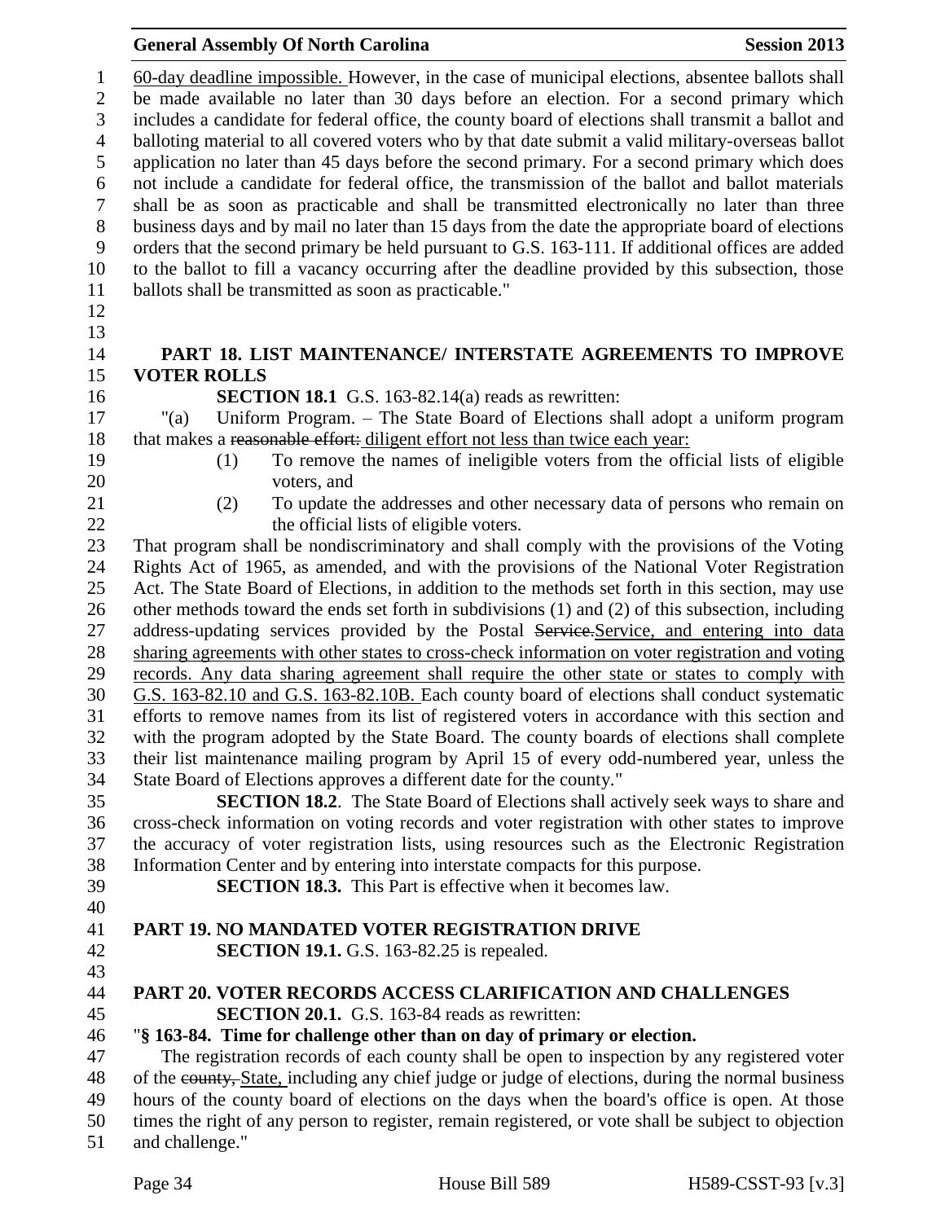60-day deadline impossible. However, in the case of municipal elections, absentee ballots shall be made available no later than 30 days before an election. For a second primary which includes a candidate for federal office, the county board of elections shall transmit a ballot and balloting material to all covered voters who by that date submit a valid military-overseas ballot application no later than 45 days before the second primary. For a second primary which does not include a candidate for federal office, the transmission of the ballot and ballot materials shall be as soon as practicable and shall be transmitted electronically no later than three business days and by mail no later than 15 days from the date the appropriate board of elections orders that the second primary be held pursuant to G.S. 163-111. If additional offices are added to the ballot to fill a vacancy occurring after the deadline provided by this subsection, those ballots shall be transmitted as soon as practicable."

## PART 18. LIST MAINTENANCE/ INTERSTATE AGREEMENTS TO IMPROVE VOTER ROLLS

**SECTION 18.1** G.S. 163-82.14(a) reads as rewritten:

"(a) Uniform Program. – The State Board of Elections shall adopt a uniform program that makes a ~~reasonable effort:~~ diligent effort not less than twice each year:

(1) To remove the names of ineligible voters from the official lists of eligible voters, and

(2) To update the addresses and other necessary data of persons who remain on the official lists of eligible voters.

That program shall be nondiscriminatory and shall comply with the provisions of the Voting Rights Act of 1965, as amended, and with the provisions of the National Voter Registration Act. The State Board of Elections, in addition to the methods set forth in this section, may use other methods toward the ends set forth in subdivisions (1) and (2) of this subsection, including address-updating services provided by the Postal ~~Service.~~Service, and entering into data sharing agreements with other states to cross-check information on voter registration and voting records. Any data sharing agreement shall require the other state or states to comply with G.S. 163-82.10 and G.S. 163-82.10B. Each county board of elections shall conduct systematic efforts to remove names from its list of registered voters in accordance with this section and with the program adopted by the State Board. The county boards of elections shall complete their list maintenance mailing program by April 15 of every odd-numbered year, unless the State Board of Elections approves a different date for the county."

**SECTION 18.2**. The State Board of Elections shall actively seek ways to share and cross-check information on voting records and voter registration with other states to improve the accuracy of voter registration lists, using resources such as the Electronic Registration Information Center and by entering into interstate compacts for this purpose.

**SECTION 18.3.** This Part is effective when it becomes law.

## PART 19. NO MANDATED VOTER REGISTRATION DRIVE

**SECTION 19.1.** G.S. 163-82.25 is repealed.

## PART 20. VOTER RECORDS ACCESS CLARIFICATION AND CHALLENGES

**SECTION 20.1.** G.S. 163-84 reads as rewritten:

"**§ 163-84. Time for challenge other than on day of primary or election.**

The registration records of each county shall be open to inspection by any registered voter of the ~~county,~~ State, including any chief judge or judge of elections, during the normal business hours of the county board of elections on the days when the board's office is open. At those times the right of any person to register, remain registered, or vote shall be subject to objection and challenge."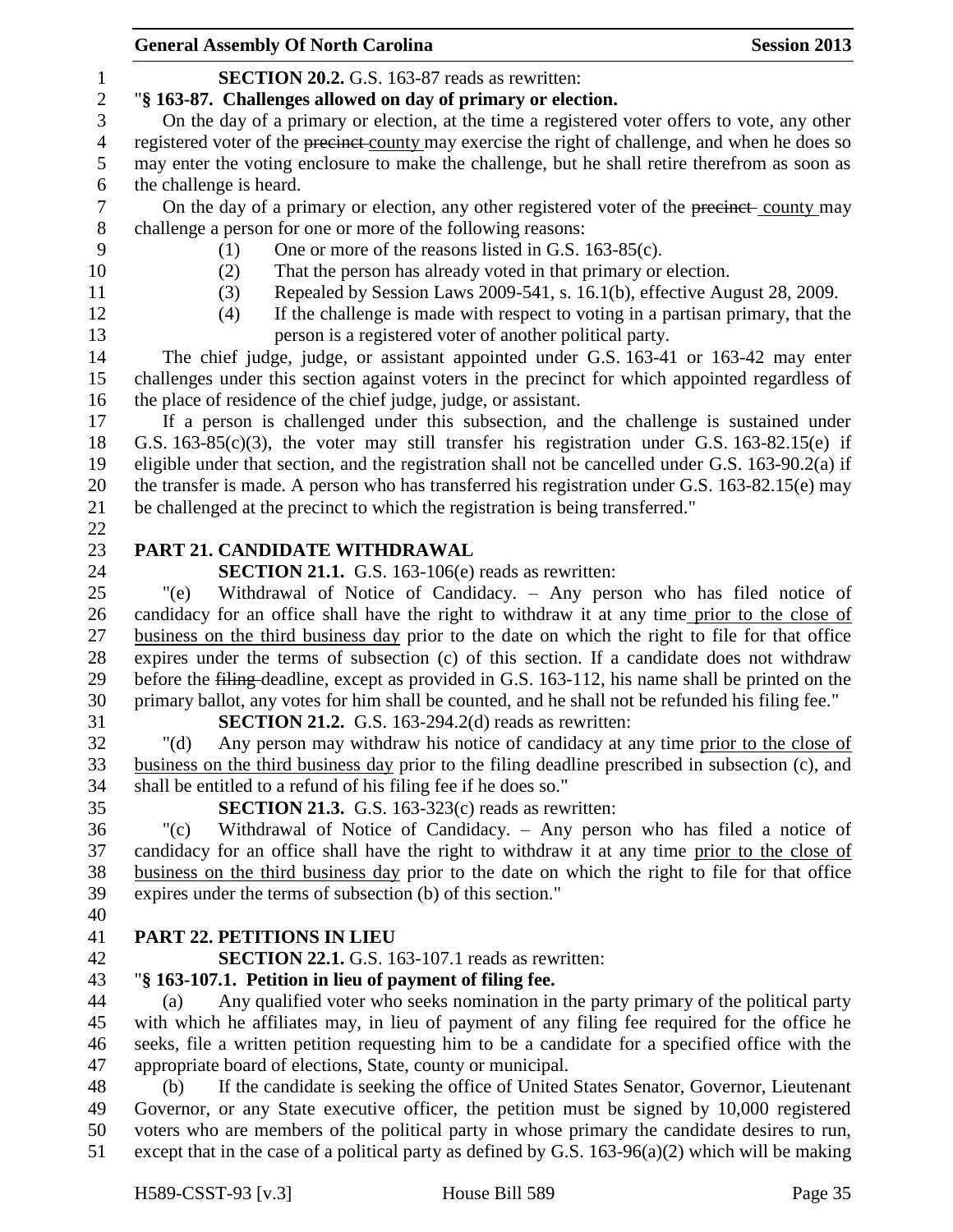**SECTION 20.2.** G.S. 163-87 reads as rewritten:

"**§ 163-87. Challenges allowed on day of primary or election.**

On the day of a primary or election, at the time a registered voter offers to vote, any other registered voter of the ~~precinct~~ county may exercise the right of challenge, and when he does so may enter the voting enclosure to make the challenge, but he shall retire therefrom as soon as the challenge is heard.

On the day of a primary or election, any other registered voter of the ~~precinct~~ county may challenge a person for one or more of the following reasons:

(1) One or more of the reasons listed in G.S. 163-85(c).

(2) That the person has already voted in that primary or election.

(3) Repealed by Session Laws 2009-541, s. 16.1(b), effective August 28, 2009.

(4) If the challenge is made with respect to voting in a partisan primary, that the person is a registered voter of another political party.

The chief judge, judge, or assistant appointed under G.S. 163-41 or 163-42 may enter challenges under this section against voters in the precinct for which appointed regardless of the place of residence of the chief judge, judge, or assistant.

If a person is challenged under this subsection, and the challenge is sustained under G.S. 163-85(c)(3), the voter may still transfer his registration under G.S. 163-82.15(e) if eligible under that section, and the registration shall not be cancelled under G.S. 163-90.2(a) if the transfer is made. A person who has transferred his registration under G.S. 163-82.15(e) may be challenged at the precinct to which the registration is being transferred."

## PART 21. CANDIDATE WITHDRAWAL

**SECTION 21.1.** G.S. 163-106(e) reads as rewritten:

"(e) Withdrawal of Notice of Candidacy. – Any person who has filed notice of candidacy for an office shall have the right to withdraw it at any time <u>prior to the close of business on the third business day</u> prior to the date on which the right to file for that office expires under the terms of subsection (c) of this section. If a candidate does not withdraw before the ~~filing~~ deadline, except as provided in G.S. 163-112, his name shall be printed on the primary ballot, any votes for him shall be counted, and he shall not be refunded his filing fee."

**SECTION 21.2.** G.S. 163-294.2(d) reads as rewritten:

"(d) Any person may withdraw his notice of candidacy at any time <u>prior to the close of business on the third business day</u> prior to the filing deadline prescribed in subsection (c), and shall be entitled to a refund of his filing fee if he does so."

**SECTION 21.3.** G.S. 163-323(c) reads as rewritten:

"(c) Withdrawal of Notice of Candidacy. – Any person who has filed a notice of candidacy for an office shall have the right to withdraw it at any time <u>prior to the close of business on the third business day</u> prior to the date on which the right to file for that office expires under the terms of subsection (b) of this section."

## PART 22. PETITIONS IN LIEU

**SECTION 22.1.** G.S. 163-107.1 reads as rewritten:

"**§ 163-107.1. Petition in lieu of payment of filing fee.**

(a) Any qualified voter who seeks nomination in the party primary of the political party with which he affiliates may, in lieu of payment of any filing fee required for the office he seeks, file a written petition requesting him to be a candidate for a specified office with the appropriate board of elections, State, county or municipal.

(b) If the candidate is seeking the office of United States Senator, Governor, Lieutenant Governor, or any State executive officer, the petition must be signed by 10,000 registered voters who are members of the political party in whose primary the candidate desires to run, except that in the case of a political party as defined by G.S. 163-96(a)(2) which will be making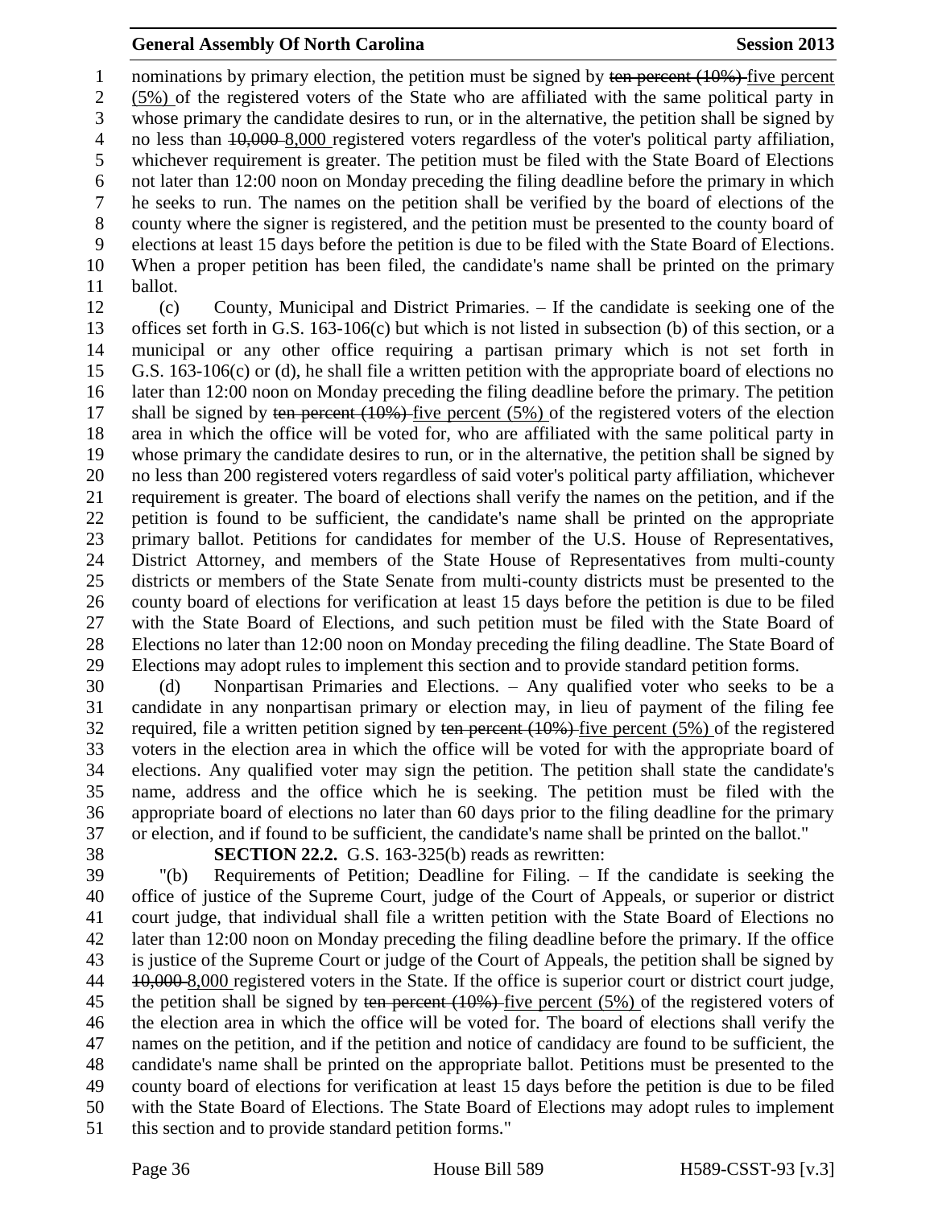nominations by primary election, the petition must be signed by ~~ten percent (10%)~~ five percent (5%) of the registered voters of the State who are affiliated with the same political party in whose primary the candidate desires to run, or in the alternative, the petition shall be signed by no less than ~~10,000~~ 8,000 registered voters regardless of the voter's political party affiliation, whichever requirement is greater. The petition must be filed with the State Board of Elections not later than 12:00 noon on Monday preceding the filing deadline before the primary in which he seeks to run. The names on the petition shall be verified by the board of elections of the county where the signer is registered, and the petition must be presented to the county board of elections at least 15 days before the petition is due to be filed with the State Board of Elections. When a proper petition has been filed, the candidate's name shall be printed on the primary ballot.

(c) County, Municipal and District Primaries. – If the candidate is seeking one of the offices set forth in G.S. 163-106(c) but which is not listed in subsection (b) of this section, or a municipal or any other office requiring a partisan primary which is not set forth in G.S. 163-106(c) or (d), he shall file a written petition with the appropriate board of elections no later than 12:00 noon on Monday preceding the filing deadline before the primary. The petition shall be signed by ~~ten percent (10%)~~ five percent (5%) of the registered voters of the election area in which the office will be voted for, who are affiliated with the same political party in whose primary the candidate desires to run, or in the alternative, the petition shall be signed by no less than 200 registered voters regardless of said voter's political party affiliation, whichever requirement is greater. The board of elections shall verify the names on the petition, and if the petition is found to be sufficient, the candidate's name shall be printed on the appropriate primary ballot. Petitions for candidates for member of the U.S. House of Representatives, District Attorney, and members of the State House of Representatives from multi-county districts or members of the State Senate from multi-county districts must be presented to the county board of elections for verification at least 15 days before the petition is due to be filed with the State Board of Elections, and such petition must be filed with the State Board of Elections no later than 12:00 noon on Monday preceding the filing deadline. The State Board of Elections may adopt rules to implement this section and to provide standard petition forms.

(d) Nonpartisan Primaries and Elections. – Any qualified voter who seeks to be a candidate in any nonpartisan primary or election may, in lieu of payment of the filing fee required, file a written petition signed by ~~ten percent (10%)~~ five percent (5%) of the registered voters in the election area in which the office will be voted for with the appropriate board of elections. Any qualified voter may sign the petition. The petition shall state the candidate's name, address and the office which he is seeking. The petition must be filed with the appropriate board of elections no later than 60 days prior to the filing deadline for the primary or election, and if found to be sufficient, the candidate's name shall be printed on the ballot."

**SECTION 22.2.** G.S. 163-325(b) reads as rewritten:

"(b) Requirements of Petition; Deadline for Filing. – If the candidate is seeking the office of justice of the Supreme Court, judge of the Court of Appeals, or superior or district court judge, that individual shall file a written petition with the State Board of Elections no later than 12:00 noon on Monday preceding the filing deadline before the primary. If the office is justice of the Supreme Court or judge of the Court of Appeals, the petition shall be signed by ~~10,000~~ 8,000 registered voters in the State. If the office is superior court or district court judge, the petition shall be signed by ~~ten percent (10%)~~ five percent (5%) of the registered voters of the election area in which the office will be voted for. The board of elections shall verify the names on the petition, and if the petition and notice of candidacy are found to be sufficient, the candidate's name shall be printed on the appropriate ballot. Petitions must be presented to the county board of elections for verification at least 15 days before the petition is due to be filed with the State Board of Elections. The State Board of Elections may adopt rules to implement this section and to provide standard petition forms."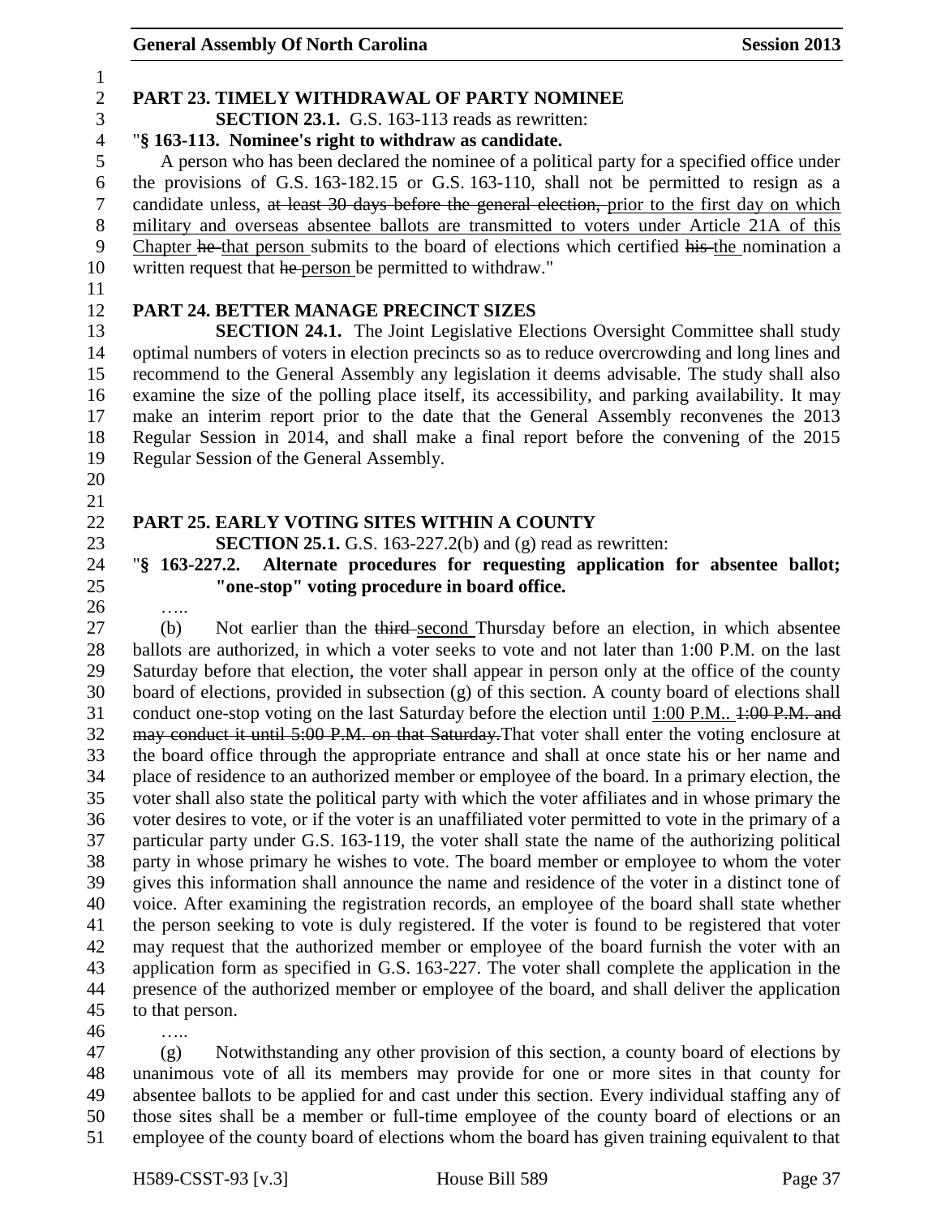## PART 23. TIMELY WITHDRAWAL OF PARTY NOMINEE

**SECTION 23.1.** G.S. 163-113 reads as rewritten:

"**§ 163-113. Nominee's right to withdraw as candidate.**

A person who has been declared the nominee of a political party for a specified office under the provisions of G.S. 163-182.15 or G.S. 163-110, shall not be permitted to resign as a candidate unless, ~~at least 30 days before the general election,~~ prior to the first day on which military and overseas absentee ballots are transmitted to voters under Article 21A of this Chapter ~~he~~ that person submits to the board of elections which certified ~~his~~ the nomination a written request that ~~he~~ person be permitted to withdraw."

## PART 24. BETTER MANAGE PRECINCT SIZES

**SECTION 24.1.** The Joint Legislative Elections Oversight Committee shall study optimal numbers of voters in election precincts so as to reduce overcrowding and long lines and recommend to the General Assembly any legislation it deems advisable. The study shall also examine the size of the polling place itself, its accessibility, and parking availability. It may make an interim report prior to the date that the General Assembly reconvenes the 2013 Regular Session in 2014, and shall make a final report before the convening of the 2015 Regular Session of the General Assembly.

## PART 25. EARLY VOTING SITES WITHIN A COUNTY

**SECTION 25.1.** G.S. 163-227.2(b) and (g) read as rewritten:

"**§ 163-227.2. Alternate procedures for requesting application for absentee ballot; "one-stop" voting procedure in board office.**

…..

(b) Not earlier than the ~~third~~ second Thursday before an election, in which absentee ballots are authorized, in which a voter seeks to vote and not later than 1:00 P.M. on the last Saturday before that election, the voter shall appear in person only at the office of the county board of elections, provided in subsection (g) of this section. A county board of elections shall conduct one-stop voting on the last Saturday before the election until 1:00 P.M.. ~~1:00 P.M. and may conduct it until 5:00 P.M. on that Saturday.~~ That voter shall enter the voting enclosure at the board office through the appropriate entrance and shall at once state his or her name and place of residence to an authorized member or employee of the board. In a primary election, the voter shall also state the political party with which the voter affiliates and in whose primary the voter desires to vote, or if the voter is an unaffiliated voter permitted to vote in the primary of a particular party under G.S. 163-119, the voter shall state the name of the authorizing political party in whose primary he wishes to vote. The board member or employee to whom the voter gives this information shall announce the name and residence of the voter in a distinct tone of voice. After examining the registration records, an employee of the board shall state whether the person seeking to vote is duly registered. If the voter is found to be registered that voter may request that the authorized member or employee of the board furnish the voter with an application form as specified in G.S. 163-227. The voter shall complete the application in the presence of the authorized member or employee of the board, and shall deliver the application to that person.

…..

(g) Notwithstanding any other provision of this section, a county board of elections by unanimous vote of all its members may provide for one or more sites in that county for absentee ballots to be applied for and cast under this section. Every individual staffing any of those sites shall be a member or full-time employee of the county board of elections or an employee of the county board of elections whom the board has given training equivalent to that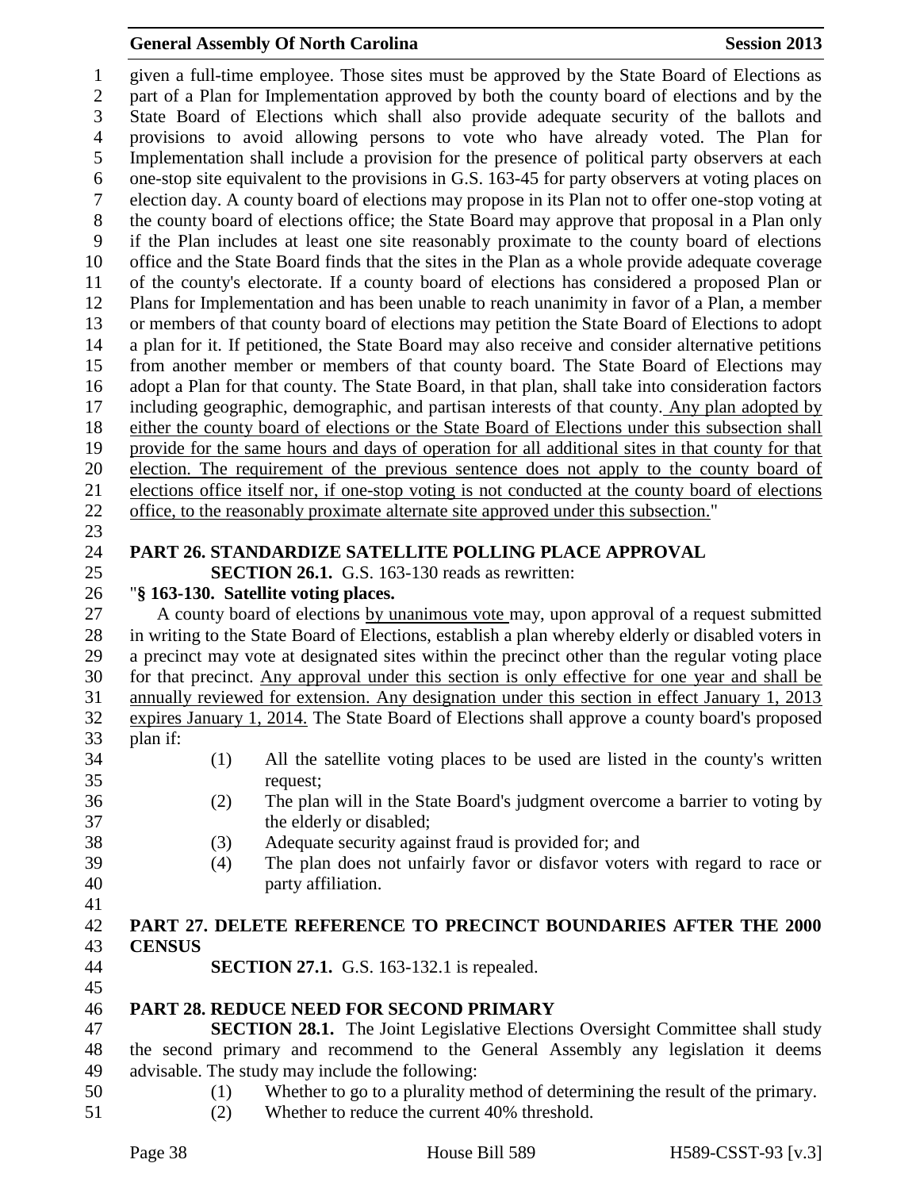given a full-time employee. Those sites must be approved by the State Board of Elections as part of a Plan for Implementation approved by both the county board of elections and by the State Board of Elections which shall also provide adequate security of the ballots and provisions to avoid allowing persons to vote who have already voted. The Plan for Implementation shall include a provision for the presence of political party observers at each one-stop site equivalent to the provisions in G.S. 163-45 for party observers at voting places on election day. A county board of elections may propose in its Plan not to offer one-stop voting at the county board of elections office; the State Board may approve that proposal in a Plan only if the Plan includes at least one site reasonably proximate to the county board of elections office and the State Board finds that the sites in the Plan as a whole provide adequate coverage of the county's electorate. If a county board of elections has considered a proposed Plan or Plans for Implementation and has been unable to reach unanimity in favor of a Plan, a member or members of that county board of elections may petition the State Board of Elections to adopt a plan for it. If petitioned, the State Board may also receive and consider alternative petitions from another member or members of that county board. The State Board of Elections may adopt a Plan for that county. The State Board, in that plan, shall take into consideration factors including geographic, demographic, and partisan interests of that county. Any plan adopted by either the county board of elections or the State Board of Elections under this subsection shall provide for the same hours and days of operation for all additional sites in that county for that election. The requirement of the previous sentence does not apply to the county board of elections office itself nor, if one-stop voting is not conducted at the county board of elections office, to the reasonably proximate alternate site approved under this subsection."

**PART 26. STANDARDIZE SATELLITE POLLING PLACE APPROVAL**

**SECTION 26.1.** G.S. 163-130 reads as rewritten:

"**§ 163-130. Satellite voting places.**

A county board of elections by unanimous vote may, upon approval of a request submitted in writing to the State Board of Elections, establish a plan whereby elderly or disabled voters in a precinct may vote at designated sites within the precinct other than the regular voting place for that precinct. Any approval under this section is only effective for one year and shall be annually reviewed for extension. Any designation under this section in effect January 1, 2013 expires January 1, 2014. The State Board of Elections shall approve a county board's proposed plan if:

(1) All the satellite voting places to be used are listed in the county's written request;

(2) The plan will in the State Board's judgment overcome a barrier to voting by the elderly or disabled;

(3) Adequate security against fraud is provided for; and

(4) The plan does not unfairly favor or disfavor voters with regard to race or party affiliation.

**PART 27. DELETE REFERENCE TO PRECINCT BOUNDARIES AFTER THE 2000 CENSUS**

**SECTION 27.1.** G.S. 163-132.1 is repealed.

**PART 28. REDUCE NEED FOR SECOND PRIMARY**

**SECTION 28.1.** The Joint Legislative Elections Oversight Committee shall study the second primary and recommend to the General Assembly any legislation it deems advisable. The study may include the following:

(1) Whether to go to a plurality method of determining the result of the primary.

(2) Whether to reduce the current 40% threshold.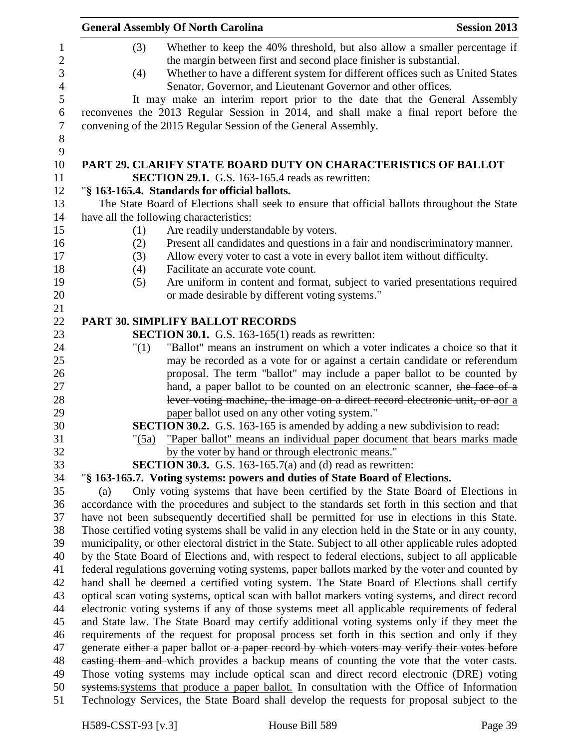(3) Whether to keep the 40% threshold, but also allow a smaller percentage if the margin between first and second place finisher is substantial.

(4) Whether to have a different system for different offices such as United States Senator, Governor, and Lieutenant Governor and other offices.

It may make an interim report prior to the date that the General Assembly reconvenes the 2013 Regular Session in 2014, and shall make a final report before the convening of the 2015 Regular Session of the General Assembly.

## PART 29. CLARIFY STATE BOARD DUTY ON CHARACTERISTICS OF BALLOT

**SECTION 29.1.** G.S. 163-165.4 reads as rewritten:

"**§ 163-165.4. Standards for official ballots.**

The State Board of Elections shall ~~seek to~~ ensure that official ballots throughout the State have all the following characteristics:

(1) Are readily understandable by voters.

(2) Present all candidates and questions in a fair and nondiscriminatory manner.

(3) Allow every voter to cast a vote in every ballot item without difficulty.

(4) Facilitate an accurate vote count.

(5) Are uniform in content and format, subject to varied presentations required or made desirable by different voting systems."

## PART 30. SIMPLIFY BALLOT RECORDS

**SECTION 30.1.** G.S. 163-165(1) reads as rewritten:

"(1) "Ballot" means an instrument on which a voter indicates a choice so that it may be recorded as a vote for or against a certain candidate or referendum proposal. The term "ballot" may include a paper ballot to be counted by hand, a paper ballot to be counted on an electronic scanner, ~~the face of a lever voting machine, the image on a direct record electronic unit, or a~~ <u>or a paper</u> ballot used on any other voting system."

**SECTION 30.2.** G.S. 163-165 is amended by adding a new subdivision to read:

"<u>(5a) "Paper ballot" means an individual paper document that bears marks made by the voter by hand or through electronic means.</u>"

**SECTION 30.3.** G.S. 163-165.7(a) and (d) read as rewritten:

"**§ 163-165.7. Voting systems: powers and duties of State Board of Elections.**

(a) Only voting systems that have been certified by the State Board of Elections in accordance with the procedures and subject to the standards set forth in this section and that have not been subsequently decertified shall be permitted for use in elections in this State. Those certified voting systems shall be valid in any election held in the State or in any county, municipality, or other electoral district in the State. Subject to all other applicable rules adopted by the State Board of Elections and, with respect to federal elections, subject to all applicable federal regulations governing voting systems, paper ballots marked by the voter and counted by hand shall be deemed a certified voting system. The State Board of Elections shall certify optical scan voting systems, optical scan with ballot markers voting systems, and direct record electronic voting systems if any of those systems meet all applicable requirements of federal and State law. The State Board may certify additional voting systems only if they meet the requirements of the request for proposal process set forth in this section and only if they generate ~~either~~ a paper ballot ~~or a paper record by which voters may verify their votes before casting them and~~ which provides a backup means of counting the vote that the voter casts. Those voting systems may include optical scan and direct record electronic (DRE) voting ~~systems.~~<u>systems that produce a paper ballot.</u> In consultation with the Office of Information Technology Services, the State Board shall develop the requests for proposal subject to the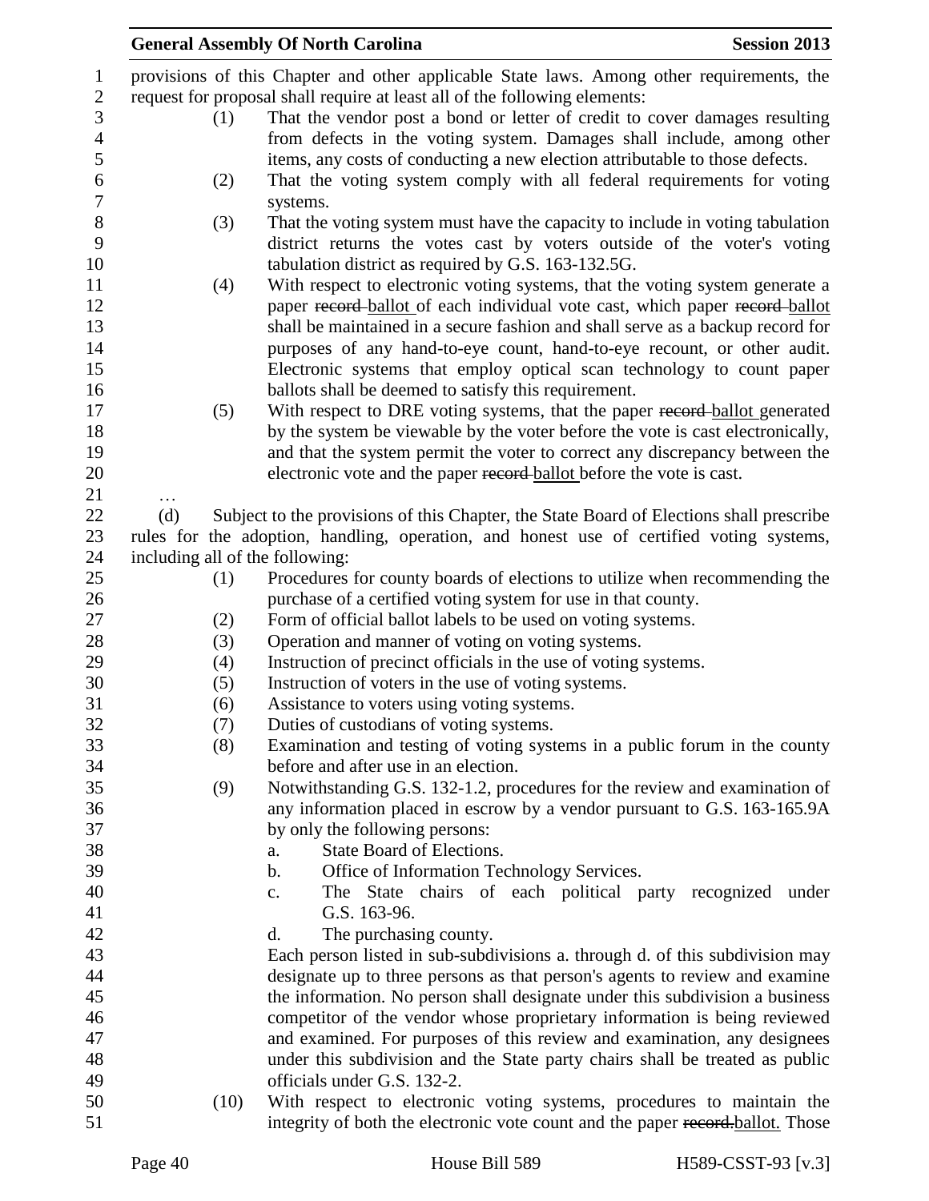provisions of this Chapter and other applicable State laws. Among other requirements, the request for proposal shall require at least all of the following elements:

(1) That the vendor post a bond or letter of credit to cover damages resulting from defects in the voting system. Damages shall include, among other items, any costs of conducting a new election attributable to those defects.

(2) That the voting system comply with all federal requirements for voting systems.

(3) That the voting system must have the capacity to include in voting tabulation district returns the votes cast by voters outside of the voter's voting tabulation district as required by G.S. 163-132.5G.

(4) With respect to electronic voting systems, that the voting system generate a paper ~~record~~ ballot of each individual vote cast, which paper ~~record~~ ballot shall be maintained in a secure fashion and shall serve as a backup record for purposes of any hand-to-eye count, hand-to-eye recount, or other audit. Electronic systems that employ optical scan technology to count paper ballots shall be deemed to satisfy this requirement.

(5) With respect to DRE voting systems, that the paper ~~record~~ ballot generated by the system be viewable by the voter before the vote is cast electronically, and that the system permit the voter to correct any discrepancy between the electronic vote and the paper ~~record~~ ballot before the vote is cast.

…

(d) Subject to the provisions of this Chapter, the State Board of Elections shall prescribe rules for the adoption, handling, operation, and honest use of certified voting systems, including all of the following:

(1) Procedures for county boards of elections to utilize when recommending the purchase of a certified voting system for use in that county.

(2) Form of official ballot labels to be used on voting systems.

(3) Operation and manner of voting on voting systems.

(4) Instruction of precinct officials in the use of voting systems.

(5) Instruction of voters in the use of voting systems.

(6) Assistance to voters using voting systems.

(7) Duties of custodians of voting systems.

(8) Examination and testing of voting systems in a public forum in the county before and after use in an election.

(9) Notwithstanding G.S. 132-1.2, procedures for the review and examination of any information placed in escrow by a vendor pursuant to G.S. 163-165.9A by only the following persons:

a. State Board of Elections.

b. Office of Information Technology Services.

c. The State chairs of each political party recognized under G.S. 163-96.

d. The purchasing county.

Each person listed in sub-subdivisions a. through d. of this subdivision may designate up to three persons as that person's agents to review and examine the information. No person shall designate under this subdivision a business competitor of the vendor whose proprietary information is being reviewed and examined. For purposes of this review and examination, any designees under this subdivision and the State party chairs shall be treated as public officials under G.S. 132-2.

(10) With respect to electronic voting systems, procedures to maintain the integrity of both the electronic vote count and the paper ~~record.~~ballot. Those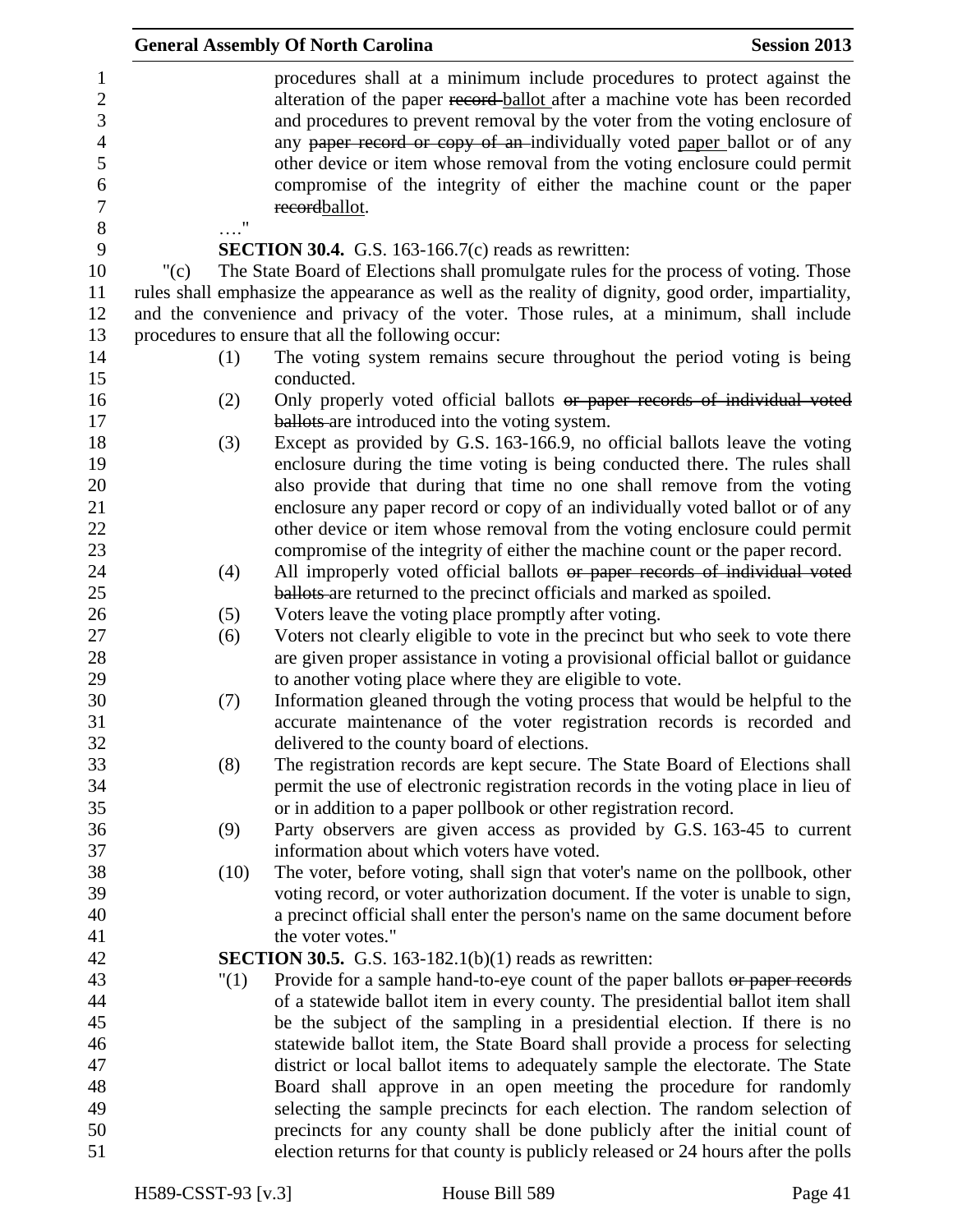procedures shall at a minimum include procedures to protect against the alteration of the paper ~~record~~ ballot after a machine vote has been recorded and procedures to prevent removal by the voter from the voting enclosure of any ~~paper record or copy of an~~ individually voted paper ballot or of any other device or item whose removal from the voting enclosure could permit compromise of the integrity of either the machine count or the paper ~~record~~ballot.

…."

**SECTION 30.4.** G.S. 163-166.7(c) reads as rewritten:

"(c) The State Board of Elections shall promulgate rules for the process of voting. Those rules shall emphasize the appearance as well as the reality of dignity, good order, impartiality, and the convenience and privacy of the voter. Those rules, at a minimum, shall include procedures to ensure that all the following occur:

(1) The voting system remains secure throughout the period voting is being conducted.

(2) Only properly voted official ballots ~~or paper records of individual voted ballots~~ are introduced into the voting system.

(3) Except as provided by G.S. 163-166.9, no official ballots leave the voting enclosure during the time voting is being conducted there. The rules shall also provide that during that time no one shall remove from the voting enclosure any paper record or copy of an individually voted ballot or of any other device or item whose removal from the voting enclosure could permit compromise of the integrity of either the machine count or the paper record.

(4) All improperly voted official ballots ~~or paper records of individual voted ballots~~ are returned to the precinct officials and marked as spoiled.

(5) Voters leave the voting place promptly after voting.

(6) Voters not clearly eligible to vote in the precinct but who seek to vote there are given proper assistance in voting a provisional official ballot or guidance to another voting place where they are eligible to vote.

(7) Information gleaned through the voting process that would be helpful to the accurate maintenance of the voter registration records is recorded and delivered to the county board of elections.

(8) The registration records are kept secure. The State Board of Elections shall permit the use of electronic registration records in the voting place in lieu of or in addition to a paper pollbook or other registration record.

(9) Party observers are given access as provided by G.S. 163-45 to current information about which voters have voted.

(10) The voter, before voting, shall sign that voter's name on the pollbook, other voting record, or voter authorization document. If the voter is unable to sign, a precinct official shall enter the person's name on the same document before the voter votes."

**SECTION 30.5.** G.S. 163-182.1(b)(1) reads as rewritten:

"(1) Provide for a sample hand-to-eye count of the paper ballots ~~or paper records~~ of a statewide ballot item in every county. The presidential ballot item shall be the subject of the sampling in a presidential election. If there is no statewide ballot item, the State Board shall provide a process for selecting district or local ballot items to adequately sample the electorate. The State Board shall approve in an open meeting the procedure for randomly selecting the sample precincts for each election. The random selection of precincts for any county shall be done publicly after the initial count of election returns for that county is publicly released or 24 hours after the polls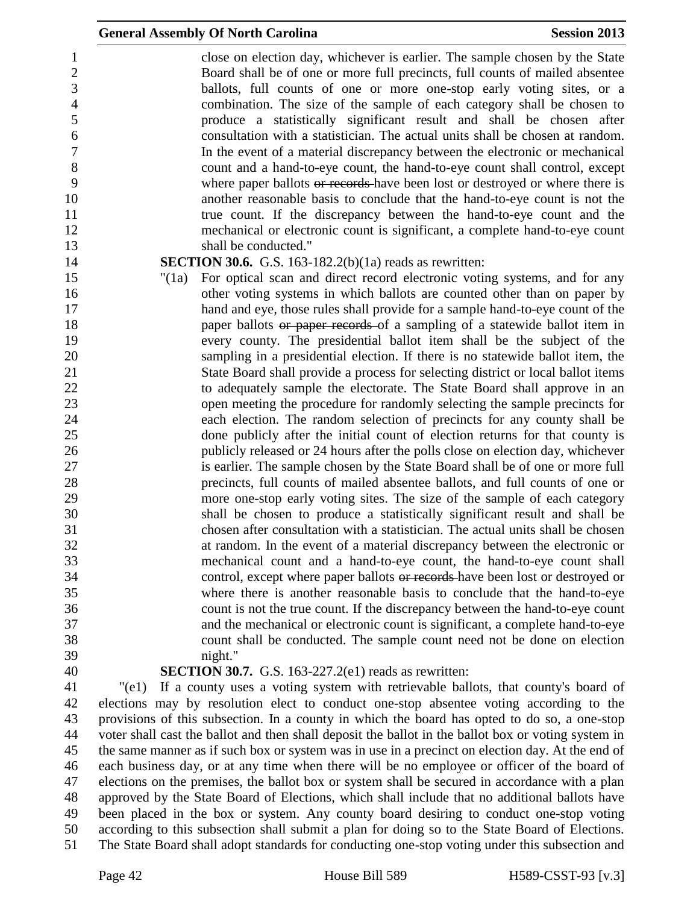close on election day, whichever is earlier. The sample chosen by the State Board shall be of one or more full precincts, full counts of mailed absentee ballots, full counts of one or more one-stop early voting sites, or a combination. The size of the sample of each category shall be chosen to produce a statistically significant result and shall be chosen after consultation with a statistician. The actual units shall be chosen at random. In the event of a material discrepancy between the electronic or mechanical count and a hand-to-eye count, the hand-to-eye count shall control, except where paper ballots ~~or records~~ have been lost or destroyed or where there is another reasonable basis to conclude that the hand-to-eye count is not the true count. If the discrepancy between the hand-to-eye count and the mechanical or electronic count is significant, a complete hand-to-eye count shall be conducted."

**SECTION 30.6.** G.S. 163-182.2(b)(1a) reads as rewritten:

"(1a) For optical scan and direct record electronic voting systems, and for any other voting systems in which ballots are counted other than on paper by hand and eye, those rules shall provide for a sample hand-to-eye count of the paper ballots ~~or paper records~~ of a sampling of a statewide ballot item in every county. The presidential ballot item shall be the subject of the sampling in a presidential election. If there is no statewide ballot item, the State Board shall provide a process for selecting district or local ballot items to adequately sample the electorate. The State Board shall approve in an open meeting the procedure for randomly selecting the sample precincts for each election. The random selection of precincts for any county shall be done publicly after the initial count of election returns for that county is publicly released or 24 hours after the polls close on election day, whichever is earlier. The sample chosen by the State Board shall be of one or more full precincts, full counts of mailed absentee ballots, and full counts of one or more one-stop early voting sites. The size of the sample of each category shall be chosen to produce a statistically significant result and shall be chosen after consultation with a statistician. The actual units shall be chosen at random. In the event of a material discrepancy between the electronic or mechanical count and a hand-to-eye count, the hand-to-eye count shall control, except where paper ballots ~~or records~~ have been lost or destroyed or where there is another reasonable basis to conclude that the hand-to-eye count is not the true count. If the discrepancy between the hand-to-eye count and the mechanical or electronic count is significant, a complete hand-to-eye count shall be conducted. The sample count need not be done on election night."

**SECTION 30.7.** G.S. 163-227.2(e1) reads as rewritten:

"(e1) If a county uses a voting system with retrievable ballots, that county's board of elections may by resolution elect to conduct one-stop absentee voting according to the provisions of this subsection. In a county in which the board has opted to do so, a one-stop voter shall cast the ballot and then shall deposit the ballot in the ballot box or voting system in the same manner as if such box or system was in use in a precinct on election day. At the end of each business day, or at any time when there will be no employee or officer of the board of elections on the premises, the ballot box or system shall be secured in accordance with a plan approved by the State Board of Elections, which shall include that no additional ballots have been placed in the box or system. Any county board desiring to conduct one-stop voting according to this subsection shall submit a plan for doing so to the State Board of Elections. The State Board shall adopt standards for conducting one-stop voting under this subsection and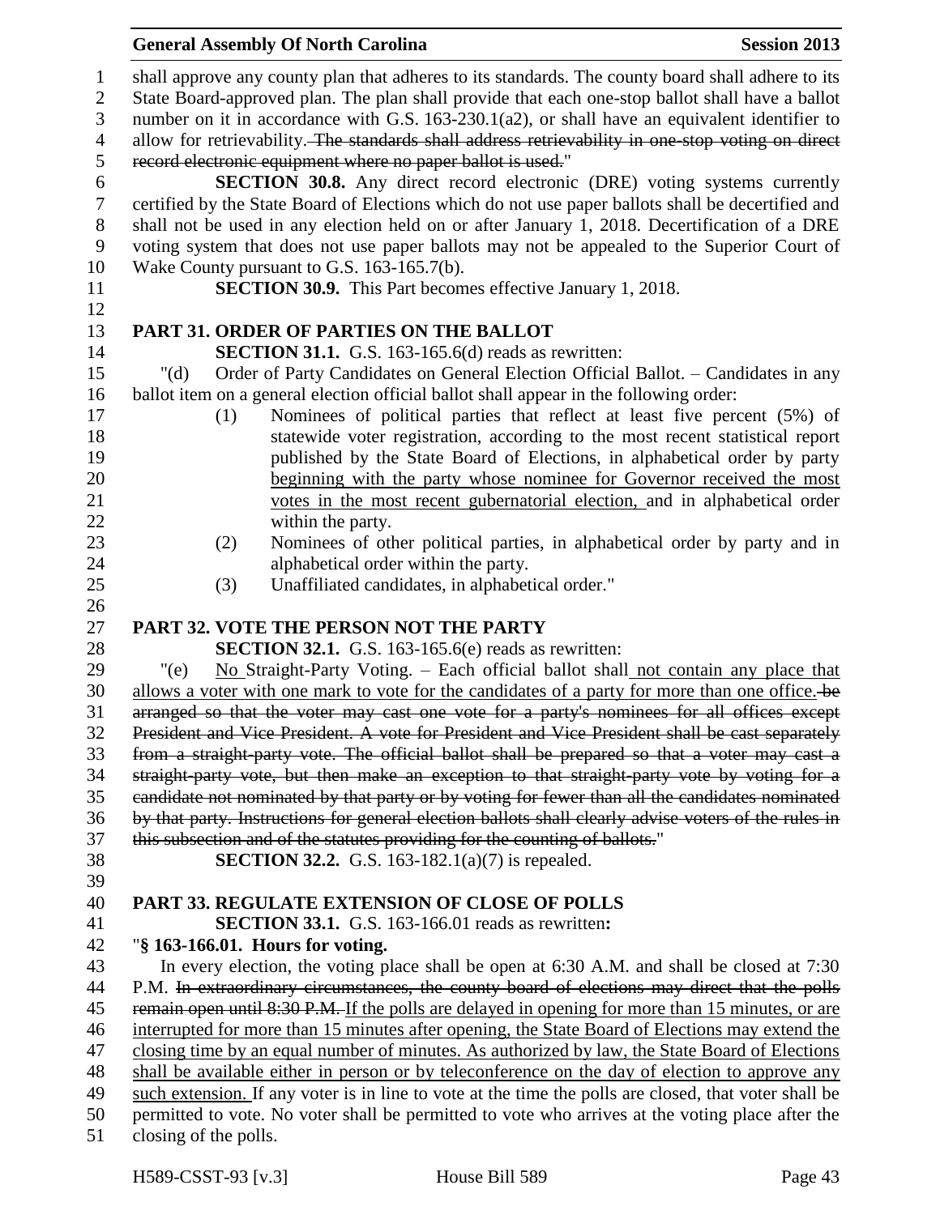shall approve any county plan that adheres to its standards. The county board shall adhere to its State Board-approved plan. The plan shall provide that each one-stop ballot shall have a ballot number on it in accordance with G.S. 163-230.1(a2), or shall have an equivalent identifier to allow for retrievability. ~~The standards shall address retrievability in one-stop voting on direct record electronic equipment where no paper ballot is used.~~"

**SECTION 30.8.** Any direct record electronic (DRE) voting systems currently certified by the State Board of Elections which do not use paper ballots shall be decertified and shall not be used in any election held on or after January 1, 2018. Decertification of a DRE voting system that does not use paper ballots may not be appealed to the Superior Court of Wake County pursuant to G.S. 163-165.7(b).

**SECTION 30.9.** This Part becomes effective January 1, 2018.

## PART 31. ORDER OF PARTIES ON THE BALLOT

**SECTION 31.1.** G.S. 163-165.6(d) reads as rewritten:

"(d) Order of Party Candidates on General Election Official Ballot. – Candidates in any ballot item on a general election official ballot shall appear in the following order:

(1) Nominees of political parties that reflect at least five percent (5%) of statewide voter registration, according to the most recent statistical report published by the State Board of Elections, in alphabetical order by party <u>beginning with the party whose nominee for Governor received the most votes in the most recent gubernatorial election,</u> and in alphabetical order within the party.

(2) Nominees of other political parties, in alphabetical order by party and in alphabetical order within the party.

(3) Unaffiliated candidates, in alphabetical order."

## PART 32. VOTE THE PERSON NOT THE PARTY

**SECTION 32.1.** G.S. 163-165.6(e) reads as rewritten:

"(e) <u>No</u> Straight-Party Voting. – Each official ballot shall <u>not contain any place that allows a voter with one mark to vote for the candidates of a party for more than one office.</u> ~~be arranged so that the voter may cast one vote for a party's nominees for all offices except President and Vice President. A vote for President and Vice President shall be cast separately from a straight-party vote. The official ballot shall be prepared so that a voter may cast a straight-party vote, but then make an exception to that straight-party vote by voting for a candidate not nominated by that party or by voting for fewer than all the candidates nominated by that party. Instructions for general election ballots shall clearly advise voters of the rules in this subsection and of the statutes providing for the counting of ballots.~~"

**SECTION 32.2.** G.S. 163-182.1(a)(7) is repealed.

## PART 33. REGULATE EXTENSION OF CLOSE OF POLLS

**SECTION 33.1.** G.S. 163-166.01 reads as rewritten**:**

"**§ 163-166.01. Hours for voting.**

In every election, the voting place shall be open at 6:30 A.M. and shall be closed at 7:30 P.M. ~~In extraordinary circumstances, the county board of elections may direct that the polls remain open until 8:30 P.M.~~ <u>If the polls are delayed in opening for more than 15 minutes, or are interrupted for more than 15 minutes after opening, the State Board of Elections may extend the closing time by an equal number of minutes. As authorized by law, the State Board of Elections shall be available either in person or by teleconference on the day of election to approve any such extension.</u> If any voter is in line to vote at the time the polls are closed, that voter shall be permitted to vote. No voter shall be permitted to vote who arrives at the voting place after the closing of the polls.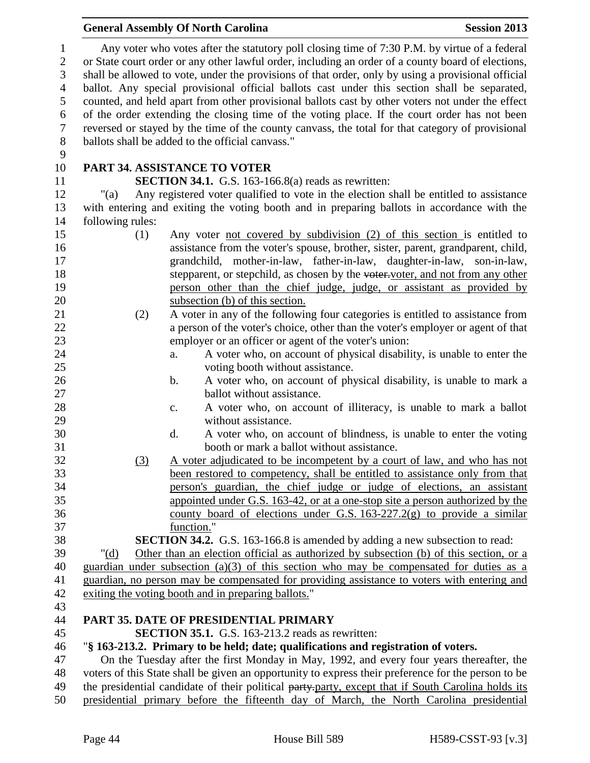Any voter who votes after the statutory poll closing time of 7:30 P.M. by virtue of a federal or State court order or any other lawful order, including an order of a county board of elections, shall be allowed to vote, under the provisions of that order, only by using a provisional official ballot. Any special provisional official ballots cast under this section shall be separated, counted, and held apart from other provisional ballots cast by other voters not under the effect of the order extending the closing time of the voting place. If the court order has not been reversed or stayed by the time of the county canvass, the total for that category of provisional ballots shall be added to the official canvass."

## PART 34. ASSISTANCE TO VOTER

**SECTION 34.1.** G.S. 163-166.8(a) reads as rewritten:

"(a) Any registered voter qualified to vote in the election shall be entitled to assistance with entering and exiting the voting booth and in preparing ballots in accordance with the following rules:

(1) Any voter not covered by subdivision (2) of this section is entitled to assistance from the voter's spouse, brother, sister, parent, grandparent, child, grandchild, mother-in-law, father-in-law, daughter-in-law, son-in-law, stepparent, or stepchild, as chosen by the ~~voter.~~voter, and not from any other person other than the chief judge, judge, or assistant as provided by subsection (b) of this section.

(2) A voter in any of the following four categories is entitled to assistance from a person of the voter's choice, other than the voter's employer or agent of that employer or an officer or agent of the voter's union:

a. A voter who, on account of physical disability, is unable to enter the voting booth without assistance.

b. A voter who, on account of physical disability, is unable to mark a ballot without assistance.

c. A voter who, on account of illiteracy, is unable to mark a ballot without assistance.

d. A voter who, on account of blindness, is unable to enter the voting booth or mark a ballot without assistance.

(3) A voter adjudicated to be incompetent by a court of law, and who has not been restored to competency, shall be entitled to assistance only from that person's guardian, the chief judge or judge of elections, an assistant appointed under G.S. 163-42, or at a one-stop site a person authorized by the county board of elections under G.S. 163-227.2(g) to provide a similar function."

**SECTION 34.2.** G.S. 163-166.8 is amended by adding a new subsection to read:

"(d) Other than an election official as authorized by subsection (b) of this section, or a guardian under subsection (a)(3) of this section who may be compensated for duties as a guardian, no person may be compensated for providing assistance to voters with entering and exiting the voting booth and in preparing ballots."

## PART 35. DATE OF PRESIDENTIAL PRIMARY

**SECTION 35.1.** G.S. 163-213.2 reads as rewritten:

"**§ 163-213.2. Primary to be held; date; qualifications and registration of voters.**

On the Tuesday after the first Monday in May, 1992, and every four years thereafter, the voters of this State shall be given an opportunity to express their preference for the person to be the presidential candidate of their political ~~party.~~party, except that if South Carolina holds its presidential primary before the fifteenth day of March, the North Carolina presidential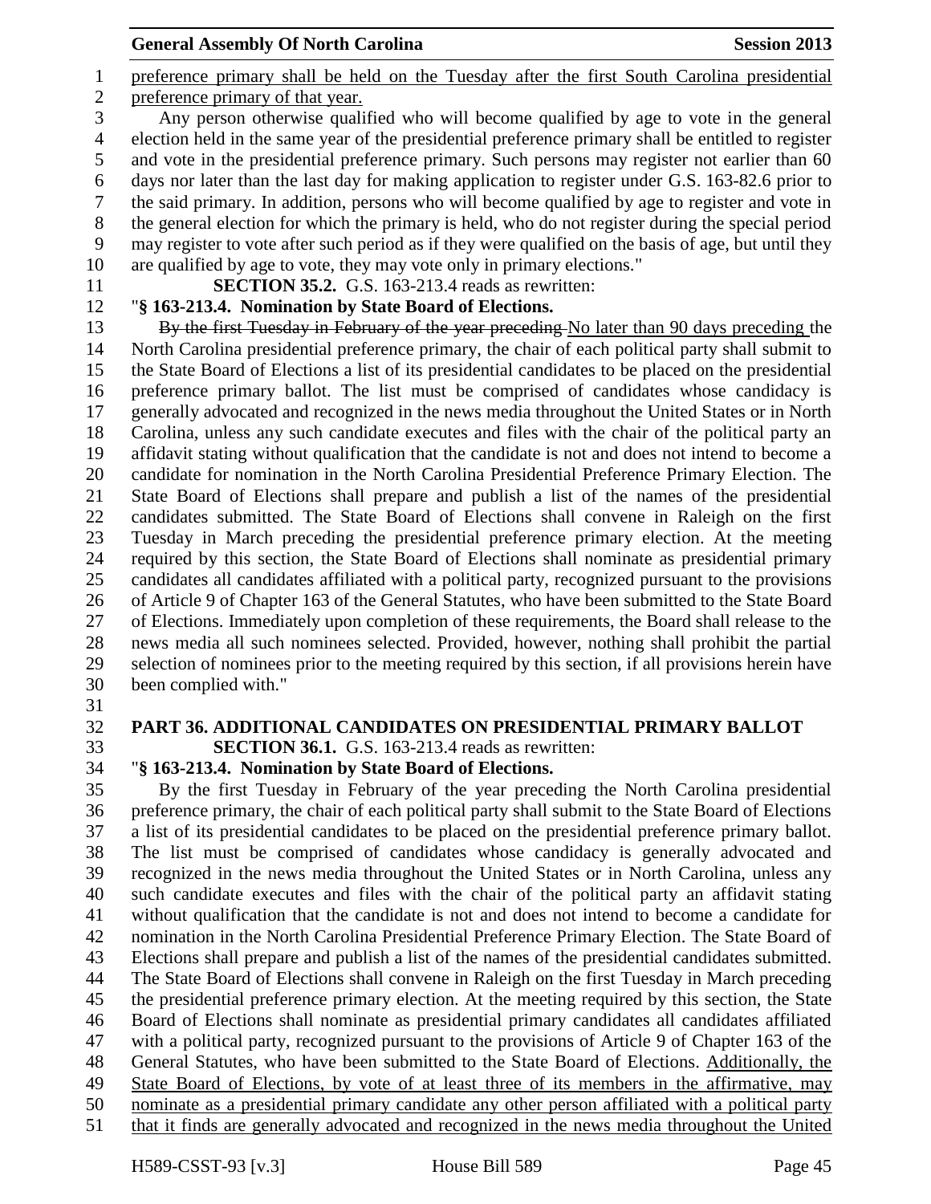preference primary shall be held on the Tuesday after the first South Carolina presidential preference primary of that year.

Any person otherwise qualified who will become qualified by age to vote in the general election held in the same year of the presidential preference primary shall be entitled to register and vote in the presidential preference primary. Such persons may register not earlier than 60 days nor later than the last day for making application to register under G.S. 163-82.6 prior to the said primary. In addition, persons who will become qualified by age to register and vote in the general election for which the primary is held, who do not register during the special period may register to vote after such period as if they were qualified on the basis of age, but until they are qualified by age to vote, they may vote only in primary elections."

**SECTION 35.2.** G.S. 163-213.4 reads as rewritten:

"**§ 163-213.4. Nomination by State Board of Elections.**

~~By the first Tuesday in February of the year preceding~~ No later than 90 days preceding the North Carolina presidential preference primary, the chair of each political party shall submit to the State Board of Elections a list of its presidential candidates to be placed on the presidential preference primary ballot. The list must be comprised of candidates whose candidacy is generally advocated and recognized in the news media throughout the United States or in North Carolina, unless any such candidate executes and files with the chair of the political party an affidavit stating without qualification that the candidate is not and does not intend to become a candidate for nomination in the North Carolina Presidential Preference Primary Election. The State Board of Elections shall prepare and publish a list of the names of the presidential candidates submitted. The State Board of Elections shall convene in Raleigh on the first Tuesday in March preceding the presidential preference primary election. At the meeting required by this section, the State Board of Elections shall nominate as presidential primary candidates all candidates affiliated with a political party, recognized pursuant to the provisions of Article 9 of Chapter 163 of the General Statutes, who have been submitted to the State Board of Elections. Immediately upon completion of these requirements, the Board shall release to the news media all such nominees selected. Provided, however, nothing shall prohibit the partial selection of nominees prior to the meeting required by this section, if all provisions herein have been complied with."

## PART 36. ADDITIONAL CANDIDATES ON PRESIDENTIAL PRIMARY BALLOT

**SECTION 36.1.** G.S. 163-213.4 reads as rewritten:

"**§ 163-213.4. Nomination by State Board of Elections.**

By the first Tuesday in February of the year preceding the North Carolina presidential preference primary, the chair of each political party shall submit to the State Board of Elections a list of its presidential candidates to be placed on the presidential preference primary ballot. The list must be comprised of candidates whose candidacy is generally advocated and recognized in the news media throughout the United States or in North Carolina, unless any such candidate executes and files with the chair of the political party an affidavit stating without qualification that the candidate is not and does not intend to become a candidate for nomination in the North Carolina Presidential Preference Primary Election. The State Board of Elections shall prepare and publish a list of the names of the presidential candidates submitted. The State Board of Elections shall convene in Raleigh on the first Tuesday in March preceding the presidential preference primary election. At the meeting required by this section, the State Board of Elections shall nominate as presidential primary candidates all candidates affiliated with a political party, recognized pursuant to the provisions of Article 9 of Chapter 163 of the General Statutes, who have been submitted to the State Board of Elections. <u>Additionally, the State Board of Elections, by vote of at least three of its members in the affirmative, may nominate as a presidential primary candidate any other person affiliated with a political party that it finds are generally advocated and recognized in the news media throughout the United</u>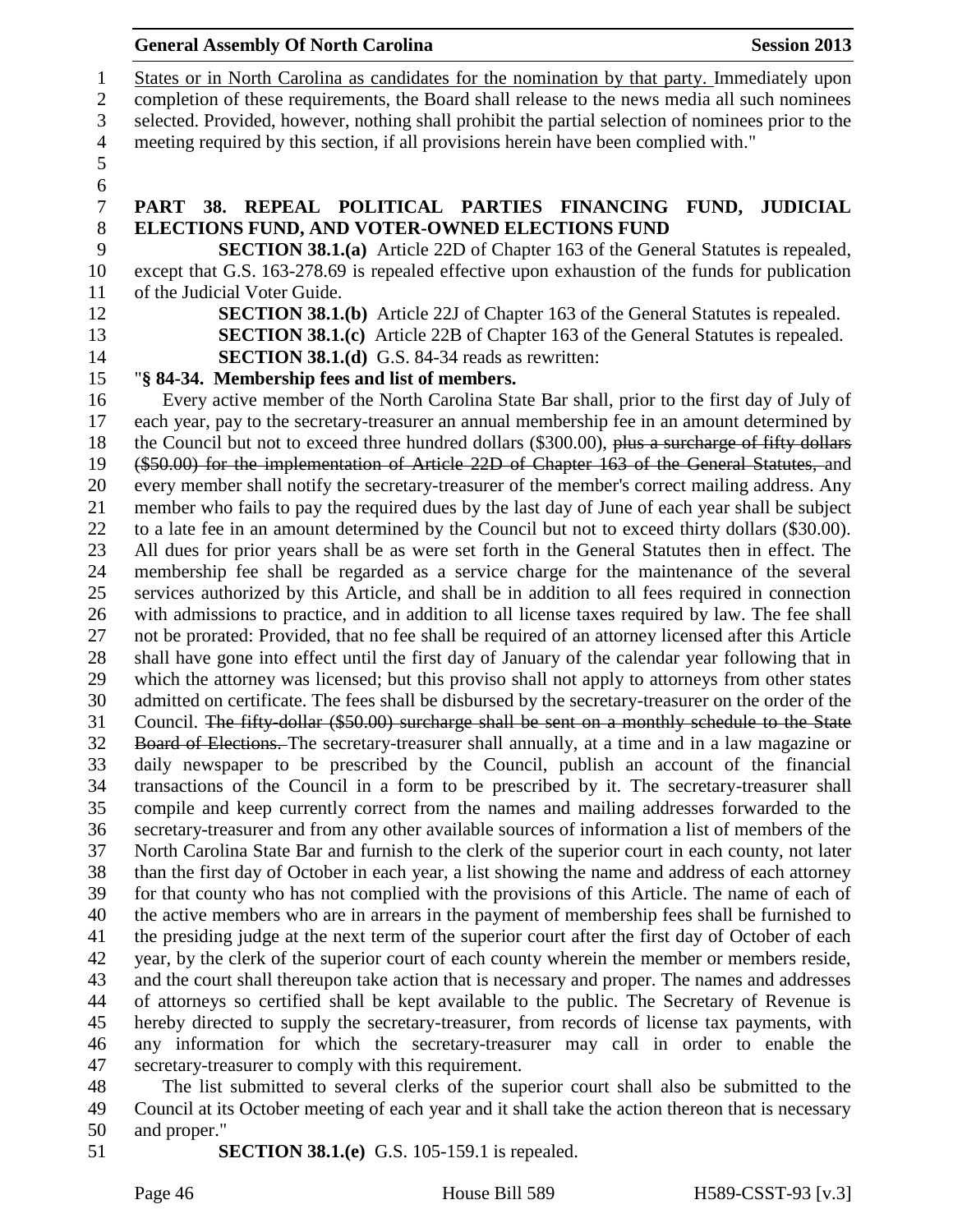States or in North Carolina as candidates for the nomination by that party. Immediately upon completion of these requirements, the Board shall release to the news media all such nominees selected. Provided, however, nothing shall prohibit the partial selection of nominees prior to the meeting required by this section, if all provisions herein have been complied with."

## PART 38. REPEAL POLITICAL PARTIES FINANCING FUND, JUDICIAL ELECTIONS FUND, AND VOTER-OWNED ELECTIONS FUND

**SECTION 38.1.(a)** Article 22D of Chapter 163 of the General Statutes is repealed, except that G.S. 163-278.69 is repealed effective upon exhaustion of the funds for publication of the Judicial Voter Guide.

**SECTION 38.1.(b)** Article 22J of Chapter 163 of the General Statutes is repealed.

**SECTION 38.1.(c)** Article 22B of Chapter 163 of the General Statutes is repealed.

**SECTION 38.1.(d)** G.S. 84-34 reads as rewritten:

"**§ 84-34. Membership fees and list of members.**

Every active member of the North Carolina State Bar shall, prior to the first day of July of each year, pay to the secretary-treasurer an annual membership fee in an amount determined by the Council but not to exceed three hundred dollars ($300.00), ~~plus a surcharge of fifty dollars ($50.00) for the implementation of Article 22D of Chapter 163 of the General Statutes,~~ and every member shall notify the secretary-treasurer of the member's correct mailing address. Any member who fails to pay the required dues by the last day of June of each year shall be subject to a late fee in an amount determined by the Council but not to exceed thirty dollars ($30.00). All dues for prior years shall be as were set forth in the General Statutes then in effect. The membership fee shall be regarded as a service charge for the maintenance of the several services authorized by this Article, and shall be in addition to all fees required in connection with admissions to practice, and in addition to all license taxes required by law. The fee shall not be prorated: Provided, that no fee shall be required of an attorney licensed after this Article shall have gone into effect until the first day of January of the calendar year following that in which the attorney was licensed; but this proviso shall not apply to attorneys from other states admitted on certificate. The fees shall be disbursed by the secretary-treasurer on the order of the Council. ~~The fifty-dollar ($50.00) surcharge shall be sent on a monthly schedule to the State Board of Elections.~~ The secretary-treasurer shall annually, at a time and in a law magazine or daily newspaper to be prescribed by the Council, publish an account of the financial transactions of the Council in a form to be prescribed by it. The secretary-treasurer shall compile and keep currently correct from the names and mailing addresses forwarded to the secretary-treasurer and from any other available sources of information a list of members of the North Carolina State Bar and furnish to the clerk of the superior court in each county, not later than the first day of October in each year, a list showing the name and address of each attorney for that county who has not complied with the provisions of this Article. The name of each of the active members who are in arrears in the payment of membership fees shall be furnished to the presiding judge at the next term of the superior court after the first day of October of each year, by the clerk of the superior court of each county wherein the member or members reside, and the court shall thereupon take action that is necessary and proper. The names and addresses of attorneys so certified shall be kept available to the public. The Secretary of Revenue is hereby directed to supply the secretary-treasurer, from records of license tax payments, with any information for which the secretary-treasurer may call in order to enable the secretary-treasurer to comply with this requirement.

The list submitted to several clerks of the superior court shall also be submitted to the Council at its October meeting of each year and it shall take the action thereon that is necessary and proper."

**SECTION 38.1.(e)** G.S. 105-159.1 is repealed.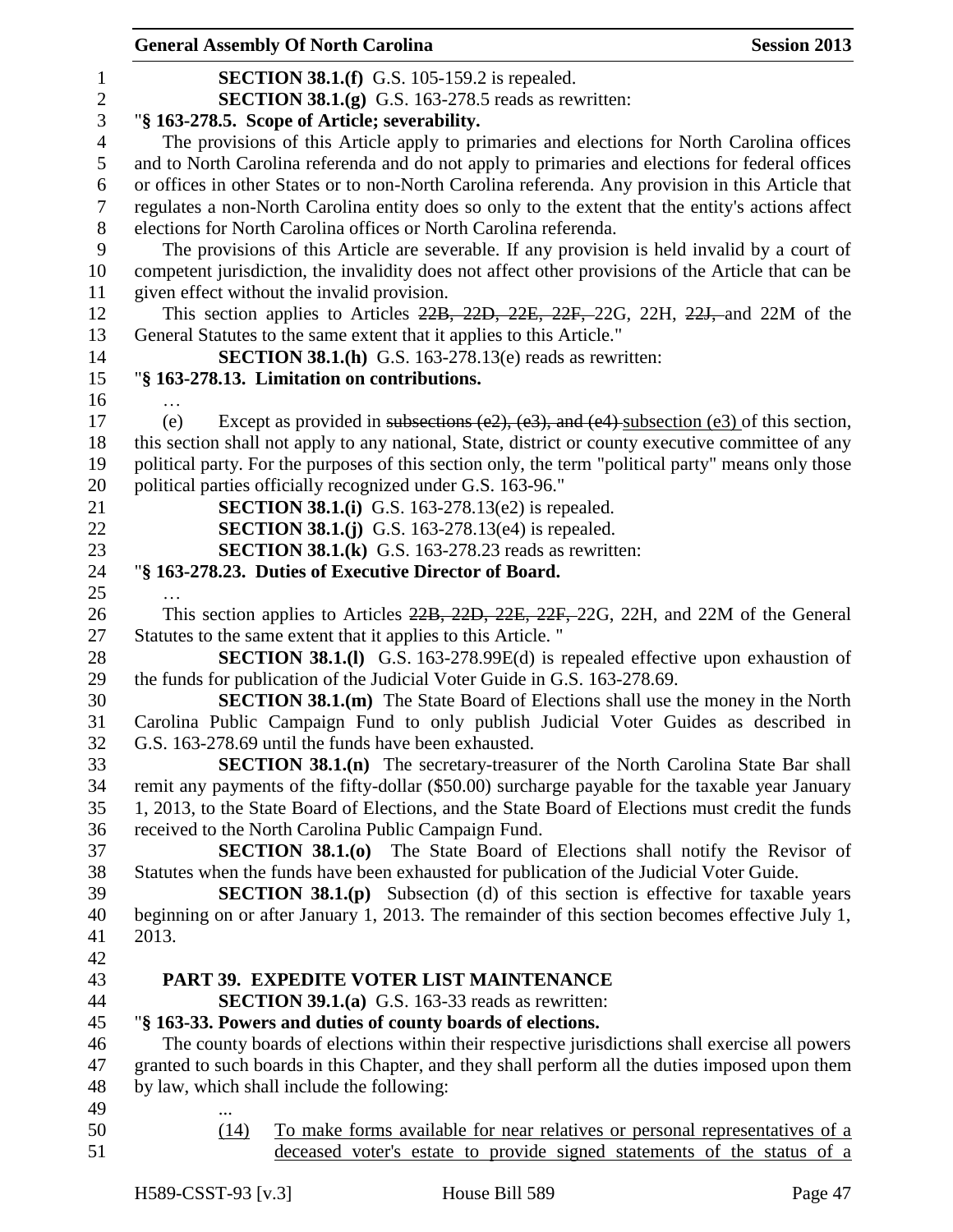**SECTION 38.1.(f)** G.S. 105-159.2 is repealed.

**SECTION 38.1.(g)** G.S. 163-278.5 reads as rewritten:

"**§ 163-278.5. Scope of Article; severability.**

The provisions of this Article apply to primaries and elections for North Carolina offices and to North Carolina referenda and do not apply to primaries and elections for federal offices or offices in other States or to non-North Carolina referenda. Any provision in this Article that regulates a non-North Carolina entity does so only to the extent that the entity's actions affect elections for North Carolina offices or North Carolina referenda.

The provisions of this Article are severable. If any provision is held invalid by a court of competent jurisdiction, the invalidity does not affect other provisions of the Article that can be given effect without the invalid provision.

This section applies to Articles ~~22B, 22D, 22E, 22F,~~ 22G, 22H, ~~22J,~~ and 22M of the General Statutes to the same extent that it applies to this Article."

**SECTION 38.1.(h)** G.S. 163-278.13(e) reads as rewritten:

"**§ 163-278.13. Limitation on contributions.**

…

(e) Except as provided in ~~subsections (e2), (e3), and (e4)~~ subsection (e3) of this section, this section shall not apply to any national, State, district or county executive committee of any political party. For the purposes of this section only, the term "political party" means only those political parties officially recognized under G.S. 163-96."

**SECTION 38.1.(i)** G.S. 163-278.13(e2) is repealed.

**SECTION 38.1.(j)** G.S. 163-278.13(e4) is repealed.

**SECTION 38.1.(k)** G.S. 163-278.23 reads as rewritten:

"**§ 163-278.23. Duties of Executive Director of Board.**

…

This section applies to Articles ~~22B, 22D, 22E, 22F,~~ 22G, 22H, and 22M of the General Statutes to the same extent that it applies to this Article. "

**SECTION 38.1.(l)** G.S. 163-278.99E(d) is repealed effective upon exhaustion of the funds for publication of the Judicial Voter Guide in G.S. 163-278.69.

**SECTION 38.1.(m)** The State Board of Elections shall use the money in the North Carolina Public Campaign Fund to only publish Judicial Voter Guides as described in G.S. 163-278.69 until the funds have been exhausted.

**SECTION 38.1.(n)** The secretary-treasurer of the North Carolina State Bar shall remit any payments of the fifty-dollar ($50.00) surcharge payable for the taxable year January 1, 2013, to the State Board of Elections, and the State Board of Elections must credit the funds received to the North Carolina Public Campaign Fund.

**SECTION 38.1.(o)** The State Board of Elections shall notify the Revisor of Statutes when the funds have been exhausted for publication of the Judicial Voter Guide.

**SECTION 38.1.(p)** Subsection (d) of this section is effective for taxable years beginning on or after January 1, 2013. The remainder of this section becomes effective July 1, 2013.

## PART 39. EXPEDITE VOTER LIST MAINTENANCE

**SECTION 39.1.(a)** G.S. 163-33 reads as rewritten:

"**§ 163-33. Powers and duties of county boards of elections.**

The county boards of elections within their respective jurisdictions shall exercise all powers granted to such boards in this Chapter, and they shall perform all the duties imposed upon them by law, which shall include the following:

...

<u>(14)</u> <u>To make forms available for near relatives or personal representatives of a deceased voter's estate to provide signed statements of the status of a</u>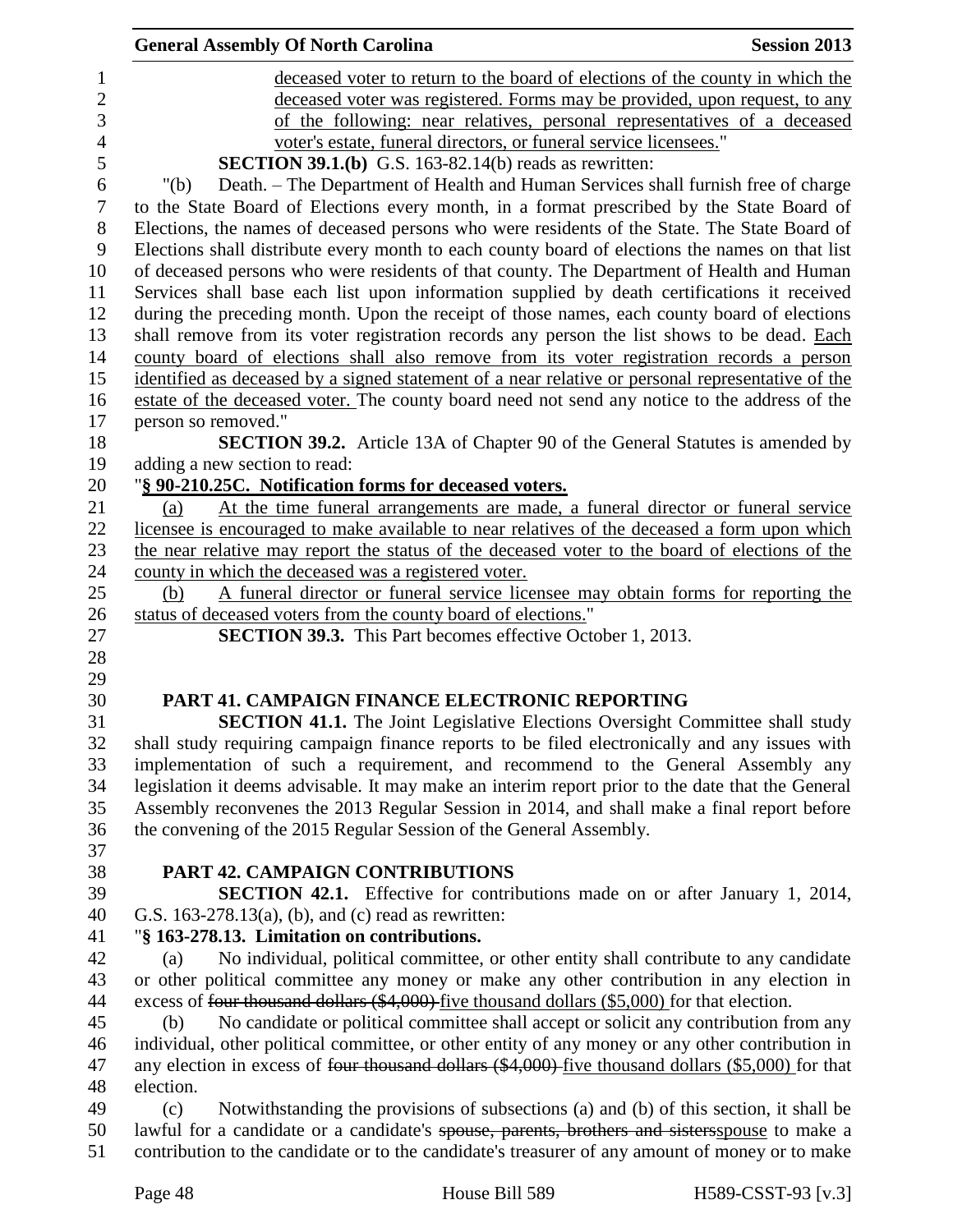deceased voter to return to the board of elections of the county in which the deceased voter was registered. Forms may be provided, upon request, to any of the following: near relatives, personal representatives of a deceased voter's estate, funeral directors, or funeral service licensees."

**SECTION 39.1.(b)** G.S. 163-82.14(b) reads as rewritten:

"(b) Death. – The Department of Health and Human Services shall furnish free of charge to the State Board of Elections every month, in a format prescribed by the State Board of Elections, the names of deceased persons who were residents of the State. The State Board of Elections shall distribute every month to each county board of elections the names on that list of deceased persons who were residents of that county. The Department of Health and Human Services shall base each list upon information supplied by death certifications it received during the preceding month. Upon the receipt of those names, each county board of elections shall remove from its voter registration records any person the list shows to be dead. Each county board of elections shall also remove from its voter registration records a person identified as deceased by a signed statement of a near relative or personal representative of the estate of the deceased voter. The county board need not send any notice to the address of the person so removed."

**SECTION 39.2.** Article 13A of Chapter 90 of the General Statutes is amended by adding a new section to read:

"**§ 90-210.25C. Notification forms for deceased voters.**

(a) At the time funeral arrangements are made, a funeral director or funeral service licensee is encouraged to make available to near relatives of the deceased a form upon which the near relative may report the status of the deceased voter to the board of elections of the county in which the deceased was a registered voter.

(b) A funeral director or funeral service licensee may obtain forms for reporting the status of deceased voters from the county board of elections."

**SECTION 39.3.** This Part becomes effective October 1, 2013.

## PART 41. CAMPAIGN FINANCE ELECTRONIC REPORTING

**SECTION 41.1.** The Joint Legislative Elections Oversight Committee shall study shall study requiring campaign finance reports to be filed electronically and any issues with implementation of such a requirement, and recommend to the General Assembly any legislation it deems advisable. It may make an interim report prior to the date that the General Assembly reconvenes the 2013 Regular Session in 2014, and shall make a final report before the convening of the 2015 Regular Session of the General Assembly.

## PART 42. CAMPAIGN CONTRIBUTIONS

**SECTION 42.1.** Effective for contributions made on or after January 1, 2014, G.S. 163-278.13(a), (b), and (c) read as rewritten:

"**§ 163-278.13. Limitation on contributions.**

(a) No individual, political committee, or other entity shall contribute to any candidate or other political committee any money or make any other contribution in any election in excess of ~~four thousand dollars ($4,000)~~ five thousand dollars ($5,000) for that election.

(b) No candidate or political committee shall accept or solicit any contribution from any individual, other political committee, or other entity of any money or any other contribution in any election in excess of ~~four thousand dollars ($4,000)~~ five thousand dollars ($5,000) for that election.

(c) Notwithstanding the provisions of subsections (a) and (b) of this section, it shall be lawful for a candidate or a candidate's ~~spouse, parents, brothers and sisters~~spouse to make a contribution to the candidate or to the candidate's treasurer of any amount of money or to make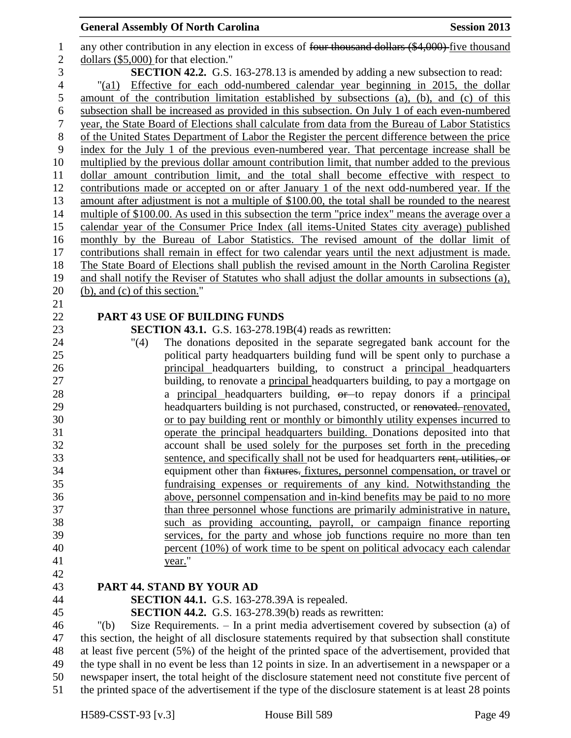any other contribution in any election in excess of ~~four thousand dollars ($4,000)~~ five thousand dollars ($5,000) for that election."

**SECTION 42.2.** G.S. 163-278.13 is amended by adding a new subsection to read:

"(a1) Effective for each odd-numbered calendar year beginning in 2015, the dollar amount of the contribution limitation established by subsections (a), (b), and (c) of this subsection shall be increased as provided in this subsection. On July 1 of each even-numbered year, the State Board of Elections shall calculate from data from the Bureau of Labor Statistics of the United States Department of Labor the Register the percent difference between the price index for the July 1 of the previous even-numbered year. That percentage increase shall be multiplied by the previous dollar amount contribution limit, that number added to the previous dollar amount contribution limit, and the total shall become effective with respect to contributions made or accepted on or after January 1 of the next odd-numbered year. If the amount after adjustment is not a multiple of $100.00, the total shall be rounded to the nearest multiple of $100.00. As used in this subsection the term "price index" means the average over a calendar year of the Consumer Price Index (all items-United States city average) published monthly by the Bureau of Labor Statistics. The revised amount of the dollar limit of contributions shall remain in effect for two calendar years until the next adjustment is made. The State Board of Elections shall publish the revised amount in the North Carolina Register and shall notify the Reviser of Statutes who shall adjust the dollar amounts in subsections (a), (b), and (c) of this section."

## PART 43 USE OF BUILDING FUNDS

**SECTION 43.1.** G.S. 163-278.19B(4) reads as rewritten:

"(4) The donations deposited in the separate segregated bank account for the political party headquarters building fund will be spent only to purchase a principal headquarters building, to construct a principal headquarters building, to renovate a principal headquarters building, to pay a mortgage on a principal headquarters building, ~~or~~ to repay donors if a principal headquarters building is not purchased, constructed, or ~~renovated.~~ renovated, or to pay building rent or monthly or bimonthly utility expenses incurred to operate the principal headquarters building. Donations deposited into that account shall be used solely for the purposes set forth in the preceding sentence, and specifically shall not be used for headquarters ~~rent, utilities, or~~ equipment other than ~~fixtures.~~ fixtures, personnel compensation, or travel or fundraising expenses or requirements of any kind. Notwithstanding the above, personnel compensation and in-kind benefits may be paid to no more than three personnel whose functions are primarily administrative in nature, such as providing accounting, payroll, or campaign finance reporting services, for the party and whose job functions require no more than ten percent (10%) of work time to be spent on political advocacy each calendar year."

## PART 44. STAND BY YOUR AD

**SECTION 44.1.** G.S. 163-278.39A is repealed.

**SECTION 44.2.** G.S. 163-278.39(b) reads as rewritten:

"(b) Size Requirements. – In a print media advertisement covered by subsection (a) of this section, the height of all disclosure statements required by that subsection shall constitute at least five percent (5%) of the height of the printed space of the advertisement, provided that the type shall in no event be less than 12 points in size. In an advertisement in a newspaper or a newspaper insert, the total height of the disclosure statement need not constitute five percent of the printed space of the advertisement if the type of the disclosure statement is at least 28 points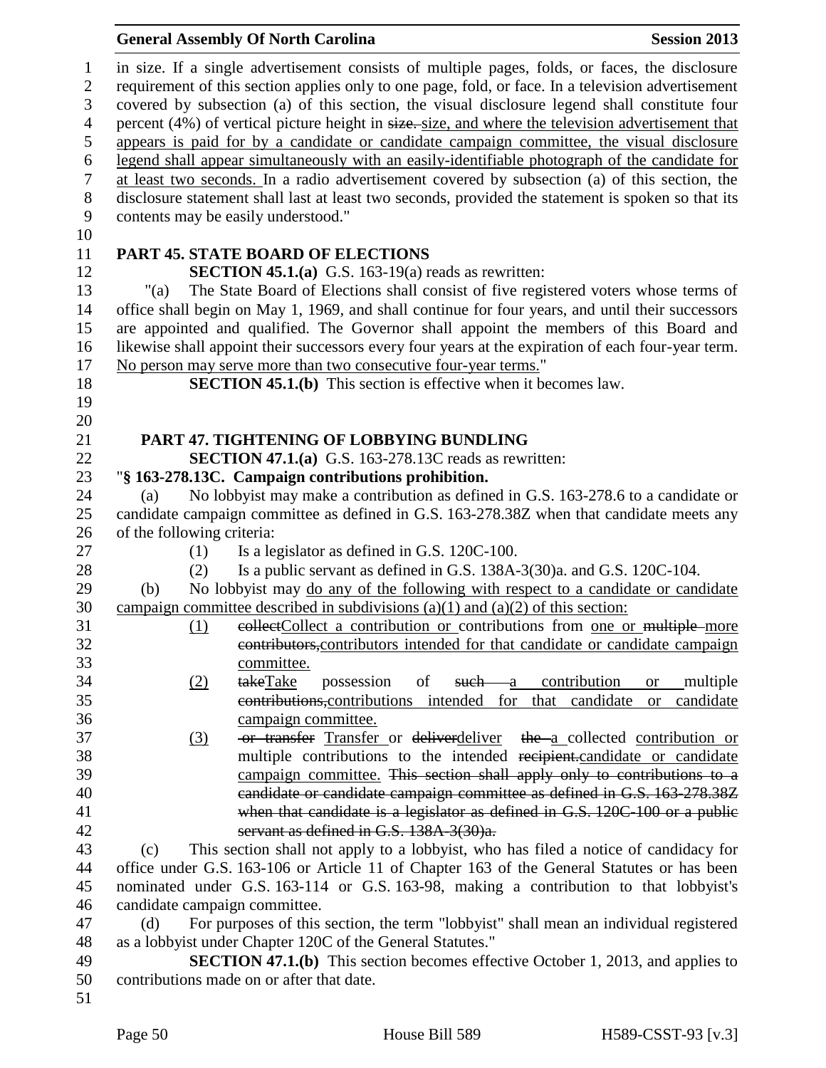in size. If a single advertisement consists of multiple pages, folds, or faces, the disclosure requirement of this section applies only to one page, fold, or face. In a television advertisement covered by subsection (a) of this section, the visual disclosure legend shall constitute four percent (4%) of vertical picture height in ~~size.~~ size, and where the television advertisement that appears is paid for by a candidate or candidate campaign committee, the visual disclosure legend shall appear simultaneously with an easily-identifiable photograph of the candidate for at least two seconds. In a radio advertisement covered by subsection (a) of this section, the disclosure statement shall last at least two seconds, provided the statement is spoken so that its contents may be easily understood."

**PART 45. STATE BOARD OF ELECTIONS**

**SECTION 45.1.(a)** G.S. 163-19(a) reads as rewritten:

"(a) The State Board of Elections shall consist of five registered voters whose terms of office shall begin on May 1, 1969, and shall continue for four years, and until their successors are appointed and qualified. The Governor shall appoint the members of this Board and likewise shall appoint their successors every four years at the expiration of each four-year term. No person may serve more than two consecutive four-year terms."

**SECTION 45.1.(b)** This section is effective when it becomes law.

**PART 47. TIGHTENING OF LOBBYING BUNDLING**

**SECTION 47.1.(a)** G.S. 163-278.13C reads as rewritten:

"**§ 163-278.13C. Campaign contributions prohibition.**

(a) No lobbyist may make a contribution as defined in G.S. 163-278.6 to a candidate or candidate campaign committee as defined in G.S. 163-278.38Z when that candidate meets any of the following criteria:

(1) Is a legislator as defined in G.S. 120C-100.

(2) Is a public servant as defined in G.S. 138A-3(30)a. and G.S. 120C-104.

(b) No lobbyist may do any of the following with respect to a candidate or candidate campaign committee described in subdivisions (a)(1) and (a)(2) of this section:

(1) ~~collect~~Collect a contribution or contributions from one or ~~multiple~~ more ~~contributors,~~contributors intended for that candidate or candidate campaign committee.

(2) ~~take~~Take possession of ~~such~~ a contribution or multiple ~~contributions,~~contributions intended for that candidate or candidate campaign committee.

(3) ~~or transfer~~ Transfer or ~~deliver~~deliver ~~the~~ a collected contribution or multiple contributions to the intended ~~recipient.~~candidate or candidate campaign committee. ~~This section shall apply only to contributions to a candidate or candidate campaign committee as defined in G.S. 163-278.38Z when that candidate is a legislator as defined in G.S. 120C-100 or a public servant as defined in G.S. 138A-3(30)a.~~

(c) This section shall not apply to a lobbyist, who has filed a notice of candidacy for office under G.S. 163-106 or Article 11 of Chapter 163 of the General Statutes or has been nominated under G.S. 163-114 or G.S. 163-98, making a contribution to that lobbyist's candidate campaign committee.

(d) For purposes of this section, the term "lobbyist" shall mean an individual registered as a lobbyist under Chapter 120C of the General Statutes."

**SECTION 47.1.(b)** This section becomes effective October 1, 2013, and applies to contributions made on or after that date.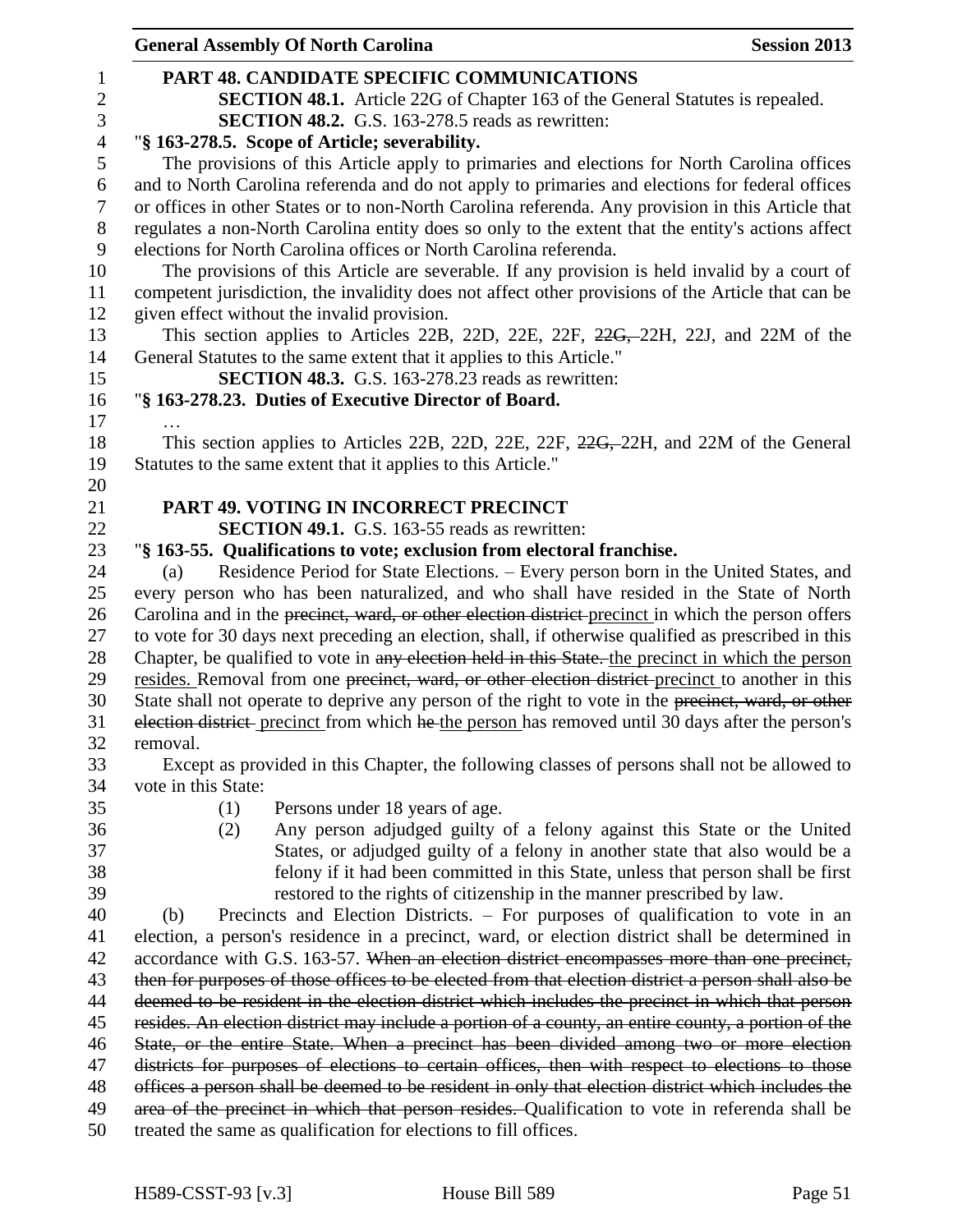**PART 48. CANDIDATE SPECIFIC COMMUNICATIONS**

**SECTION 48.1.** Article 22G of Chapter 163 of the General Statutes is repealed.

**SECTION 48.2.** G.S. 163-278.5 reads as rewritten:

"**§ 163-278.5. Scope of Article; severability.**

The provisions of this Article apply to primaries and elections for North Carolina offices and to North Carolina referenda and do not apply to primaries and elections for federal offices or offices in other States or to non-North Carolina referenda. Any provision in this Article that regulates a non-North Carolina entity does so only to the extent that the entity's actions affect elections for North Carolina offices or North Carolina referenda.

The provisions of this Article are severable. If any provision is held invalid by a court of competent jurisdiction, the invalidity does not affect other provisions of the Article that can be given effect without the invalid provision.

This section applies to Articles 22B, 22D, 22E, 22F, ~~22G,~~ 22H, 22J, and 22M of the General Statutes to the same extent that it applies to this Article."

**SECTION 48.3.** G.S. 163-278.23 reads as rewritten:

"**§ 163-278.23. Duties of Executive Director of Board.**

…

This section applies to Articles 22B, 22D, 22E, 22F, ~~22G,~~ 22H, and 22M of the General Statutes to the same extent that it applies to this Article."

**PART 49. VOTING IN INCORRECT PRECINCT**

**SECTION 49.1.** G.S. 163-55 reads as rewritten:

"**§ 163-55. Qualifications to vote; exclusion from electoral franchise.**

(a) Residence Period for State Elections. – Every person born in the United States, and every person who has been naturalized, and who shall have resided in the State of North Carolina and in the ~~precinct, ward, or other election district~~ precinct in which the person offers to vote for 30 days next preceding an election, shall, if otherwise qualified as prescribed in this Chapter, be qualified to vote in ~~any election held in this State.~~ the precinct in which the person resides. Removal from one ~~precinct, ward, or other election district~~ precinct to another in this State shall not operate to deprive any person of the right to vote in the ~~precinct, ward, or other election district~~ precinct from which ~~he~~ the person has removed until 30 days after the person's removal.

Except as provided in this Chapter, the following classes of persons shall not be allowed to vote in this State:

(1) Persons under 18 years of age.

(2) Any person adjudged guilty of a felony against this State or the United States, or adjudged guilty of a felony in another state that also would be a felony if it had been committed in this State, unless that person shall be first restored to the rights of citizenship in the manner prescribed by law.

(b) Precincts and Election Districts. – For purposes of qualification to vote in an election, a person's residence in a precinct, ward, or election district shall be determined in accordance with G.S. 163-57. ~~When an election district encompasses more than one precinct, then for purposes of those offices to be elected from that election district a person shall also be deemed to be resident in the election district which includes the precinct in which that person resides. An election district may include a portion of a county, an entire county, a portion of the State, or the entire State. When a precinct has been divided among two or more election districts for purposes of elections to certain offices, then with respect to elections to those offices a person shall be deemed to be resident in only that election district which includes the area of the precinct in which that person resides.~~ Qualification to vote in referenda shall be treated the same as qualification for elections to fill offices.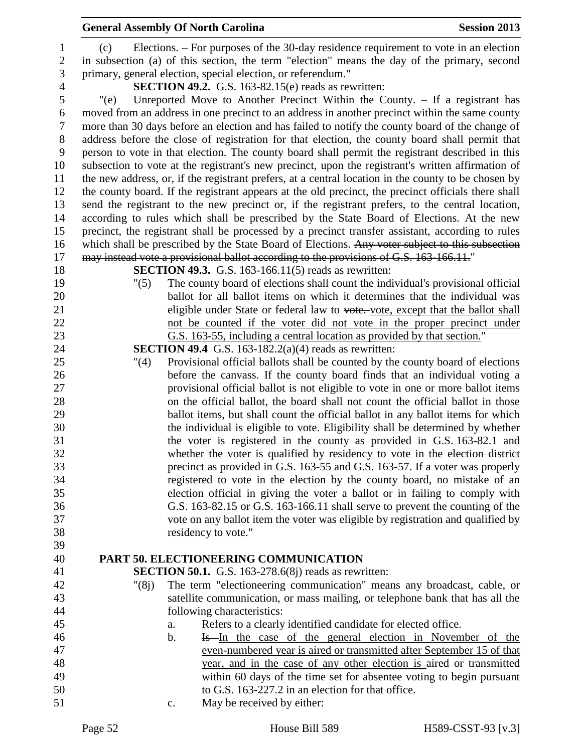(c) Elections. – For purposes of the 30-day residence requirement to vote in an election in subsection (a) of this section, the term "election" means the day of the primary, second primary, general election, special election, or referendum."

**SECTION 49.2.** G.S. 163-82.15(e) reads as rewritten:

"(e) Unreported Move to Another Precinct Within the County. – If a registrant has moved from an address in one precinct to an address in another precinct within the same county more than 30 days before an election and has failed to notify the county board of the change of address before the close of registration for that election, the county board shall permit that person to vote in that election. The county board shall permit the registrant described in this subsection to vote at the registrant's new precinct, upon the registrant's written affirmation of the new address, or, if the registrant prefers, at a central location in the county to be chosen by the county board. If the registrant appears at the old precinct, the precinct officials there shall send the registrant to the new precinct or, if the registrant prefers, to the central location, according to rules which shall be prescribed by the State Board of Elections. At the new precinct, the registrant shall be processed by a precinct transfer assistant, according to rules which shall be prescribed by the State Board of Elections. ~~Any voter subject to this subsection may instead vote a provisional ballot according to the provisions of G.S. 163-166.11.~~"

**SECTION 49.3.** G.S. 163-166.11(5) reads as rewritten:

"(5) The county board of elections shall count the individual's provisional official ballot for all ballot items on which it determines that the individual was eligible under State or federal law to ~~vote.~~ vote, except that the ballot shall not be counted if the voter did not vote in the proper precinct under G.S. 163-55, including a central location as provided by that section."

**SECTION 49.4** G.S. 163-182.2(a)(4) reads as rewritten:

"(4) Provisional official ballots shall be counted by the county board of elections before the canvass. If the county board finds that an individual voting a provisional official ballot is not eligible to vote in one or more ballot items on the official ballot, the board shall not count the official ballot in those ballot items, but shall count the official ballot in any ballot items for which the individual is eligible to vote. Eligibility shall be determined by whether the voter is registered in the county as provided in G.S. 163-82.1 and whether the voter is qualified by residency to vote in the ~~election district~~ precinct as provided in G.S. 163-55 and G.S. 163-57. If a voter was properly registered to vote in the election by the county board, no mistake of an election official in giving the voter a ballot or in failing to comply with G.S. 163-82.15 or G.S. 163-166.11 shall serve to prevent the counting of the vote on any ballot item the voter was eligible by registration and qualified by residency to vote."

## PART 50. ELECTIONEERING COMMUNICATION

**SECTION 50.1.** G.S. 163-278.6(8j) reads as rewritten:

"(8j) The term "electioneering communication" means any broadcast, cable, or satellite communication, or mass mailing, or telephone bank that has all the following characteristics:

a. Refers to a clearly identified candidate for elected office.

b. ~~Is~~ In the case of the general election in November of the even-numbered year is aired or transmitted after September 15 of that year, and in the case of any other election is aired or transmitted within 60 days of the time set for absentee voting to begin pursuant to G.S. 163-227.2 in an election for that office.

c. May be received by either: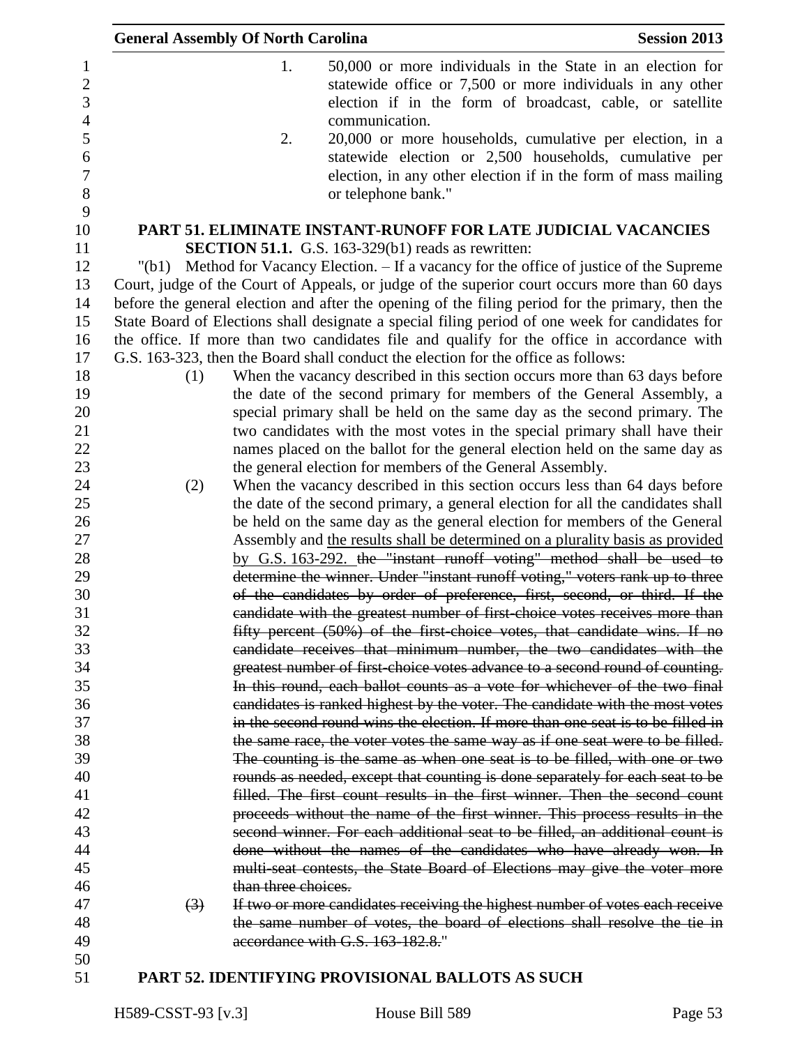1. 50,000 or more individuals in the State in an election for statewide office or 7,500 or more individuals in any other election if in the form of broadcast, cable, or satellite communication.

2. 20,000 or more households, cumulative per election, in a statewide election or 2,500 households, cumulative per election, in any other election if in the form of mass mailing or telephone bank."

**PART 51. ELIMINATE INSTANT-RUNOFF FOR LATE JUDICIAL VACANCIES**

**SECTION 51.1.** G.S. 163-329(b1) reads as rewritten:

"(b1) Method for Vacancy Election. – If a vacancy for the office of justice of the Supreme Court, judge of the Court of Appeals, or judge of the superior court occurs more than 60 days before the general election and after the opening of the filing period for the primary, then the State Board of Elections shall designate a special filing period of one week for candidates for the office. If more than two candidates file and qualify for the office in accordance with G.S. 163-323, then the Board shall conduct the election for the office as follows:

(1) When the vacancy described in this section occurs more than 63 days before the date of the second primary for members of the General Assembly, a special primary shall be held on the same day as the second primary. The two candidates with the most votes in the special primary shall have their names placed on the ballot for the general election held on the same day as the general election for members of the General Assembly.

(2) When the vacancy described in this section occurs less than 64 days before the date of the second primary, a general election for all the candidates shall be held on the same day as the general election for members of the General Assembly and <u>the results shall be determined on a plurality basis as provided by G.S. 163-292.</u> ~~the "instant runoff voting" method shall be used to determine the winner. Under "instant runoff voting," voters rank up to three of the candidates by order of preference, first, second, or third. If the candidate with the greatest number of first-choice votes receives more than fifty percent (50%) of the first-choice votes, that candidate wins. If no candidate receives that minimum number, the two candidates with the greatest number of first-choice votes advance to a second round of counting. In this round, each ballot counts as a vote for whichever of the two final candidates is ranked highest by the voter. The candidate with the most votes in the second round wins the election. If more than one seat is to be filled in the same race, the voter votes the same way as if one seat were to be filled. The counting is the same as when one seat is to be filled, with one or two rounds as needed, except that counting is done separately for each seat to be filled. The first count results in the first winner. Then the second count proceeds without the name of the first winner. This process results in the second winner. For each additional seat to be filled, an additional count is done without the names of the candidates who have already won. In multi-seat contests, the State Board of Elections may give the voter more than three choices.~~

~~(3) If two or more candidates receiving the highest number of votes each receive the same number of votes, the board of elections shall resolve the tie in accordance with G.S. 163-182.8.~~"

**PART 52. IDENTIFYING PROVISIONAL BALLOTS AS SUCH**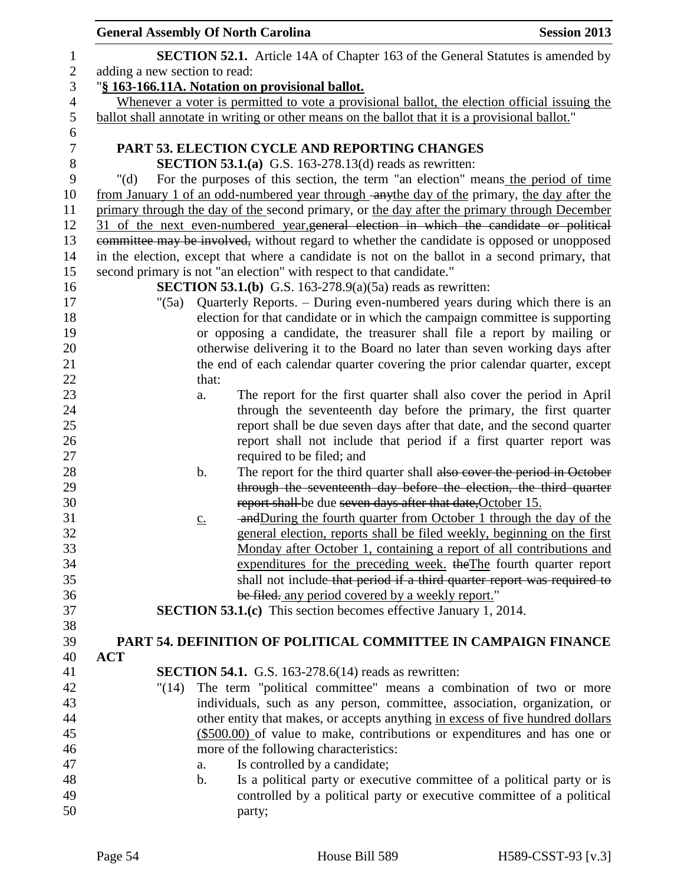**SECTION 52.1.** Article 14A of Chapter 163 of the General Statutes is amended by adding a new section to read:

"**§ 163-166.11A. Notation on provisional ballot.**

Whenever a voter is permitted to vote a provisional ballot, the election official issuing the ballot shall annotate in writing or other means on the ballot that it is a provisional ballot."

## PART 53. ELECTION CYCLE AND REPORTING CHANGES

**SECTION 53.1.(a)** G.S. 163-278.13(d) reads as rewritten:

"(d) For the purposes of this section, the term "an election" means the period of time from January 1 of an odd-numbered year through ~~any~~the day of the primary, the day after the primary through the day of the second primary, or the day after the primary through December 31 of the next even-numbered year,~~general election in which the candidate or political committee may be involved,~~ without regard to whether the candidate is opposed or unopposed in the election, except that where a candidate is not on the ballot in a second primary, that second primary is not "an election" with respect to that candidate."

**SECTION 53.1.(b)** G.S. 163-278.9(a)(5a) reads as rewritten:

"(5a) Quarterly Reports. – During even-numbered years during which there is an election for that candidate or in which the campaign committee is supporting or opposing a candidate, the treasurer shall file a report by mailing or otherwise delivering it to the Board no later than seven working days after the end of each calendar quarter covering the prior calendar quarter, except that:

a. The report for the first quarter shall also cover the period in April through the seventeenth day before the primary, the first quarter report shall be due seven days after that date, and the second quarter report shall not include that period if a first quarter report was required to be filed; and

b. The report for the third quarter shall ~~also cover the period in October through the seventeenth day before the election, the third quarter report shall~~ be due ~~seven days after that date,~~October 15.

c. ~~and~~During the fourth quarter from October 1 through the day of the general election, reports shall be filed weekly, beginning on the first Monday after October 1, containing a report of all contributions and expenditures for the preceding week. ~~the~~The fourth quarter report shall not include ~~that period if a third quarter report was required to be filed.~~ any period covered by a weekly report."

**SECTION 53.1.(c)** This section becomes effective January 1, 2014.

## PART 54. DEFINITION OF POLITICAL COMMITTEE IN CAMPAIGN FINANCE ACT

**SECTION 54.1.** G.S. 163-278.6(14) reads as rewritten:

"(14) The term "political committee" means a combination of two or more individuals, such as any person, committee, association, organization, or other entity that makes, or accepts anything in excess of five hundred dollars ($500.00) of value to make, contributions or expenditures and has one or more of the following characteristics:

a. Is controlled by a candidate;

b. Is a political party or executive committee of a political party or is controlled by a political party or executive committee of a political party;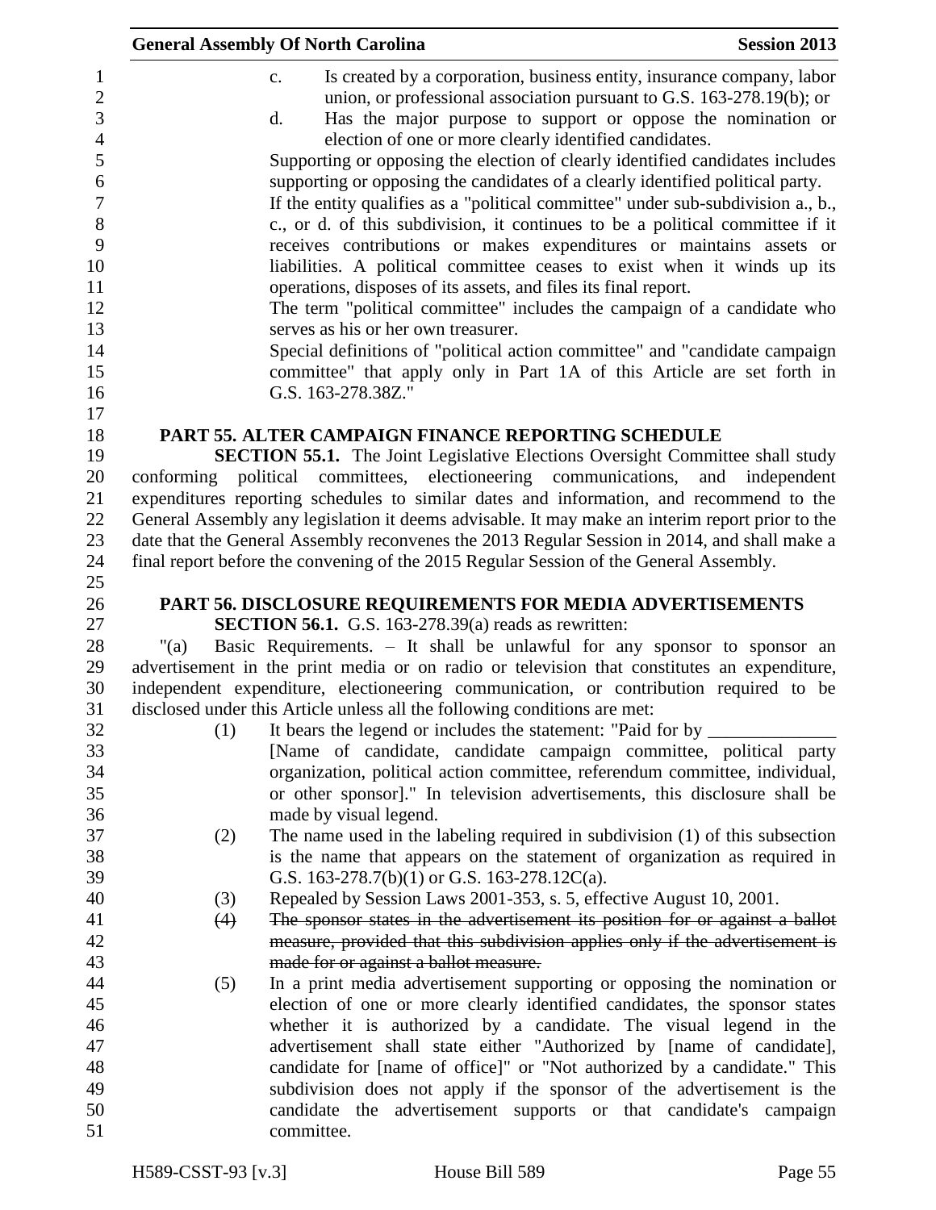c. Is created by a corporation, business entity, insurance company, labor union, or professional association pursuant to G.S. 163-278.19(b); or

d. Has the major purpose to support or oppose the nomination or election of one or more clearly identified candidates.

Supporting or opposing the election of clearly identified candidates includes supporting or opposing the candidates of a clearly identified political party.

If the entity qualifies as a "political committee" under sub-subdivision a., b., c., or d. of this subdivision, it continues to be a political committee if it receives contributions or makes expenditures or maintains assets or liabilities. A political committee ceases to exist when it winds up its operations, disposes of its assets, and files its final report.

The term "political committee" includes the campaign of a candidate who serves as his or her own treasurer.

Special definitions of "political action committee" and "candidate campaign committee" that apply only in Part 1A of this Article are set forth in G.S. 163-278.38Z."

## PART 55. ALTER CAMPAIGN FINANCE REPORTING SCHEDULE

**SECTION 55.1.** The Joint Legislative Elections Oversight Committee shall study conforming political committees, electioneering communications, and independent expenditures reporting schedules to similar dates and information, and recommend to the General Assembly any legislation it deems advisable. It may make an interim report prior to the date that the General Assembly reconvenes the 2013 Regular Session in 2014, and shall make a final report before the convening of the 2015 Regular Session of the General Assembly.

## PART 56. DISCLOSURE REQUIREMENTS FOR MEDIA ADVERTISEMENTS

**SECTION 56.1.** G.S. 163-278.39(a) reads as rewritten:

"(a) Basic Requirements. – It shall be unlawful for any sponsor to sponsor an advertisement in the print media or on radio or television that constitutes an expenditure, independent expenditure, electioneering communication, or contribution required to be disclosed under this Article unless all the following conditions are met:

(1) It bears the legend or includes the statement: "Paid for by _______________ [Name of candidate, candidate campaign committee, political party organization, political action committee, referendum committee, individual, or other sponsor]." In television advertisements, this disclosure shall be made by visual legend.

(2) The name used in the labeling required in subdivision (1) of this subsection is the name that appears on the statement of organization as required in G.S. 163-278.7(b)(1) or G.S. 163-278.12C(a).

(3) Repealed by Session Laws 2001-353, s. 5, effective August 10, 2001.

~~(4) The sponsor states in the advertisement its position for or against a ballot measure, provided that this subdivision applies only if the advertisement is made for or against a ballot measure.~~

(5) In a print media advertisement supporting or opposing the nomination or election of one or more clearly identified candidates, the sponsor states whether it is authorized by a candidate. The visual legend in the advertisement shall state either "Authorized by [name of candidate], candidate for [name of office]" or "Not authorized by a candidate." This subdivision does not apply if the sponsor of the advertisement is the candidate the advertisement supports or that candidate's campaign committee.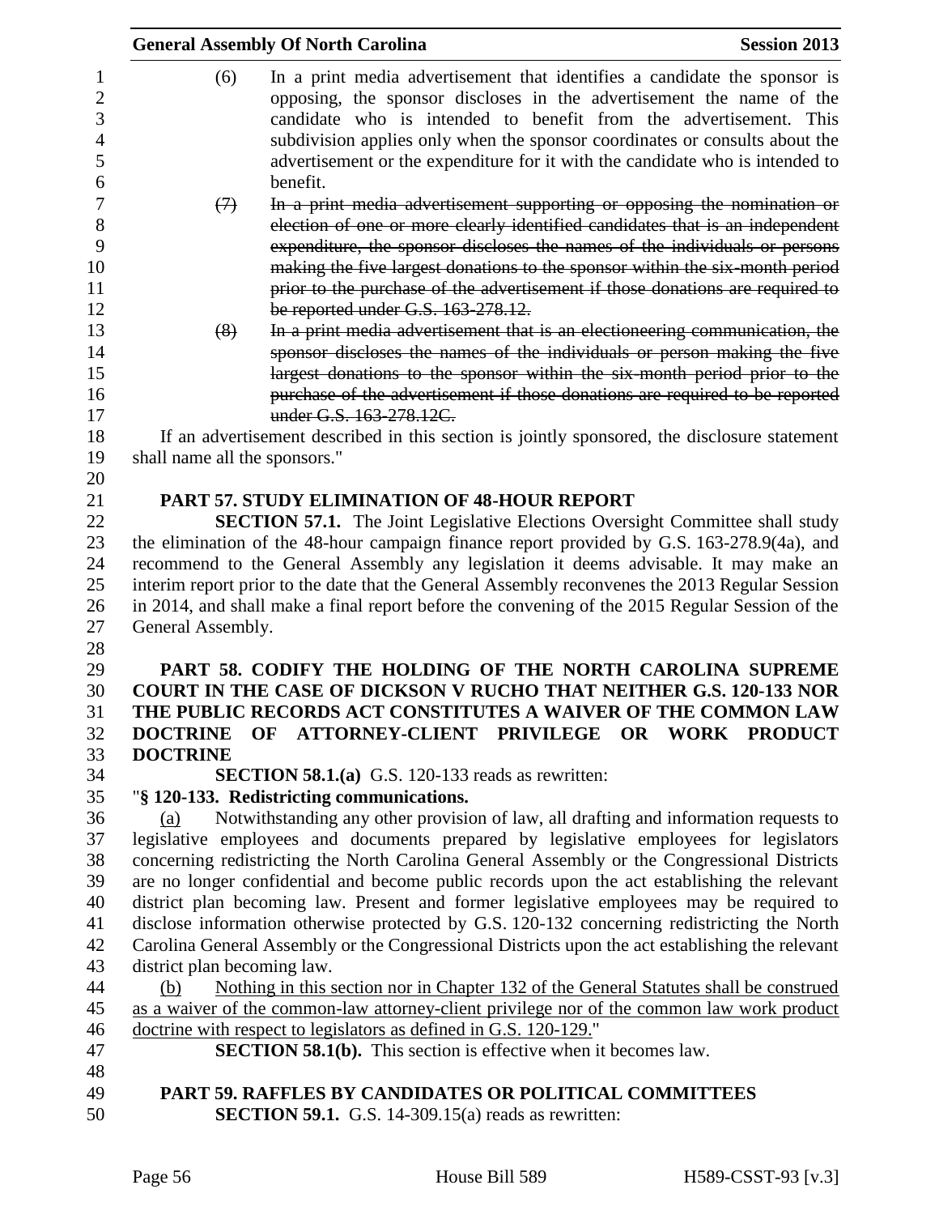(6) In a print media advertisement that identifies a candidate the sponsor is opposing, the sponsor discloses in the advertisement the name of the candidate who is intended to benefit from the advertisement. This subdivision applies only when the sponsor coordinates or consults about the advertisement or the expenditure for it with the candidate who is intended to benefit.

~~(7) In a print media advertisement supporting or opposing the nomination or election of one or more clearly identified candidates that is an independent expenditure, the sponsor discloses the names of the individuals or persons making the five largest donations to the sponsor within the six-month period prior to the purchase of the advertisement if those donations are required to be reported under G.S. 163-278.12.~~

~~(8) In a print media advertisement that is an electioneering communication, the sponsor discloses the names of the individuals or person making the five largest donations to the sponsor within the six-month period prior to the purchase of the advertisement if those donations are required to be reported under G.S. 163-278.12C.~~

If an advertisement described in this section is jointly sponsored, the disclosure statement shall name all the sponsors."

## PART 57. STUDY ELIMINATION OF 48-HOUR REPORT

**SECTION 57.1.** The Joint Legislative Elections Oversight Committee shall study the elimination of the 48-hour campaign finance report provided by G.S. 163-278.9(4a), and recommend to the General Assembly any legislation it deems advisable. It may make an interim report prior to the date that the General Assembly reconvenes the 2013 Regular Session in 2014, and shall make a final report before the convening of the 2015 Regular Session of the General Assembly.

## PART 58. CODIFY THE HOLDING OF THE NORTH CAROLINA SUPREME COURT IN THE CASE OF DICKSON V RUCHO THAT NEITHER G.S. 120-133 NOR THE PUBLIC RECORDS ACT CONSTITUTES A WAIVER OF THE COMMON LAW DOCTRINE OF ATTORNEY-CLIENT PRIVILEGE OR WORK PRODUCT DOCTRINE

**SECTION 58.1.(a)** G.S. 120-133 reads as rewritten:

"**§ 120-133. Redistricting communications.**

<u>(a)</u> Notwithstanding any other provision of law, all drafting and information requests to legislative employees and documents prepared by legislative employees for legislators concerning redistricting the North Carolina General Assembly or the Congressional Districts are no longer confidential and become public records upon the act establishing the relevant district plan becoming law. Present and former legislative employees may be required to disclose information otherwise protected by G.S. 120-132 concerning redistricting the North Carolina General Assembly or the Congressional Districts upon the act establishing the relevant district plan becoming law.

<u>(b) Nothing in this section nor in Chapter 132 of the General Statutes shall be construed as a waiver of the common-law attorney-client privilege nor of the common law work product doctrine with respect to legislators as defined in G.S. 120-129.</u>"

**SECTION 58.1(b).** This section is effective when it becomes law.

## PART 59. RAFFLES BY CANDIDATES OR POLITICAL COMMITTEES

**SECTION 59.1.** G.S. 14-309.15(a) reads as rewritten: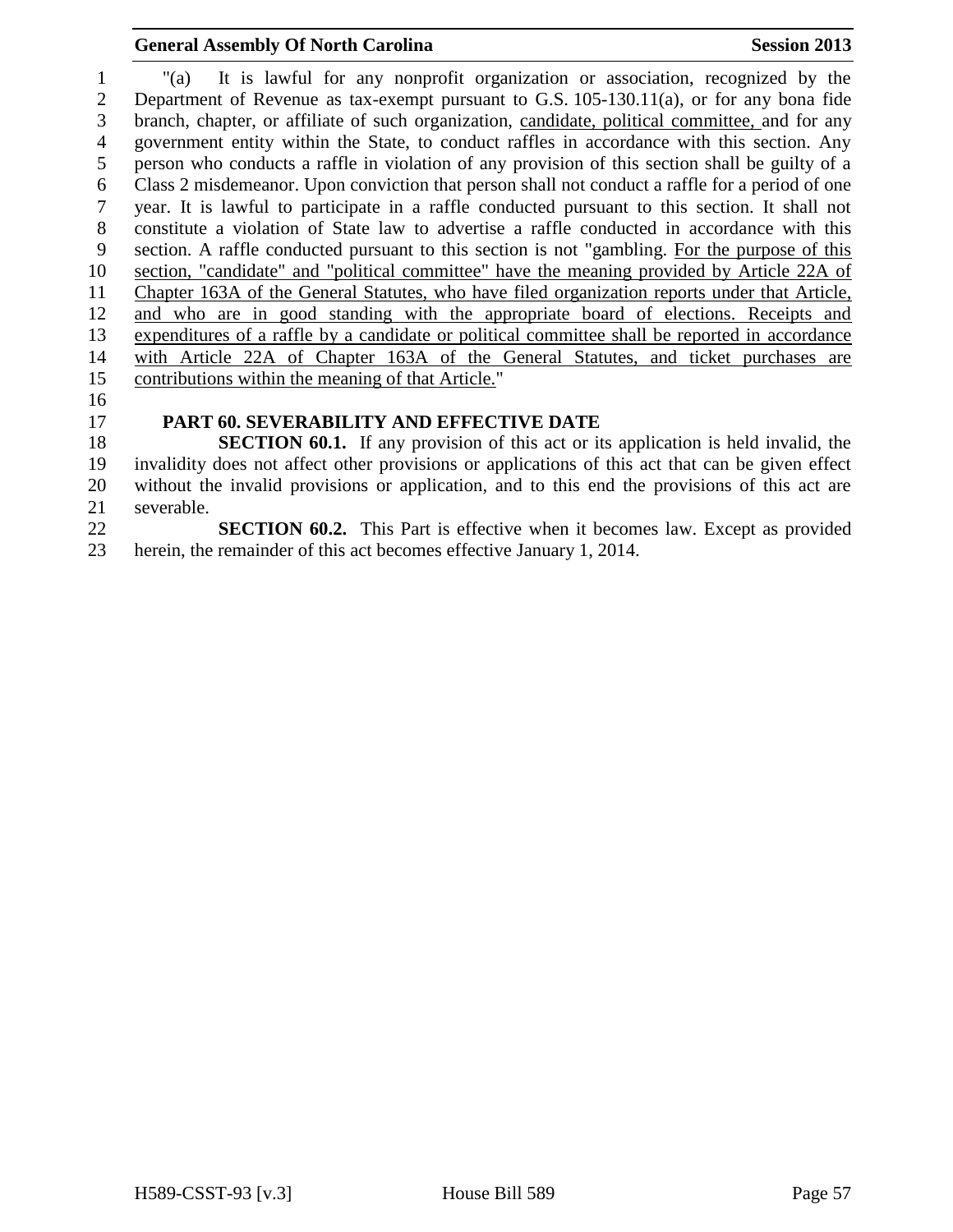"(a) It is lawful for any nonprofit organization or association, recognized by the Department of Revenue as tax-exempt pursuant to G.S. 105-130.11(a), or for any bona fide branch, chapter, or affiliate of such organization, candidate, political committee, and for any government entity within the State, to conduct raffles in accordance with this section. Any person who conducts a raffle in violation of any provision of this section shall be guilty of a Class 2 misdemeanor. Upon conviction that person shall not conduct a raffle for a period of one year. It is lawful to participate in a raffle conducted pursuant to this section. It shall not constitute a violation of State law to advertise a raffle conducted in accordance with this section. A raffle conducted pursuant to this section is not "gambling. For the purpose of this section, "candidate" and "political committee" have the meaning provided by Article 22A of Chapter 163A of the General Statutes, who have filed organization reports under that Article, and who are in good standing with the appropriate board of elections. Receipts and expenditures of a raffle by a candidate or political committee shall be reported in accordance with Article 22A of Chapter 163A of the General Statutes, and ticket purchases are contributions within the meaning of that Article."

**PART 60. SEVERABILITY AND EFFECTIVE DATE**

**SECTION 60.1.** If any provision of this act or its application is held invalid, the invalidity does not affect other provisions or applications of this act that can be given effect without the invalid provisions or application, and to this end the provisions of this act are severable.

**SECTION 60.2.** This Part is effective when it becomes law. Except as provided herein, the remainder of this act becomes effective January 1, 2014.